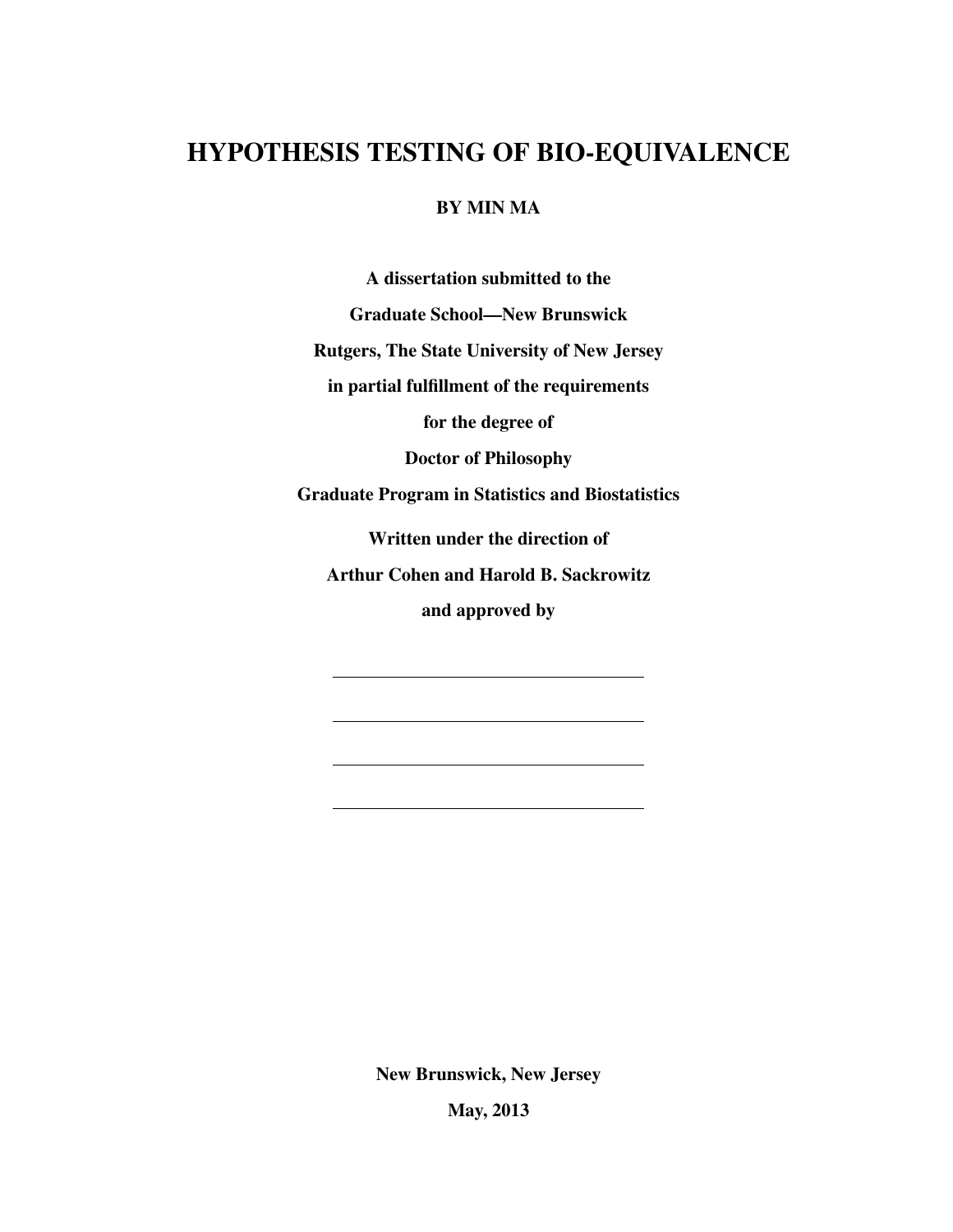# HYPOTHESIS TESTING OF BIO-EQUIVALENCE

**BY MIN MA**

**A dissertation submitted to the**

**Graduate School—New Brunswick**

**Rutgers, The State University of New Jersey**

**in partial fulfillment of the requirements**

**for the degree of**

**Doctor of Philosophy**

**Graduate Program in Statistics and Biostatistics**

**Written under the direction of**

**Arthur Cohen and Harold B. Sackrowitz**

**and approved by**

______________________________

______________________________

______________________________

______________________________

**New Brunswick, New Jersey**

**May, 2013**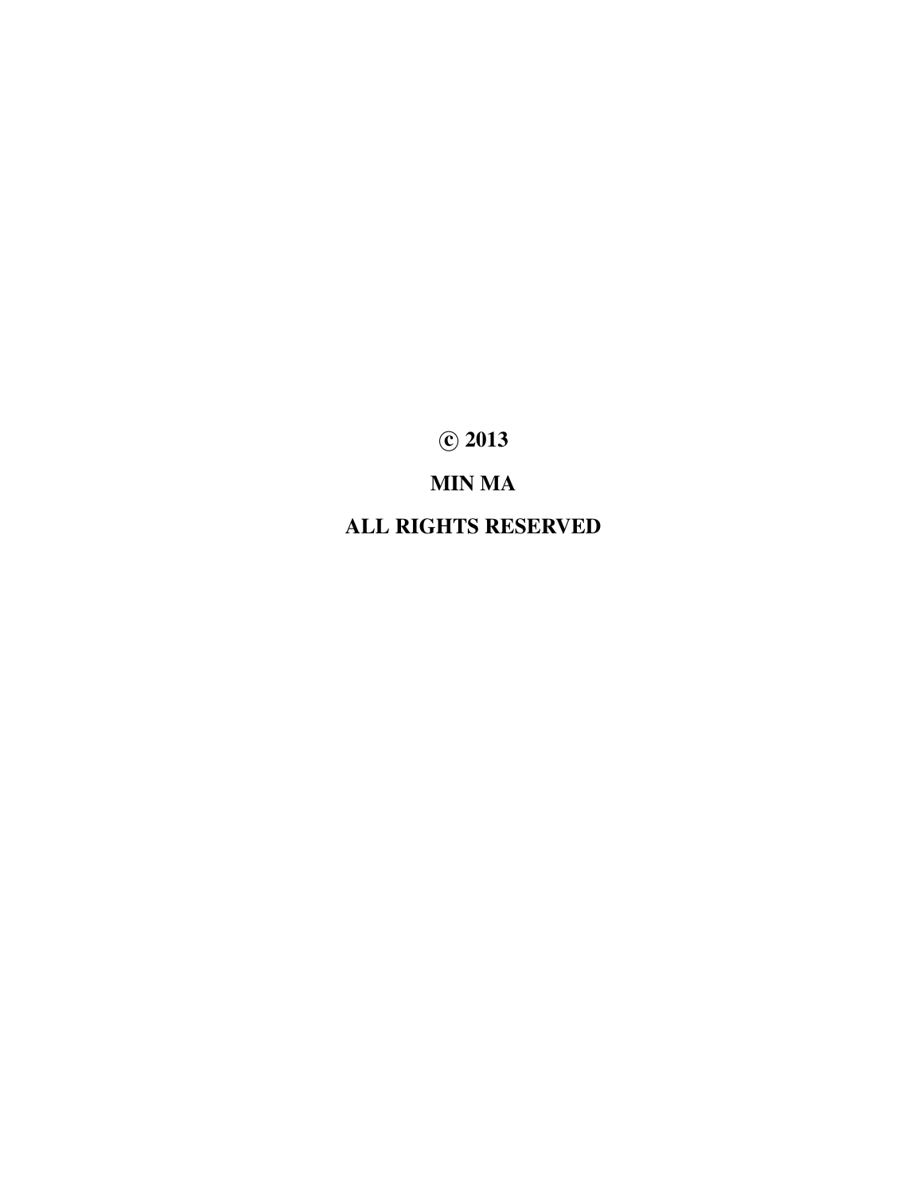**© 2013**

**MIN MA**

**ALL RIGHTS RESERVED**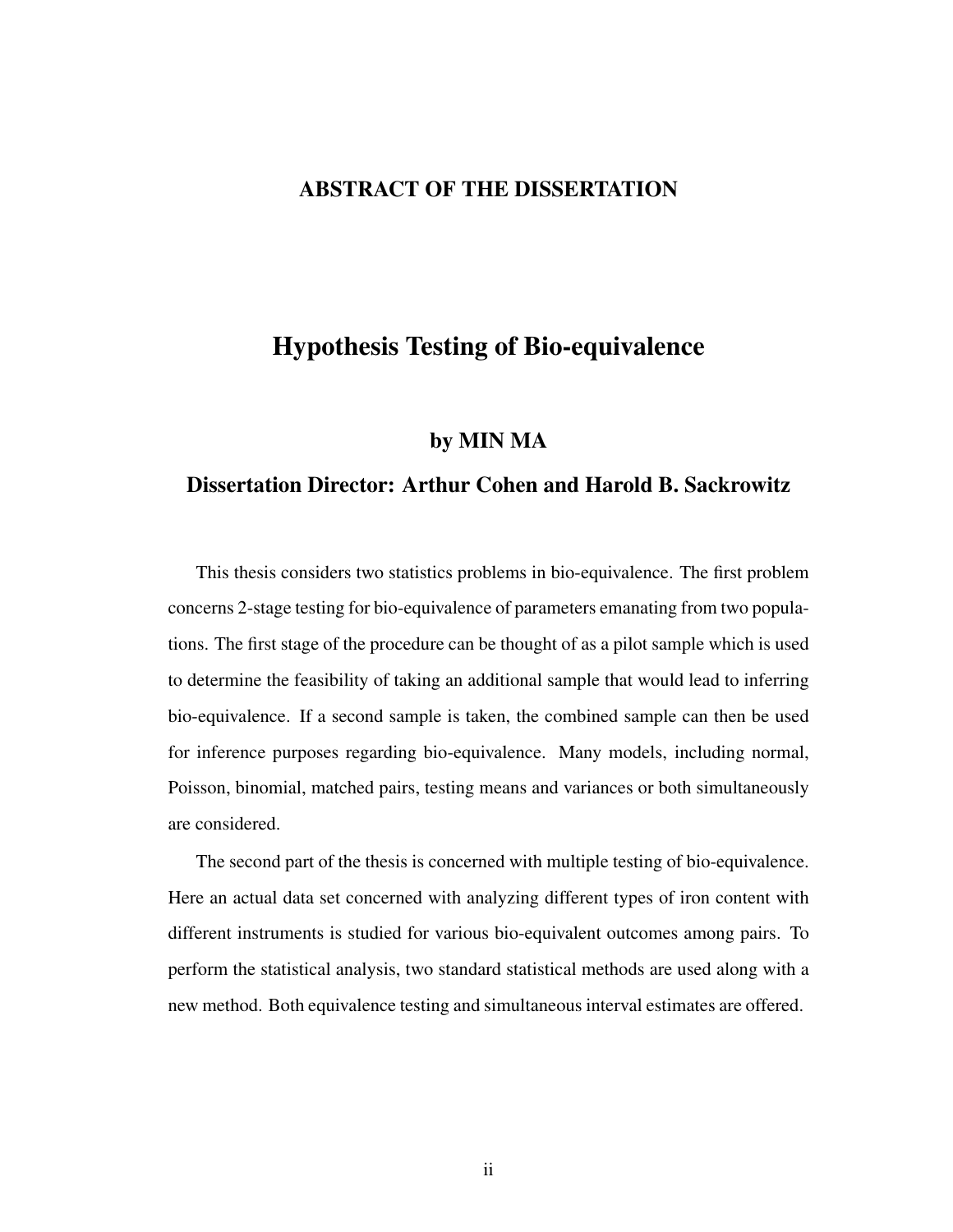## ABSTRACT OF THE DISSERTATION

# Hypothesis Testing of Bio-equivalence

### by MIN MA

### Dissertation Director: Arthur Cohen and Harold B. Sackrowitz

This thesis considers two statistics problems in bio-equivalence. The first problem concerns 2-stage testing for bio-equivalence of parameters emanating from two populations. The first stage of the procedure can be thought of as a pilot sample which is used to determine the feasibility of taking an additional sample that would lead to inferring bio-equivalence. If a second sample is taken, the combined sample can then be used for inference purposes regarding bio-equivalence. Many models, including normal, Poisson, binomial, matched pairs, testing means and variances or both simultaneously are considered.

The second part of the thesis is concerned with multiple testing of bio-equivalence. Here an actual data set concerned with analyzing different types of iron content with different instruments is studied for various bio-equivalent outcomes among pairs. To perform the statistical analysis, two standard statistical methods are used along with a new method. Both equivalence testing and simultaneous interval estimates are offered.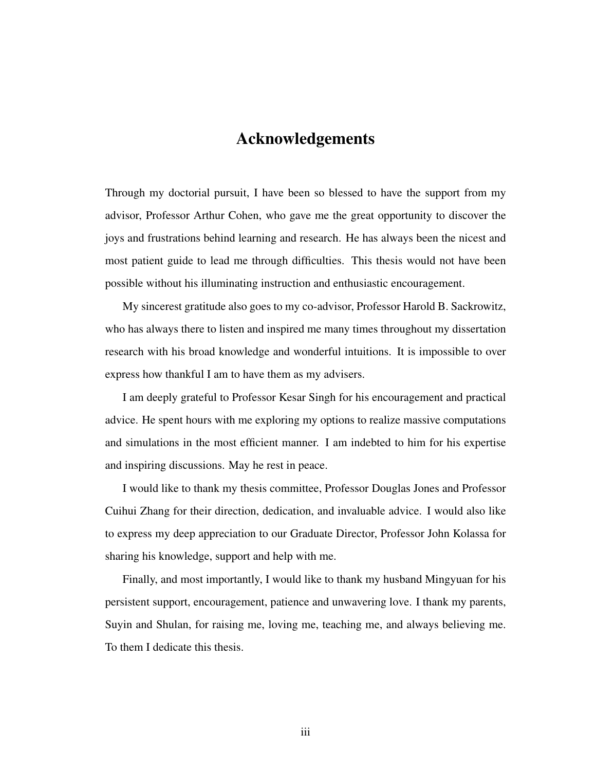# Acknowledgements

Through my doctorial pursuit, I have been so blessed to have the support from my advisor, Professor Arthur Cohen, who gave me the great opportunity to discover the joys and frustrations behind learning and research. He has always been the nicest and most patient guide to lead me through difficulties. This thesis would not have been possible without his illuminating instruction and enthusiastic encouragement.

My sincerest gratitude also goes to my co-advisor, Professor Harold B. Sackrowitz, who has always there to listen and inspired me many times throughout my dissertation research with his broad knowledge and wonderful intuitions. It is impossible to over express how thankful I am to have them as my advisers.

I am deeply grateful to Professor Kesar Singh for his encouragement and practical advice. He spent hours with me exploring my options to realize massive computations and simulations in the most efficient manner. I am indebted to him for his expertise and inspiring discussions. May he rest in peace.

I would like to thank my thesis committee, Professor Douglas Jones and Professor Cuihui Zhang for their direction, dedication, and invaluable advice. I would also like to express my deep appreciation to our Graduate Director, Professor John Kolassa for sharing his knowledge, support and help with me.

Finally, and most importantly, I would like to thank my husband Mingyuan for his persistent support, encouragement, patience and unwavering love. I thank my parents, Suyin and Shulan, for raising me, loving me, teaching me, and always believing me. To them I dedicate this thesis.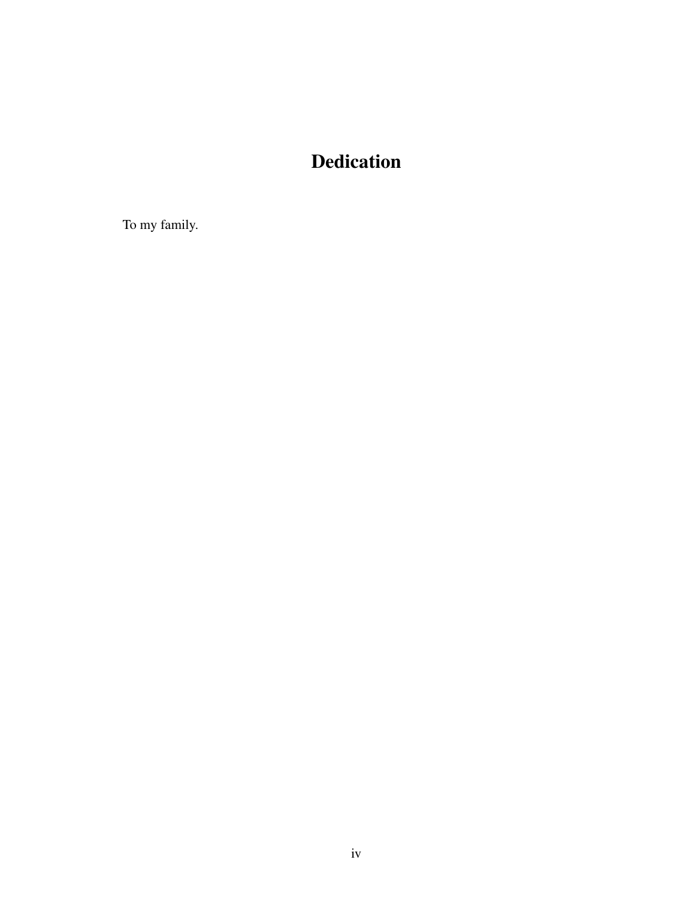# Dedication

To my family.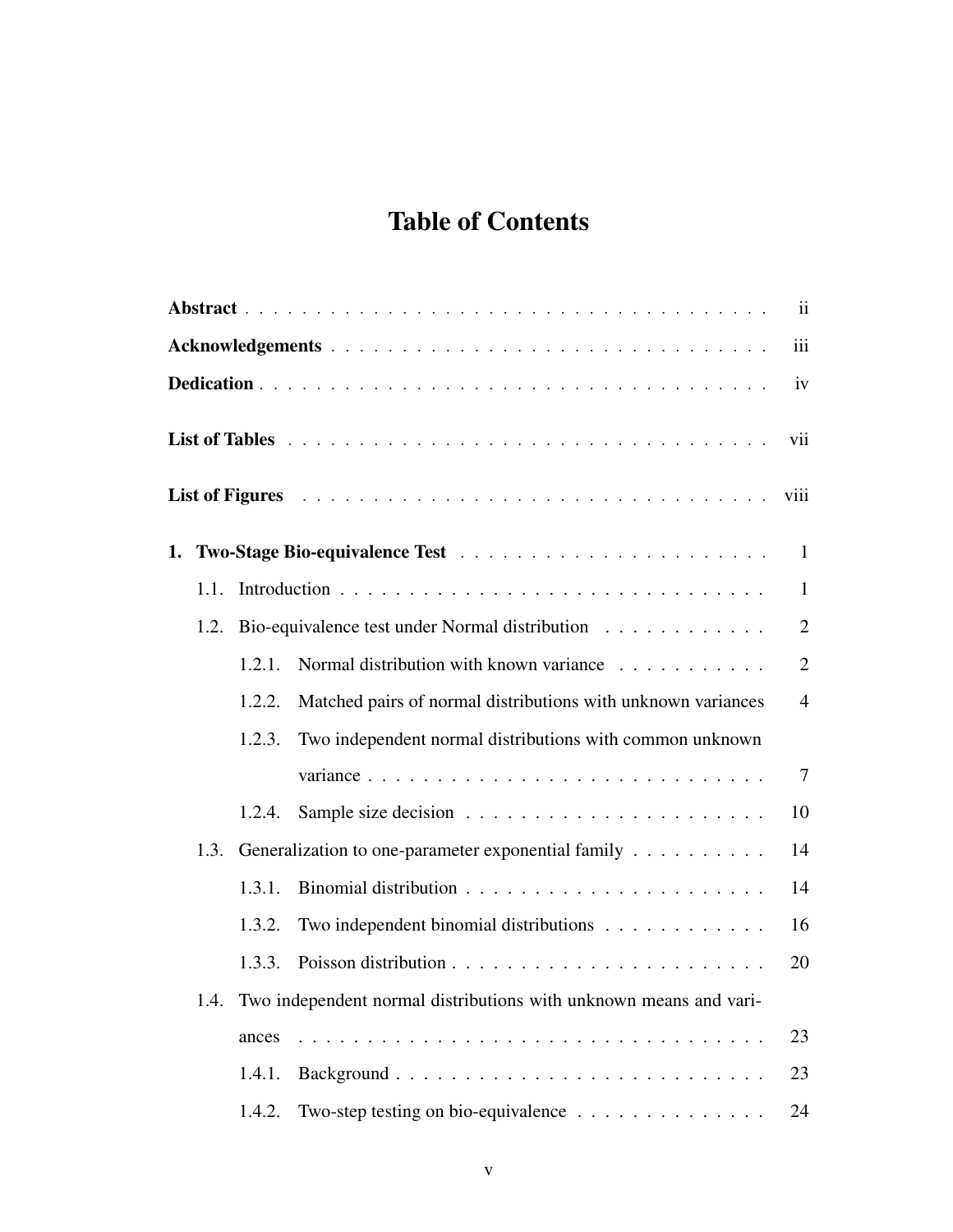# Table of Contents

**Abstract** . . . . . . . . . . . . . . . . . . . . . . . . . . . . . . . . . . . . . . ii

**Acknowledgements** . . . . . . . . . . . . . . . . . . . . . . . . . . . . . . . . iii

**Dedication** . . . . . . . . . . . . . . . . . . . . . . . . . . . . . . . . . . . . . iv

**List of Tables** . . . . . . . . . . . . . . . . . . . . . . . . . . . . . . . . . . . vii

**List of Figures** . . . . . . . . . . . . . . . . . . . . . . . . . . . . . . . . . viii

**1. Two-Stage Bio-equivalence Test** . . . . . . . . . . . . . . . . . . . . . . 1

- 1.1. Introduction . . . . . . . . . . . . . . . . . . . . . . . . . . . . . . . 1
- 1.2. Bio-equivalence test under Normal distribution . . . . . . . . . . . . 2
  - 1.2.1. Normal distribution with known variance . . . . . . . . . . . 2
  - 1.2.2. Matched pairs of normal distributions with unknown variances 4
  - 1.2.3. Two independent normal distributions with common unknown variance . . . . . . . . . . . . . . . . . . . . . . . . . . . . 7
  - 1.2.4. Sample size decision . . . . . . . . . . . . . . . . . . . . . 10
- 1.3. Generalization to one-parameter exponential family . . . . . . . . . . 14
  - 1.3.1. Binomial distribution . . . . . . . . . . . . . . . . . . . . . 14
  - 1.3.2. Two independent binomial distributions . . . . . . . . . . . . 16
  - 1.3.3. Poisson distribution . . . . . . . . . . . . . . . . . . . . . . 20
- 1.4. Two independent normal distributions with unknown means and variances . . . . . . . . . . . . . . . . . . . . . . . . . . . . . . . . . 23
  - 1.4.1. Background . . . . . . . . . . . . . . . . . . . . . . . . . . 23
  - 1.4.2. Two-step testing on bio-equivalence . . . . . . . . . . . . . . 24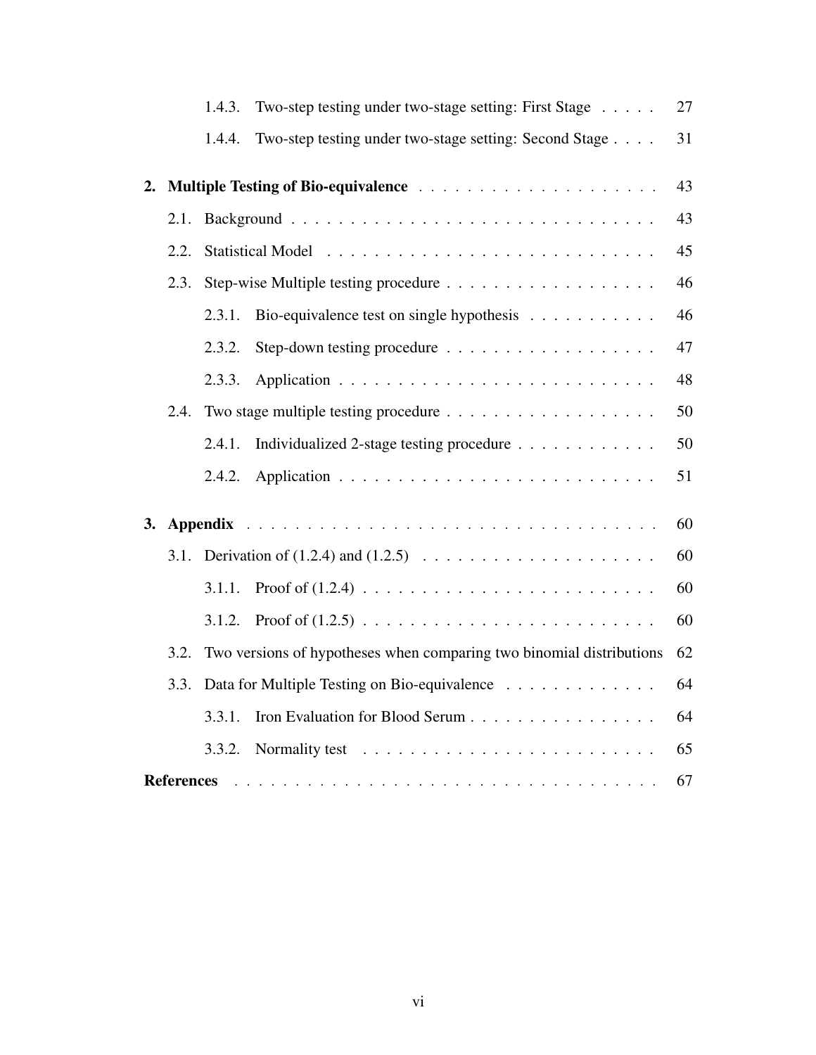1.4.3. Two-step testing under two-stage setting: First Stage . . . . . 27

1.4.4. Two-step testing under two-stage setting: Second Stage . . . . 31

**2. Multiple Testing of Bio-equivalence** . . . . . . . . . . . . . . . . . . . . 43

2.1. Background . . . . . . . . . . . . . . . . . . . . . . . . . . . . . . . . 43

2.2. Statistical Model . . . . . . . . . . . . . . . . . . . . . . . . . . . . . 45

2.3. Step-wise Multiple testing procedure . . . . . . . . . . . . . . . . . . 46

2.3.1. Bio-equivalence test on single hypothesis . . . . . . . . . . . 46

2.3.2. Step-down testing procedure . . . . . . . . . . . . . . . . . . 47

2.3.3. Application . . . . . . . . . . . . . . . . . . . . . . . . . . . 48

2.4. Two stage multiple testing procedure . . . . . . . . . . . . . . . . . . 50

2.4.1. Individualized 2-stage testing procedure . . . . . . . . . . . . 50

2.4.2. Application . . . . . . . . . . . . . . . . . . . . . . . . . . . 51

**3. Appendix** . . . . . . . . . . . . . . . . . . . . . . . . . . . . . . . . . . . 60

3.1. Derivation of (1.2.4) and (1.2.5) . . . . . . . . . . . . . . . . . . . . 60

3.1.1. Proof of (1.2.4) . . . . . . . . . . . . . . . . . . . . . . . . . 60

3.1.2. Proof of (1.2.5) . . . . . . . . . . . . . . . . . . . . . . . . . 60

3.2. Two versions of hypotheses when comparing two binomial distributions 62

3.3. Data for Multiple Testing on Bio-equivalence . . . . . . . . . . . . . 64

3.3.1. Iron Evaluation for Blood Serum . . . . . . . . . . . . . . . . 64

3.3.2. Normality test . . . . . . . . . . . . . . . . . . . . . . . . . 65

**References** . . . . . . . . . . . . . . . . . . . . . . . . . . . . . . . . . . . 67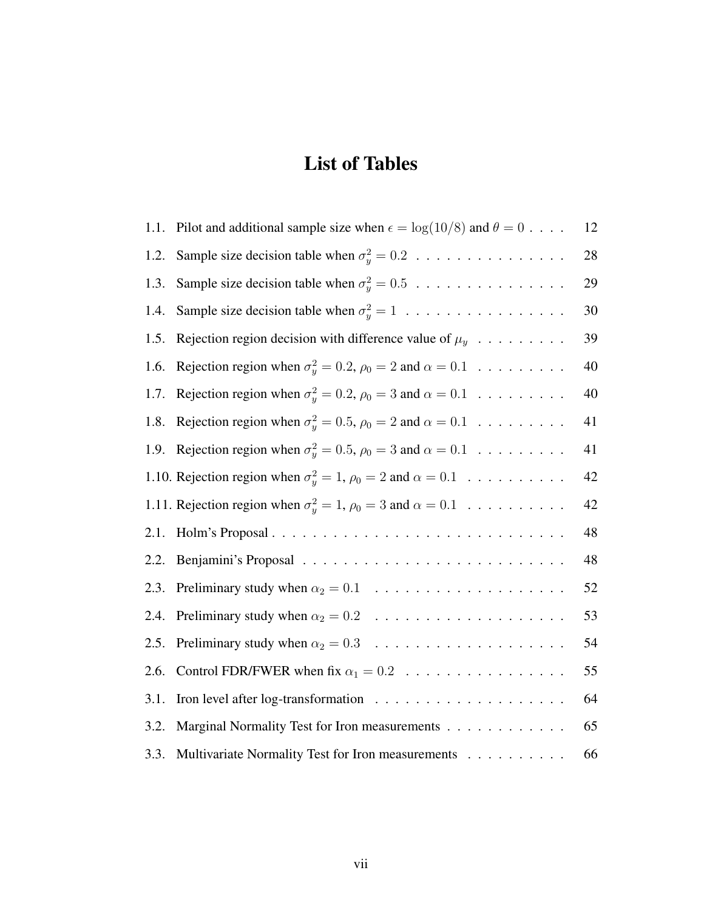# List of Tables

1.1. Pilot and additional sample size when $\epsilon = \log(10/8)$ and $\theta = 0$ . . . . 12

1.2. Sample size decision table when $\sigma_y^2 = 0.2$ . . . . . . . . . . . . . . . 28

1.3. Sample size decision table when $\sigma_y^2 = 0.5$ . . . . . . . . . . . . . . . 29

1.4. Sample size decision table when $\sigma_y^2 = 1$ . . . . . . . . . . . . . . . . 30

1.5. Rejection region decision with difference value of $\mu_y$ . . . . . . . . . 39

1.6. Rejection region when $\sigma_y^2 = 0.2$, $\rho_0 = 2$ and $\alpha = 0.1$ . . . . . . . . . 40

1.7. Rejection region when $\sigma_y^2 = 0.2$, $\rho_0 = 3$ and $\alpha = 0.1$ . . . . . . . . . 40

1.8. Rejection region when $\sigma_y^2 = 0.5$, $\rho_0 = 2$ and $\alpha = 0.1$ . . . . . . . . . 41

1.9. Rejection region when $\sigma_y^2 = 0.5$, $\rho_0 = 3$ and $\alpha = 0.1$ . . . . . . . . . 41

1.10. Rejection region when $\sigma_y^2 = 1$, $\rho_0 = 2$ and $\alpha = 0.1$ . . . . . . . . . . 42

1.11. Rejection region when $\sigma_y^2 = 1$, $\rho_0 = 3$ and $\alpha = 0.1$ . . . . . . . . . . 42

2.1. Holm's Proposal . . . . . . . . . . . . . . . . . . . . . . . . . . . . 48

2.2. Benjamini's Proposal . . . . . . . . . . . . . . . . . . . . . . . . . 48

2.3. Preliminary study when $\alpha_2 = 0.1$ . . . . . . . . . . . . . . . . . . . 52

2.4. Preliminary study when $\alpha_2 = 0.2$ . . . . . . . . . . . . . . . . . . . 53

2.5. Preliminary study when $\alpha_2 = 0.3$ . . . . . . . . . . . . . . . . . . . 54

2.6. Control FDR/FWER when fix $\alpha_1 = 0.2$ . . . . . . . . . . . . . . . . 55

3.1. Iron level after log-transformation . . . . . . . . . . . . . . . . . . . 64

3.2. Marginal Normality Test for Iron measurements . . . . . . . . . . . . 65

3.3. Multivariate Normality Test for Iron measurements . . . . . . . . . . 66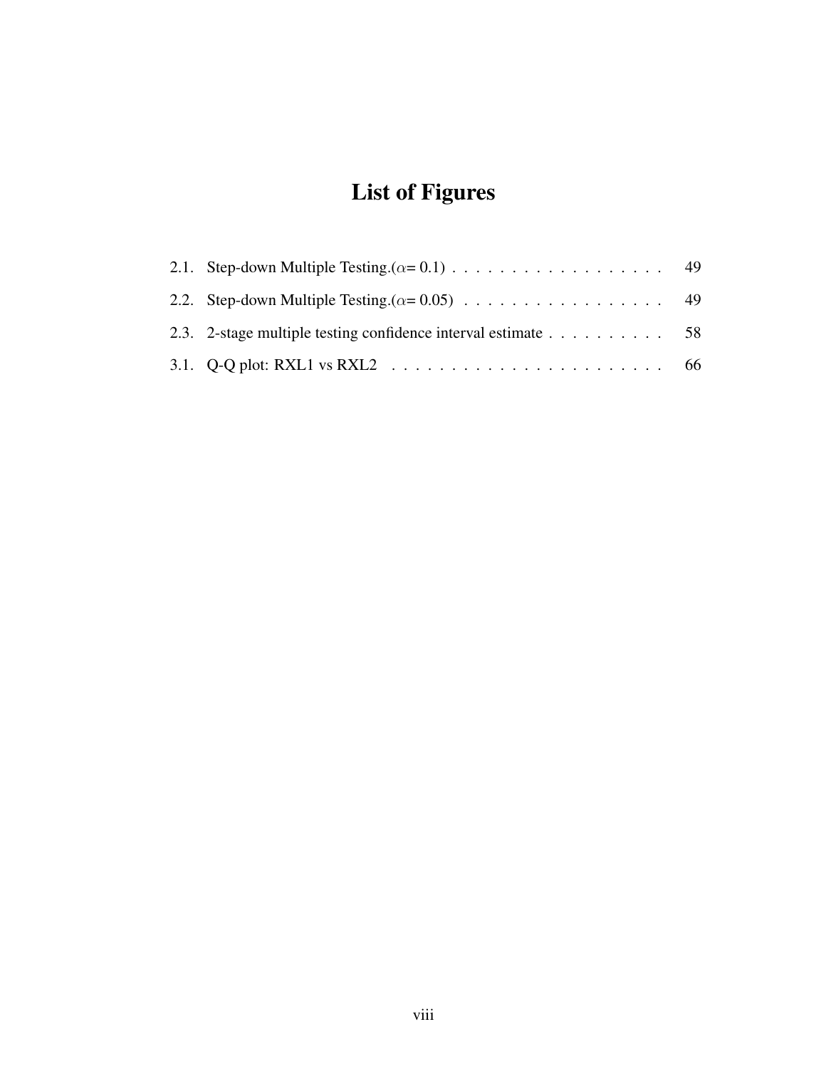# List of Figures

2.1. Step-down Multiple Testing.($\alpha$= 0.1) . . . . . . . . . . . . . . . . . . 49

2.2. Step-down Multiple Testing.($\alpha$= 0.05) . . . . . . . . . . . . . . . . . 49

2.3. 2-stage multiple testing confidence interval estimate . . . . . . . . . . 58

3.1. Q-Q plot: RXL1 vs RXL2 . . . . . . . . . . . . . . . . . . . . . . . 66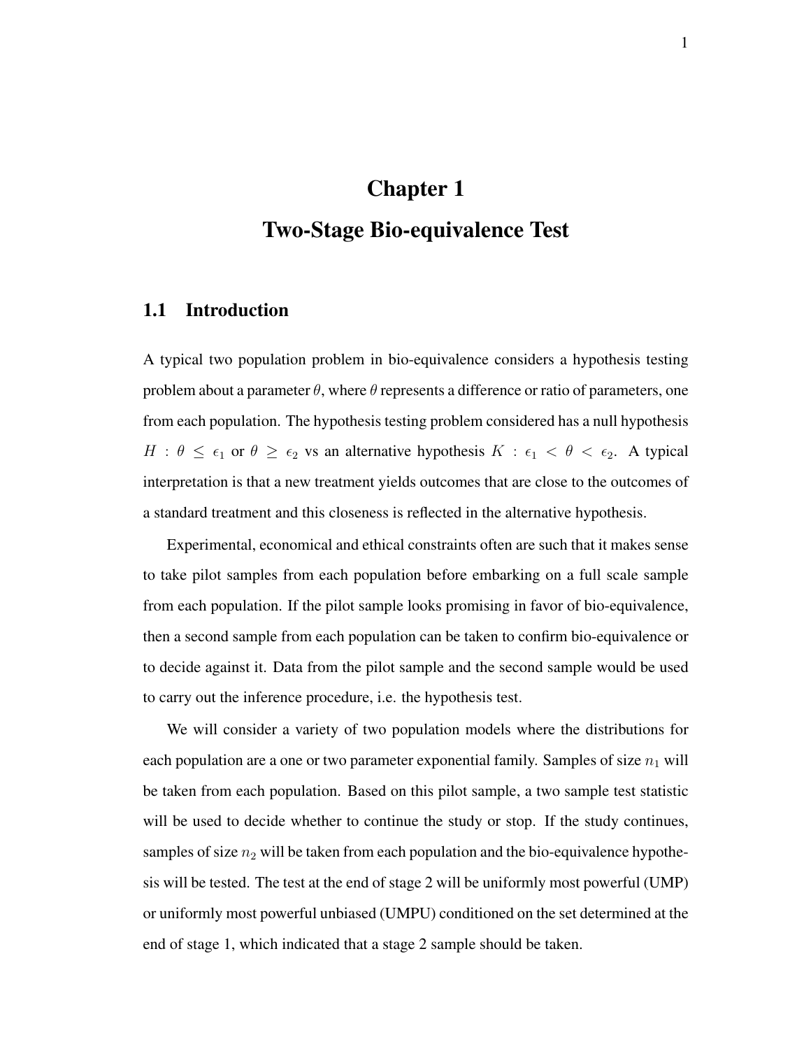# Chapter 1

# Two-Stage Bio-equivalence Test

## 1.1 Introduction

A typical two population problem in bio-equivalence considers a hypothesis testing problem about a parameter $\theta$, where $\theta$ represents a difference or ratio of parameters, one from each population. The hypothesis testing problem considered has a null hypothesis $H : \theta \leq \epsilon_1$ or $\theta \geq \epsilon_2$ vs an alternative hypothesis $K : \epsilon_1 < \theta < \epsilon_2$. A typical interpretation is that a new treatment yields outcomes that are close to the outcomes of a standard treatment and this closeness is reflected in the alternative hypothesis.

Experimental, economical and ethical constraints often are such that it makes sense to take pilot samples from each population before embarking on a full scale sample from each population. If the pilot sample looks promising in favor of bio-equivalence, then a second sample from each population can be taken to confirm bio-equivalence or to decide against it. Data from the pilot sample and the second sample would be used to carry out the inference procedure, i.e. the hypothesis test.

We will consider a variety of two population models where the distributions for each population are a one or two parameter exponential family. Samples of size $n_1$ will be taken from each population. Based on this pilot sample, a two sample test statistic will be used to decide whether to continue the study or stop. If the study continues, samples of size $n_2$ will be taken from each population and the bio-equivalence hypothesis will be tested. The test at the end of stage 2 will be uniformly most powerful (UMP) or uniformly most powerful unbiased (UMPU) conditioned on the set determined at the end of stage 1, which indicated that a stage 2 sample should be taken.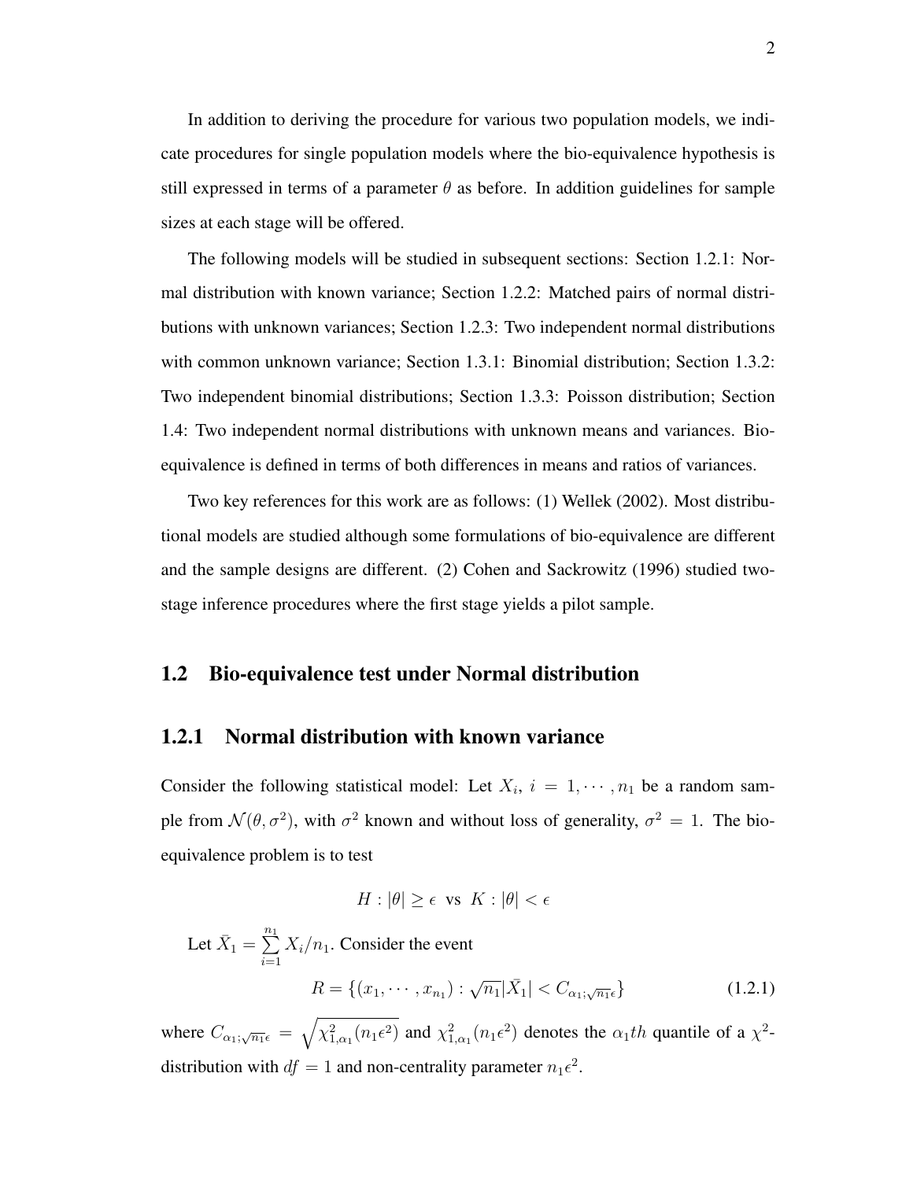In addition to deriving the procedure for various two population models, we indicate procedures for single population models where the bio-equivalence hypothesis is still expressed in terms of a parameter $\theta$ as before. In addition guidelines for sample sizes at each stage will be offered.

The following models will be studied in subsequent sections: Section 1.2.1: Normal distribution with known variance; Section 1.2.2: Matched pairs of normal distributions with unknown variances; Section 1.2.3: Two independent normal distributions with common unknown variance; Section 1.3.1: Binomial distribution; Section 1.3.2: Two independent binomial distributions; Section 1.3.3: Poisson distribution; Section 1.4: Two independent normal distributions with unknown means and variances. Bio-equivalence is defined in terms of both differences in means and ratios of variances.

Two key references for this work are as follows: (1) Wellek (2002). Most distributional models are studied although some formulations of bio-equivalence are different and the sample designs are different. (2) Cohen and Sackrowitz (1996) studied two-stage inference procedures where the first stage yields a pilot sample.

## 1.2 Bio-equivalence test under Normal distribution

### 1.2.1 Normal distribution with known variance

Consider the following statistical model: Let $X_i,\ i = 1, \cdots, n_1$ be a random sample from $\mathcal{N}(\theta, \sigma^2)$, with $\sigma^2$ known and without loss of generality, $\sigma^2 = 1$. The bio-equivalence problem is to test

$$H : |\theta| \geq \epsilon \ \text{ vs } \ K : |\theta| < \epsilon$$

Let $\bar{X}_1 = \sum_{i=1}^{n_1} X_i / n_1$. Consider the event

$$R = \{(x_1, \cdots, x_{n_1}) : \sqrt{n_1}|\bar{X}_1| < C_{\alpha_1;\sqrt{n_1}\epsilon}\} \tag{1.2.1}$$

where $C_{\alpha_1;\sqrt{n_1}\epsilon} = \sqrt{\chi^2_{1,\alpha_1}(n_1\epsilon^2)}$ and $\chi^2_{1,\alpha_1}(n_1\epsilon^2)$ denotes the $\alpha_1 th$ quantile of a $\chi^2$-distribution with $df = 1$ and non-centrality parameter $n_1\epsilon^2$.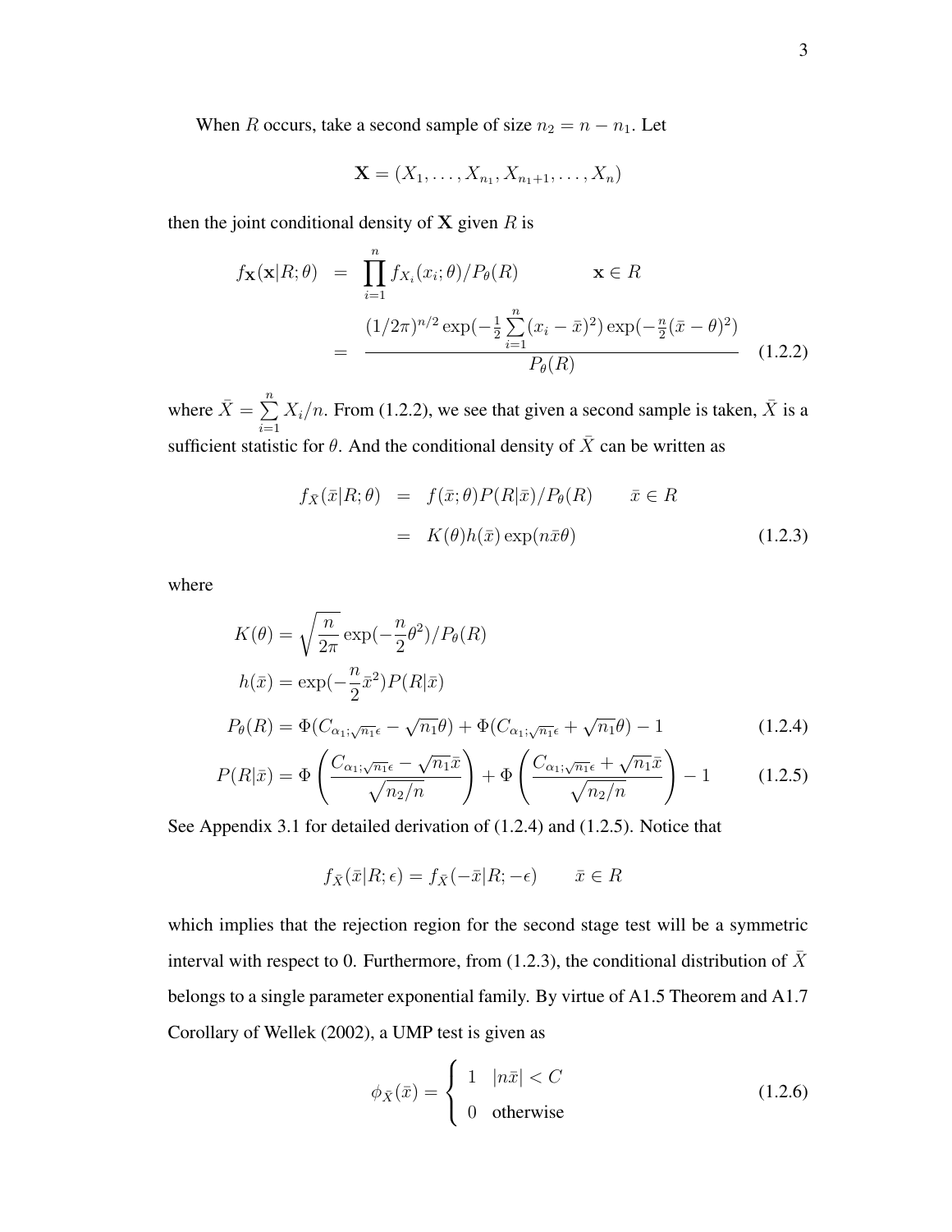When $R$ occurs, take a second sample of size $n_2 = n - n_1$. Let

$$\mathbf{X} = (X_1, \ldots, X_{n_1}, X_{n_1+1}, \ldots, X_n)$$

then the joint conditional density of $\mathbf{X}$ given $R$ is

$$\begin{aligned} f_{\mathbf{X}}(\mathbf{x}|R;\theta) &= \prod_{i=1}^{n} f_{X_i}(x_i;\theta)/P_\theta(R) \qquad\qquad \mathbf{x} \in R \\ &= \frac{(1/2\pi)^{n/2}\exp(-\frac{1}{2}\sum_{i=1}^{n}(x_i-\bar{x})^2)\exp(-\frac{n}{2}(\bar{x}-\theta)^2)}{P_\theta(R)} \qquad (1.2.2) \end{aligned}$$

where $\bar{X} = \sum_{i=1}^{n} X_i/n$. From (1.2.2), we see that given a second sample is taken, $\bar{X}$ is a sufficient statistic for $\theta$. And the conditional density of $\bar{X}$ can be written as

$$\begin{aligned} f_{\bar{X}}(\bar{x}|R;\theta) &= f(\bar{x};\theta)P(R|\bar{x})/P_\theta(R) \qquad \bar{x} \in R \\ &= K(\theta)h(\bar{x})\exp(n\bar{x}\theta) \qquad\qquad (1.2.3) \end{aligned}$$

where

$$K(\theta) = \sqrt{\frac{n}{2\pi}}\exp(-\frac{n}{2}\theta^2)/P_\theta(R)$$

$$h(\bar{x}) = \exp(-\frac{n}{2}\bar{x}^2)P(R|\bar{x})$$

$$P_\theta(R) = \Phi(C_{\alpha_1;\sqrt{n_1}\epsilon} - \sqrt{n_1}\theta) + \Phi(C_{\alpha_1;\sqrt{n_1}\epsilon} + \sqrt{n_1}\theta) - 1 \qquad (1.2.4)$$

$$P(R|\bar{x}) = \Phi\left(\frac{C_{\alpha_1;\sqrt{n_1}\epsilon} - \sqrt{n_1}\bar{x}}{\sqrt{n_2/n}}\right) + \Phi\left(\frac{C_{\alpha_1;\sqrt{n_1}\epsilon} + \sqrt{n_1}\bar{x}}{\sqrt{n_2/n}}\right) - 1 \qquad (1.2.5)$$

See Appendix 3.1 for detailed derivation of (1.2.4) and (1.2.5). Notice that

$$f_{\bar{X}}(\bar{x}|R;\epsilon) = f_{\bar{X}}(-\bar{x}|R;-\epsilon) \qquad \bar{x} \in R$$

which implies that the rejection region for the second stage test will be a symmetric interval with respect to 0. Furthermore, from (1.2.3), the conditional distribution of $\bar{X}$ belongs to a single parameter exponential family. By virtue of A1.5 Theorem and A1.7 Corollary of Wellek (2002), a UMP test is given as

$$\phi_{\bar{X}}(\bar{x}) = \begin{cases} 1 & |n\bar{x}| < C \\ 0 & \text{otherwise} \end{cases} \qquad (1.2.6)$$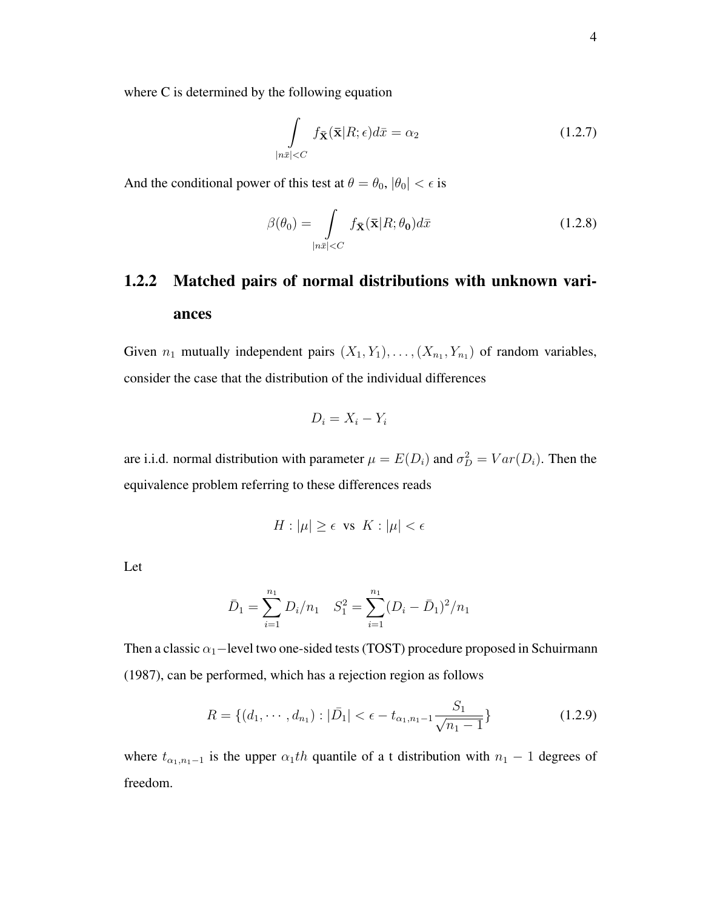where C is determined by the following equation

$$\int\limits_{|n\bar{x}|<C} f_{\bar{\mathbf{X}}}(\bar{\mathbf{x}}|R;\epsilon)d\bar{x} = \alpha_2 \tag{1.2.7}$$

And the conditional power of this test at $\theta = \theta_0$, $|\theta_0| < \epsilon$ is

$$\beta(\theta_0) = \int\limits_{|n\bar{x}|<C} f_{\bar{\mathbf{X}}}(\bar{\mathbf{x}}|R;\theta_{\mathbf{0}})d\bar{x} \tag{1.2.8}$$

### 1.2.2 Matched pairs of normal distributions with unknown variances

Given $n_1$ mutually independent pairs $(X_1, Y_1), \ldots, (X_{n_1}, Y_{n_1})$ of random variables, consider the case that the distribution of the individual differences

$$D_i = X_i - Y_i$$

are i.i.d. normal distribution with parameter $\mu = E(D_i)$ and $\sigma_D^2 = Var(D_i)$. Then the equivalence problem referring to these differences reads

$$H : |\mu| \geq \epsilon \text{ vs } K : |\mu| < \epsilon$$

Let

$$\bar{D}_1 = \sum_{i=1}^{n_1} D_i/n_1 \quad S_1^2 = \sum_{i=1}^{n_1} (D_i - \bar{D}_1)^2/n_1$$

Then a classic $\alpha_1-$level two one-sided tests (TOST) procedure proposed in Schuirmann (1987), can be performed, which has a rejection region as follows

$$R = \{(d_1, \cdots, d_{n_1}) : |\bar{D_1}| < \epsilon - t_{\alpha_1, n_1-1}\frac{S_1}{\sqrt{n_1 - 1}}\} \tag{1.2.9}$$

where $t_{\alpha_1, n_1-1}$ is the upper $\alpha_1 th$ quantile of a t distribution with $n_1 - 1$ degrees of freedom.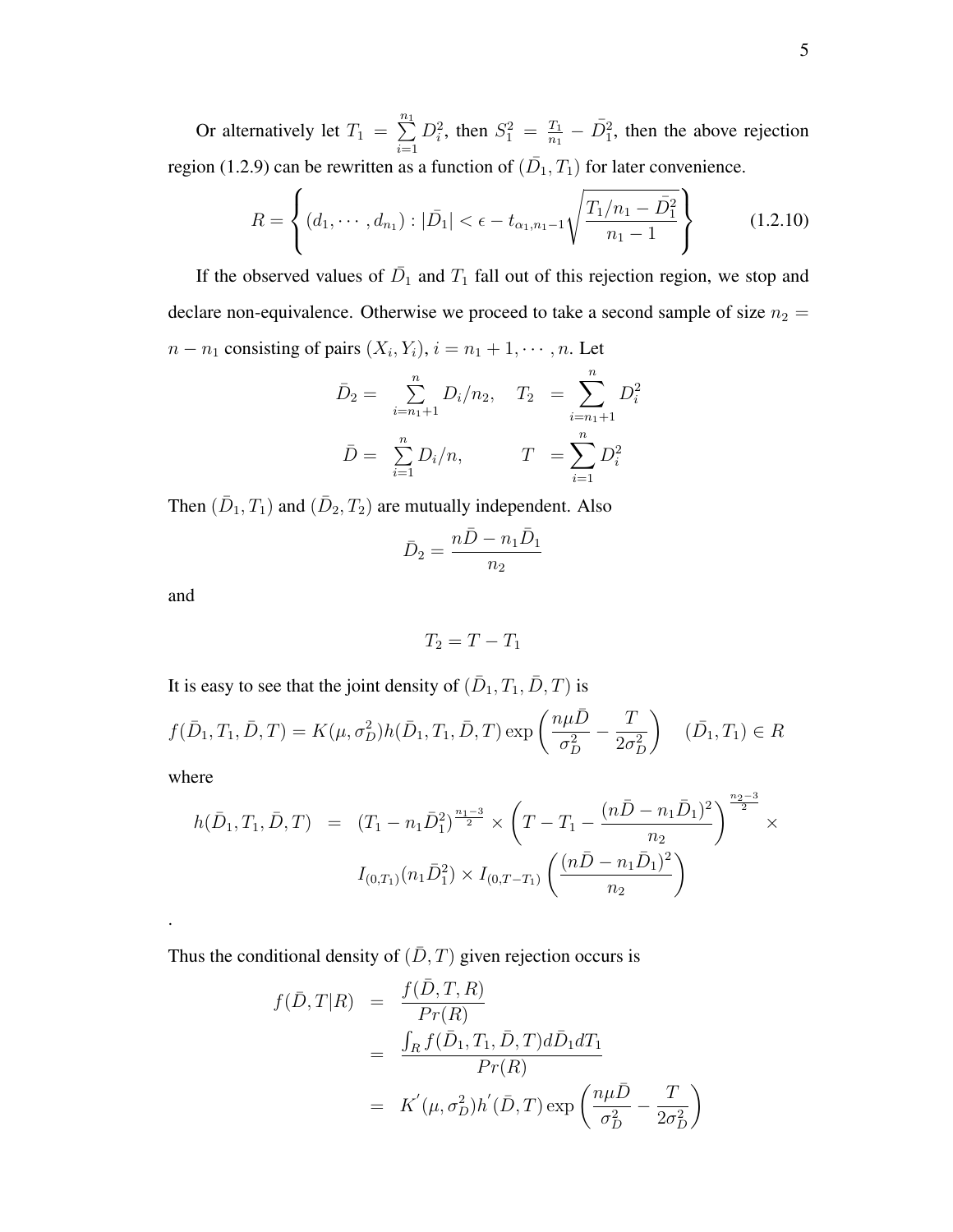Or alternatively let $T_1 = \sum_{i=1}^{n_1} D_i^2$, then $S_1^2 = \frac{T_1}{n_1} - \bar{D}_1^2$, then the above rejection region (1.2.9) can be rewritten as a function of $(\bar{D}_1, T_1)$ for later convenience.

$$R = \left\{ (d_1, \cdots, d_{n_1}) : |\bar{D}_1| < \epsilon - t_{\alpha_1, n_1-1} \sqrt{\frac{T_1/n_1 - \bar{D}_1^2}{n_1 - 1}} \right\} \tag{1.2.10}$$

If the observed values of $\bar{D}_1$ and $T_1$ fall out of this rejection region, we stop and declare non-equivalence. Otherwise we proceed to take a second sample of size $n_2 = n - n_1$ consisting of pairs $(X_i, Y_i)$, $i = n_1 + 1, \cdots, n$. Let

$$\bar{D}_2 = \sum_{i=n_1+1}^{n} D_i/n_2, \quad T_2 = \sum_{i=n_1+1}^{n} D_i^2$$

$$\bar{D} = \sum_{i=1}^{n} D_i/n, \quad T = \sum_{i=1}^{n} D_i^2$$

Then $(\bar{D}_1, T_1)$ and $(\bar{D}_2, T_2)$ are mutually independent. Also

$$\bar{D}_2 = \frac{n\bar{D} - n_1\bar{D}_1}{n_2}$$

and

$$T_2 = T - T_1$$

It is easy to see that the joint density of $(\bar{D}_1, T_1, \bar{D}, T)$ is

$$f(\bar{D}_1, T_1, \bar{D}, T) = K(\mu, \sigma_D^2) h(\bar{D}_1, T_1, \bar{D}, T) \exp\left( \frac{n\mu\bar{D}}{\sigma_D^2} - \frac{T}{2\sigma_D^2} \right) \quad (\bar{D}_1, T_1) \in R$$

where

$$\begin{aligned} h(\bar{D}_1, T_1, \bar{D}, T) &= (T_1 - n_1\bar{D}_1^2)^{\frac{n_1-3}{2}} \times \left( T - T_1 - \frac{(n\bar{D} - n_1\bar{D}_1)^2}{n_2} \right)^{\frac{n_2-3}{2}} \times \\ & \quad I_{(0,T_1)}(n_1\bar{D}_1^2) \times I_{(0,T-T_1)}\left( \frac{(n\bar{D} - n_1\bar{D}_1)^2}{n_2} \right) \end{aligned}$$

.

Thus the conditional density of $(\bar{D}, T)$ given rejection occurs is

$$\begin{aligned} f(\bar{D}, T|R) &= \frac{f(\bar{D}, T, R)}{Pr(R)} \\ &= \frac{\int_R f(\bar{D}_1, T_1, \bar{D}, T) d\bar{D}_1 dT_1}{Pr(R)} \\ &= K'(\mu, \sigma_D^2) h'(\bar{D}, T) \exp\left( \frac{n\mu\bar{D}}{\sigma_D^2} - \frac{T}{2\sigma_D^2} \right) \end{aligned}$$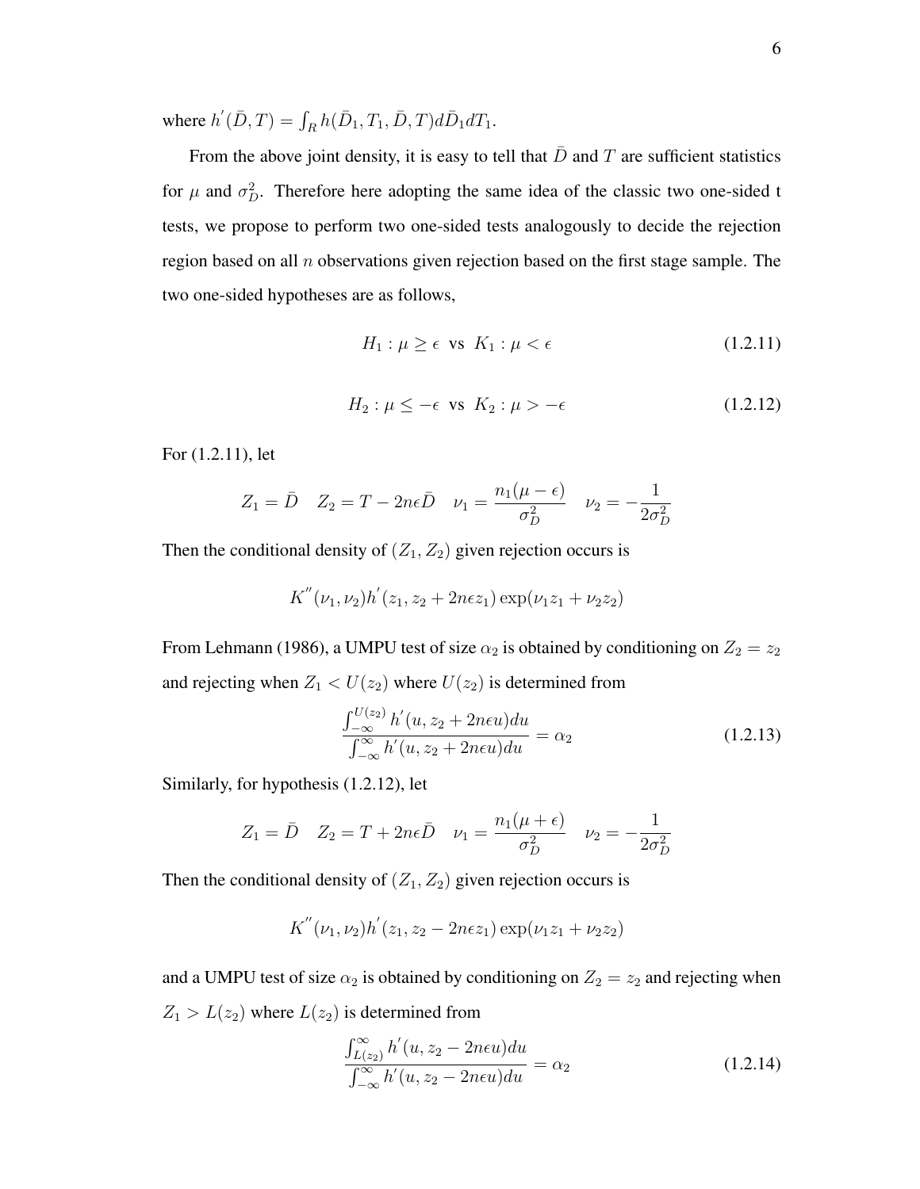where $h^{'}(\bar{D}, T) = \int_R h(\bar{D}_1, T_1, \bar{D}, T) d\bar{D}_1 dT_1$.

From the above joint density, it is easy to tell that $\bar{D}$ and $T$ are sufficient statistics for $\mu$ and $\sigma_D^2$. Therefore here adopting the same idea of the classic two one-sided t tests, we propose to perform two one-sided tests analogously to decide the rejection region based on all $n$ observations given rejection based on the first stage sample. The two one-sided hypotheses are as follows,

$$H_1 : \mu \geq \epsilon \text{ vs } K_1 : \mu < \epsilon \tag{1.2.11}$$

$$H_2 : \mu \leq -\epsilon \text{ vs } K_2 : \mu > -\epsilon \tag{1.2.12}$$

For (1.2.11), let

$$Z_1 = \bar{D} \quad Z_2 = T - 2n\epsilon\bar{D} \quad \nu_1 = \frac{n_1(\mu - \epsilon)}{\sigma_D^2} \quad \nu_2 = -\frac{1}{2\sigma_D^2}$$

Then the conditional density of $(Z_1, Z_2)$ given rejection occurs is

$$K^{''}(\nu_1, \nu_2) h^{'}(z_1, z_2 + 2n\epsilon z_1) \exp(\nu_1 z_1 + \nu_2 z_2)$$

From Lehmann (1986), a UMPU test of size $\alpha_2$ is obtained by conditioning on $Z_2 = z_2$ and rejecting when $Z_1 < U(z_2)$ where $U(z_2)$ is determined from

$$\frac{\int_{-\infty}^{U(z_2)} h^{'}(u, z_2 + 2n\epsilon u) du}{\int_{-\infty}^{\infty} h^{'}(u, z_2 + 2n\epsilon u) du} = \alpha_2 \tag{1.2.13}$$

Similarly, for hypothesis (1.2.12), let

$$Z_1 = \bar{D} \quad Z_2 = T + 2n\epsilon\bar{D} \quad \nu_1 = \frac{n_1(\mu + \epsilon)}{\sigma_D^2} \quad \nu_2 = -\frac{1}{2\sigma_D^2}$$

Then the conditional density of $(Z_1, Z_2)$ given rejection occurs is

$$K^{''}(\nu_1, \nu_2) h^{'}(z_1, z_2 - 2n\epsilon z_1) \exp(\nu_1 z_1 + \nu_2 z_2)$$

and a UMPU test of size $\alpha_2$ is obtained by conditioning on $Z_2 = z_2$ and rejecting when $Z_1 > L(z_2)$ where $L(z_2)$ is determined from

$$\frac{\int_{L(z_2)}^{\infty} h^{'}(u, z_2 - 2n\epsilon u) du}{\int_{-\infty}^{\infty} h^{'}(u, z_2 - 2n\epsilon u) du} = \alpha_2 \tag{1.2.14}$$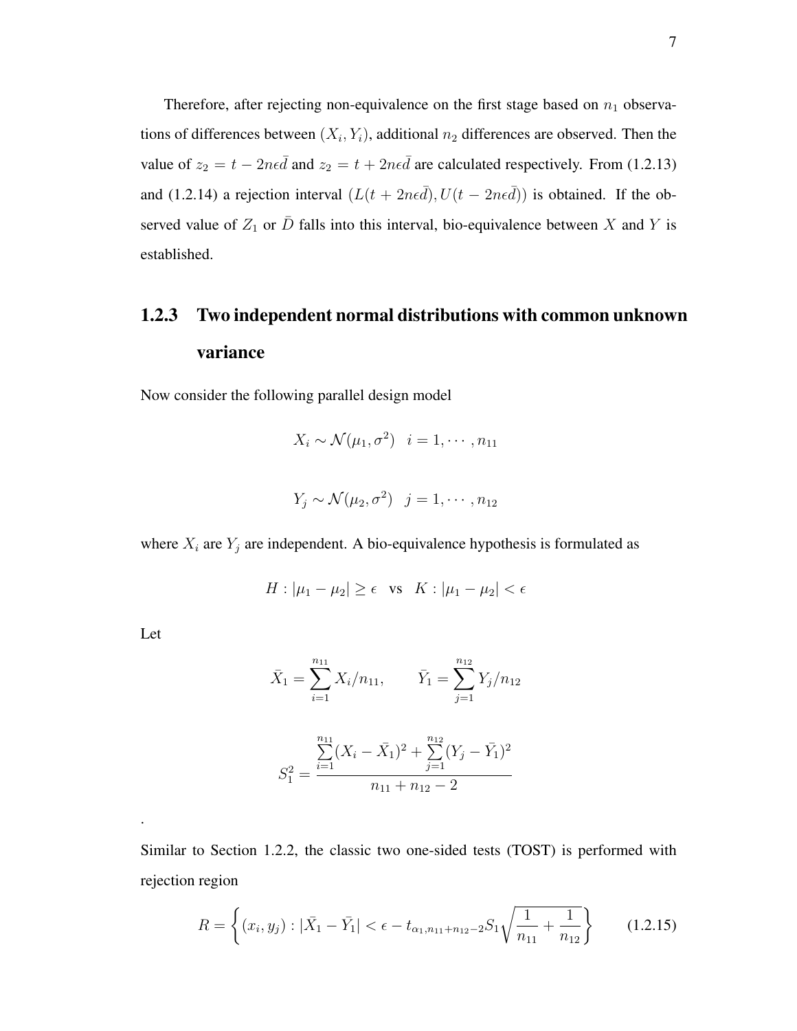Therefore, after rejecting non-equivalence on the first stage based on $n_1$ observations of differences between $(X_i, Y_i)$, additional $n_2$ differences are observed. Then the value of $z_2 = t - 2n\epsilon\bar{d}$ and $z_2 = t + 2n\epsilon\bar{d}$ are calculated respectively. From (1.2.13) and (1.2.14) a rejection interval $(L(t + 2n\epsilon\bar{d}), U(t - 2n\epsilon\bar{d}))$ is obtained. If the observed value of $Z_1$ or $\bar{D}$ falls into this interval, bio-equivalence between $X$ and $Y$ is established.

### 1.2.3 Two independent normal distributions with common unknown variance

Now consider the following parallel design model

$$X_i \sim \mathcal{N}(\mu_1, \sigma^2) \quad i = 1, \cdots, n_{11}$$

$$Y_j \sim \mathcal{N}(\mu_2, \sigma^2) \quad j = 1, \cdots, n_{12}$$

where $X_i$ are $Y_j$ are independent. A bio-equivalence hypothesis is formulated as

$$H : |\mu_1 - \mu_2| \geq \epsilon \quad \text{vs} \quad K : |\mu_1 - \mu_2| < \epsilon$$

Let

$$\bar{X}_1 = \sum_{i=1}^{n_{11}} X_i / n_{11}, \qquad \bar{Y}_1 = \sum_{j=1}^{n_{12}} Y_j / n_{12}$$

$$S_1^2 = \frac{\sum_{i=1}^{n_{11}} (X_i - \bar{X}_1)^2 + \sum_{j=1}^{n_{12}} (Y_j - \bar{Y}_1)^2}{n_{11} + n_{12} - 2}$$

.

Similar to Section 1.2.2, the classic two one-sided tests (TOST) is performed with rejection region

$$R = \left\{ (x_i, y_j) : |\bar{X}_1 - \bar{Y}_1| < \epsilon - t_{\alpha_1, n_{11}+n_{12}-2} S_1 \sqrt{\frac{1}{n_{11}} + \frac{1}{n_{12}}} \right\} \qquad (1.2.15)$$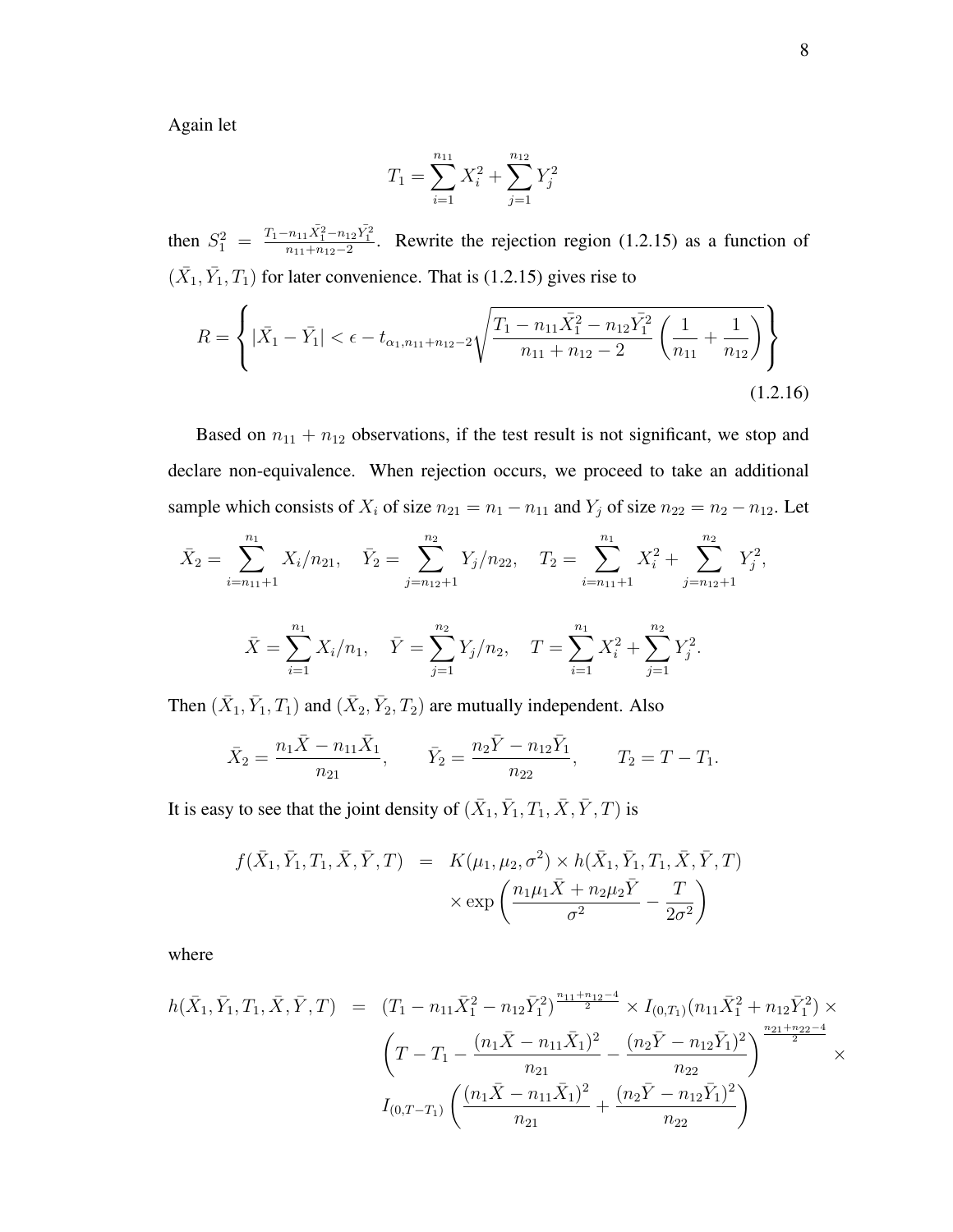Again let

$$T_1 = \sum_{i=1}^{n_{11}} X_i^2 + \sum_{j=1}^{n_{12}} Y_j^2$$

then $S_1^2 = \frac{T_1 - n_{11}\bar{X}_1^2 - n_{12}\bar{Y}_1^2}{n_{11}+n_{12}-2}$. Rewrite the rejection region (1.2.15) as a function of $(\bar{X}_1, \bar{Y}_1, T_1)$ for later convenience. That is (1.2.15) gives rise to

$$R = \left\{ |\bar{X}_1 - \bar{Y}_1| < \epsilon - t_{\alpha_1, n_{11}+n_{12}-2} \sqrt{\frac{T_1 - n_{11}\bar{X}_1^2 - n_{12}\bar{Y}_1^2}{n_{11}+n_{12}-2} \left( \frac{1}{n_{11}} + \frac{1}{n_{12}} \right)} \right\} \tag{1.2.16}$$

Based on $n_{11} + n_{12}$ observations, if the test result is not significant, we stop and declare non-equivalence. When rejection occurs, we proceed to take an additional sample which consists of $X_i$ of size $n_{21} = n_1 - n_{11}$ and $Y_j$ of size $n_{22} = n_2 - n_{12}$. Let

$$\bar{X}_2 = \sum_{i=n_{11}+1}^{n_1} X_i / n_{21}, \quad \bar{Y}_2 = \sum_{j=n_{12}+1}^{n_2} Y_j / n_{22}, \quad T_2 = \sum_{i=n_{11}+1}^{n_1} X_i^2 + \sum_{j=n_{12}+1}^{n_2} Y_j^2,$$

$$\bar{X} = \sum_{i=1}^{n_1} X_i / n_1, \quad \bar{Y} = \sum_{j=1}^{n_2} Y_j / n_2, \quad T = \sum_{i=1}^{n_1} X_i^2 + \sum_{j=1}^{n_2} Y_j^2.$$

Then $(\bar{X}_1, \bar{Y}_1, T_1)$ and $(\bar{X}_2, \bar{Y}_2, T_2)$ are mutually independent. Also

$$\bar{X}_2 = \frac{n_1\bar{X} - n_{11}\bar{X}_1}{n_{21}}, \qquad \bar{Y}_2 = \frac{n_2\bar{Y} - n_{12}\bar{Y}_1}{n_{22}}, \qquad T_2 = T - T_1.$$

It is easy to see that the joint density of $(\bar{X}_1, \bar{Y}_1, T_1, \bar{X}, \bar{Y}, T)$ is

$$\begin{aligned} f(\bar{X}_1, \bar{Y}_1, T_1, \bar{X}, \bar{Y}, T) &= K(\mu_1, \mu_2, \sigma^2) \times h(\bar{X}_1, \bar{Y}_1, T_1, \bar{X}, \bar{Y}, T) \\ &\quad \times \exp\left( \frac{n_1\mu_1\bar{X} + n_2\mu_2\bar{Y}}{\sigma^2} - \frac{T}{2\sigma^2} \right) \end{aligned}$$

where

$$\begin{aligned} h(\bar{X}_1, \bar{Y}_1, T_1, \bar{X}, \bar{Y}, T) &= (T_1 - n_{11}\bar{X}_1^2 - n_{12}\bar{Y}_1^2)^{\frac{n_{11}+n_{12}-4}{2}} \times I_{(0,T_1)}(n_{11}\bar{X}_1^2 + n_{12}\bar{Y}_1^2) \times \\ &\quad \left( T - T_1 - \frac{(n_1\bar{X} - n_{11}\bar{X}_1)^2}{n_{21}} - \frac{(n_2\bar{Y} - n_{12}\bar{Y}_1)^2}{n_{22}} \right)^{\frac{n_{21}+n_{22}-4}{2}} \times \\ &\quad I_{(0,T-T_1)}\left( \frac{(n_1\bar{X} - n_{11}\bar{X}_1)^2}{n_{21}} + \frac{(n_2\bar{Y} - n_{12}\bar{Y}_1)^2}{n_{22}} \right) \end{aligned}$$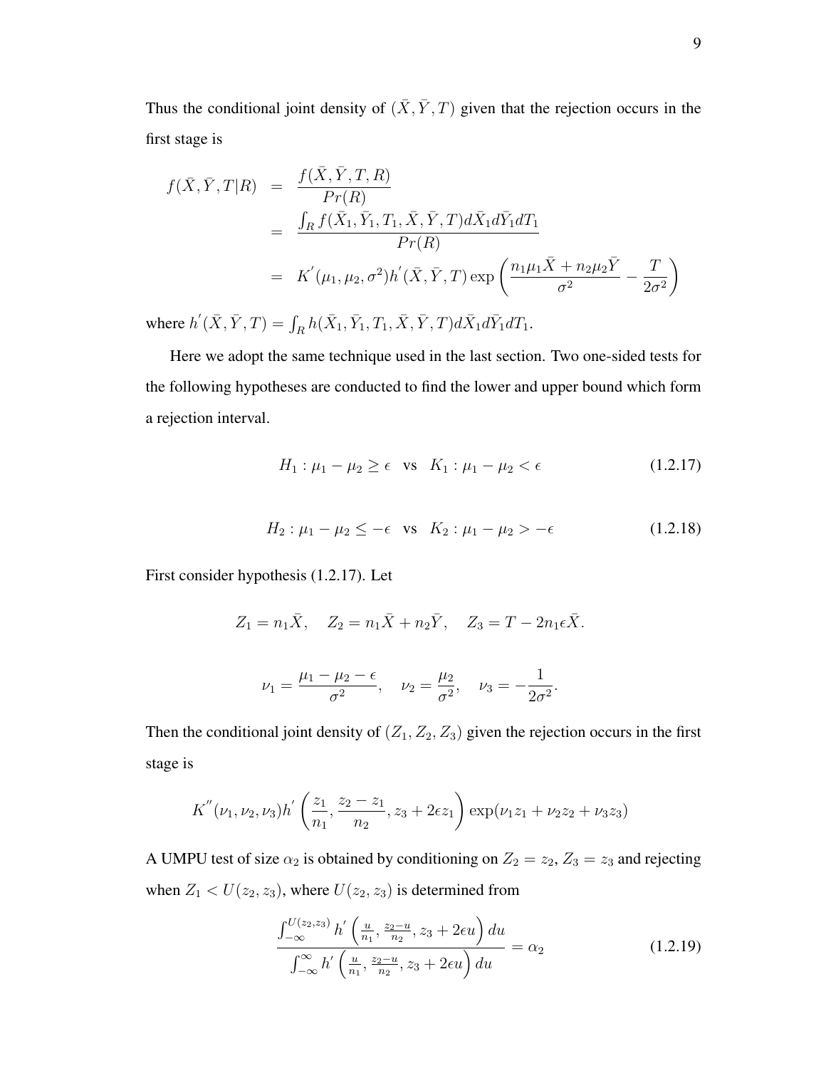Thus the conditional joint density of $(\bar{X}, \bar{Y}, T)$ given that the rejection occurs in the first stage is

$$
\begin{aligned}
f(\bar{X}, \bar{Y}, T|R) &= \frac{f(\bar{X}, \bar{Y}, T, R)}{Pr(R)} \\
&= \frac{\int_R f(\bar{X}_1, \bar{Y}_1, T_1, \bar{X}, \bar{Y}, T) d\bar{X}_1 d\bar{Y}_1 dT_1}{Pr(R)} \\
&= K^{'}(\mu_1, \mu_2, \sigma^2) h^{'}(\bar{X}, \bar{Y}, T) \exp\left(\frac{n_1\mu_1\bar{X} + n_2\mu_2\bar{Y}}{\sigma^2} - \frac{T}{2\sigma^2}\right)
\end{aligned}
$$

where $h^{'}(\bar{X}, \bar{Y}, T) = \int_R h(\bar{X}_1, \bar{Y}_1, T_1, \bar{X}, \bar{Y}, T) d\bar{X}_1 d\bar{Y}_1 dT_1$.

Here we adopt the same technique used in the last section. Two one-sided tests for the following hypotheses are conducted to find the lower and upper bound which form a rejection interval.

$$H_1 : \mu_1 - \mu_2 \geq \epsilon \quad \text{vs} \quad K_1 : \mu_1 - \mu_2 < \epsilon \tag{1.2.17}$$

$$H_2 : \mu_1 - \mu_2 \leq -\epsilon \quad \text{vs} \quad K_2 : \mu_1 - \mu_2 > -\epsilon \tag{1.2.18}$$

First consider hypothesis (1.2.17). Let

$$Z_1 = n_1\bar{X}, \quad Z_2 = n_1\bar{X} + n_2\bar{Y}, \quad Z_3 = T - 2n_1\epsilon\bar{X}.$$

$$\nu_1 = \frac{\mu_1 - \mu_2 - \epsilon}{\sigma^2}, \quad \nu_2 = \frac{\mu_2}{\sigma^2}, \quad \nu_3 = -\frac{1}{2\sigma^2}.$$

Then the conditional joint density of $(Z_1, Z_2, Z_3)$ given the rejection occurs in the first stage is

$$K^{''}(\nu_1, \nu_2, \nu_3) h^{'}\left(\frac{z_1}{n_1}, \frac{z_2 - z_1}{n_2}, z_3 + 2\epsilon z_1\right) \exp(\nu_1 z_1 + \nu_2 z_2 + \nu_3 z_3)$$

A UMPU test of size $\alpha_2$ is obtained by conditioning on $Z_2 = z_2, Z_3 = z_3$ and rejecting when $Z_1 < U(z_2, z_3)$, where $U(z_2, z_3)$ is determined from

$$\frac{\int_{-\infty}^{U(z_2,z_3)} h^{'}\left(\frac{u}{n_1}, \frac{z_2-u}{n_2}, z_3 + 2\epsilon u\right) du}{\int_{-\infty}^{\infty} h^{'}\left(\frac{u}{n_1}, \frac{z_2-u}{n_2}, z_3 + 2\epsilon u\right) du} = \alpha_2 \tag{1.2.19}$$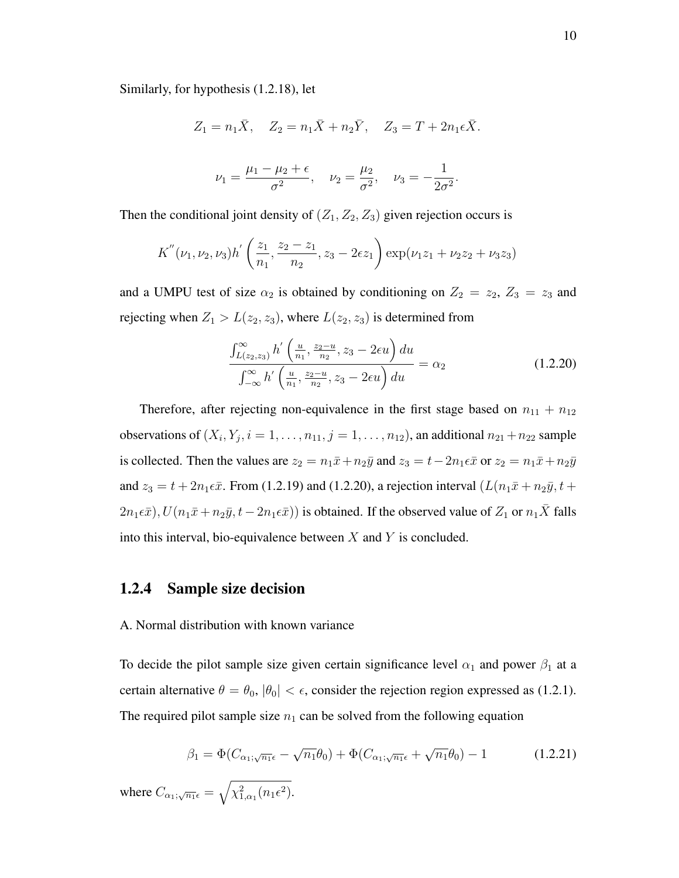Similarly, for hypothesis (1.2.18), let

$$Z_1 = n_1\bar{X}, \quad Z_2 = n_1\bar{X} + n_2\bar{Y}, \quad Z_3 = T + 2n_1\epsilon\bar{X}.$$

$$\nu_1 = \frac{\mu_1 - \mu_2 + \epsilon}{\sigma^2}, \quad \nu_2 = \frac{\mu_2}{\sigma^2}, \quad \nu_3 = -\frac{1}{2\sigma^2}.$$

Then the conditional joint density of $(Z_1, Z_2, Z_3)$ given rejection occurs is

$$K^{''}(\nu_1, \nu_2, \nu_3)h^{'}\left(\frac{z_1}{n_1}, \frac{z_2 - z_1}{n_2}, z_3 - 2\epsilon z_1\right)\exp(\nu_1 z_1 + \nu_2 z_2 + \nu_3 z_3)$$

and a UMPU test of size $\alpha_2$ is obtained by conditioning on $Z_2 = z_2$, $Z_3 = z_3$ and rejecting when $Z_1 > L(z_2, z_3)$, where $L(z_2, z_3)$ is determined from

$$\frac{\int_{L(z_2,z_3)}^{\infty} h^{'}\left(\frac{u}{n_1}, \frac{z_2-u}{n_2}, z_3 - 2\epsilon u\right)du}{\int_{-\infty}^{\infty} h^{'}\left(\frac{u}{n_1}, \frac{z_2-u}{n_2}, z_3 - 2\epsilon u\right)du} = \alpha_2 \tag{1.2.20}$$

Therefore, after rejecting non-equivalence in the first stage based on $n_{11} + n_{12}$ observations of $(X_i, Y_j, i = 1, \ldots, n_{11}, j = 1, \ldots, n_{12})$, an additional $n_{21} + n_{22}$ sample is collected. Then the values are $z_2 = n_1\bar{x} + n_2\bar{y}$ and $z_3 = t - 2n_1\epsilon\bar{x}$ or $z_2 = n_1\bar{x} + n_2\bar{y}$ and $z_3 = t + 2n_1\epsilon\bar{x}$. From (1.2.19) and (1.2.20), a rejection interval $(L(n_1\bar{x} + n_2\bar{y}, t + 2n_1\epsilon\bar{x}), U(n_1\bar{x} + n_2\bar{y}, t - 2n_1\epsilon\bar{x}))$ is obtained. If the observed value of $Z_1$ or $n_1\bar{X}$ falls into this interval, bio-equivalence between $X$ and $Y$ is concluded.

### 1.2.4 Sample size decision

A. Normal distribution with known variance

To decide the pilot sample size given certain significance level $\alpha_1$ and power $\beta_1$ at a certain alternative $\theta = \theta_0$, $|\theta_0| < \epsilon$, consider the rejection region expressed as (1.2.1). The required pilot sample size $n_1$ can be solved from the following equation

$$\beta_1 = \Phi(C_{\alpha_1;\sqrt{n_1}\epsilon} - \sqrt{n_1}\theta_0) + \Phi(C_{\alpha_1;\sqrt{n_1}\epsilon} + \sqrt{n_1}\theta_0) - 1 \tag{1.2.21}$$

where $C_{\alpha_1;\sqrt{n_1}\epsilon} = \sqrt{\chi^2_{1,\alpha_1}(n_1\epsilon^2)}$.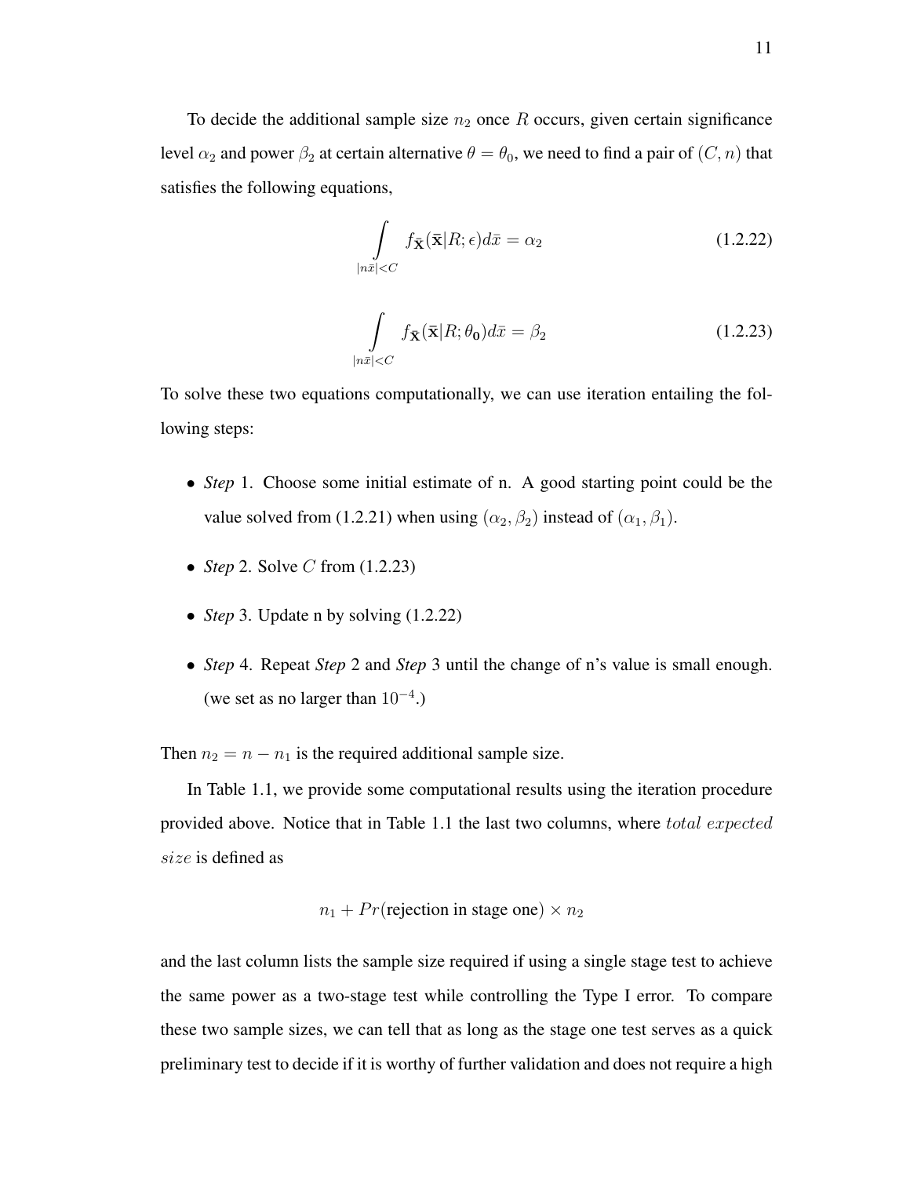To decide the additional sample size $n_2$ once $R$ occurs, given certain significance level $\alpha_2$ and power $\beta_2$ at certain alternative $\theta = \theta_0$, we need to find a pair of $(C, n)$ that satisfies the following equations,

$$\int\limits_{|n\bar{x}|<C} f_{\bar{\mathbf{X}}}(\bar{\mathbf{x}}|R; \epsilon) d\bar{x} = \alpha_2 \tag{1.2.22}$$

$$\int\limits_{|n\bar{x}|<C} f_{\bar{\mathbf{X}}}(\bar{\mathbf{x}}|R; \theta_{\mathbf{0}}) d\bar{x} = \beta_2 \tag{1.2.23}$$

To solve these two equations computationally, we can use iteration entailing the following steps:

- ***Step*** 1. Choose some initial estimate of n. A good starting point could be the value solved from (1.2.21) when using $(\alpha_2, \beta_2)$ instead of $(\alpha_1, \beta_1)$.
- ***Step*** 2. Solve $C$ from (1.2.23)
- ***Step*** 3. Update n by solving (1.2.22)
- ***Step*** 4. Repeat ***Step*** 2 and ***Step*** 3 until the change of n's value is small enough. (we set as no larger than $10^{-4}$.)

Then $n_2 = n - n_1$ is the required additional sample size.

In Table 1.1, we provide some computational results using the iteration procedure provided above. Notice that in Table 1.1 the last two columns, where $total\ expected\ size$ is defined as

$$n_1 + Pr(\text{rejection in stage one}) \times n_2$$

and the last column lists the sample size required if using a single stage test to achieve the same power as a two-stage test while controlling the Type I error. To compare these two sample sizes, we can tell that as long as the stage one test serves as a quick preliminary test to decide if it is worthy of further validation and does not require a high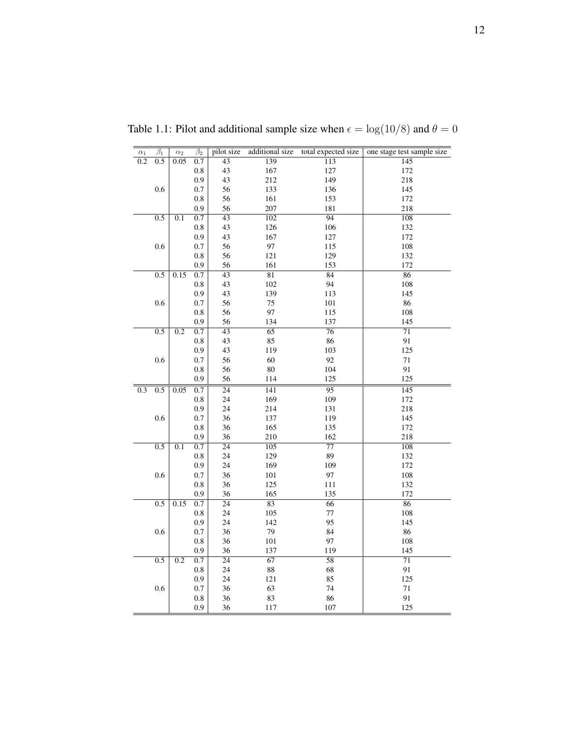Table 1.1: Pilot and additional sample size when $\epsilon = \log(10/8)$ and $\theta = 0$

| $\alpha_1$ | $\beta_1$ | $\alpha_2$ | $\beta_2$ | pilot size | additional size | total expected size | one stage test sample size |
|---|---|---|---|---|---|---|---|
| 0.2 | 0.5 | 0.05 | 0.7 | 43 | 139 | 113 | 145 |
| | | | 0.8 | 43 | 167 | 127 | 172 |
| | | | 0.9 | 43 | 212 | 149 | 218 |
| | 0.6 | | 0.7 | 56 | 133 | 136 | 145 |
| | | | 0.8 | 56 | 161 | 153 | 172 |
| | | | 0.9 | 56 | 207 | 181 | 218 |
| | 0.5 | 0.1 | 0.7 | 43 | 102 | 94 | 108 |
| | | | 0.8 | 43 | 126 | 106 | 132 |
| | | | 0.9 | 43 | 167 | 127 | 172 |
| | 0.6 | | 0.7 | 56 | 97 | 115 | 108 |
| | | | 0.8 | 56 | 121 | 129 | 132 |
| | | | 0.9 | 56 | 161 | 153 | 172 |
| | 0.5 | 0.15 | 0.7 | 43 | 81 | 84 | 86 |
| | | | 0.8 | 43 | 102 | 94 | 108 |
| | | | 0.9 | 43 | 139 | 113 | 145 |
| | 0.6 | | 0.7 | 56 | 75 | 101 | 86 |
| | | | 0.8 | 56 | 97 | 115 | 108 |
| | | | 0.9 | 56 | 134 | 137 | 145 |
| | 0.5 | 0.2 | 0.7 | 43 | 65 | 76 | 71 |
| | | | 0.8 | 43 | 85 | 86 | 91 |
| | | | 0.9 | 43 | 119 | 103 | 125 |
| | 0.6 | | 0.7 | 56 | 60 | 92 | 71 |
| | | | 0.8 | 56 | 80 | 104 | 91 |
| | | | 0.9 | 56 | 114 | 125 | 125 |
| 0.3 | 0.5 | 0.05 | 0.7 | 24 | 141 | 95 | 145 |
| | | | 0.8 | 24 | 169 | 109 | 172 |
| | | | 0.9 | 24 | 214 | 131 | 218 |
| | 0.6 | | 0.7 | 36 | 137 | 119 | 145 |
| | | | 0.8 | 36 | 165 | 135 | 172 |
| | | | 0.9 | 36 | 210 | 162 | 218 |
| | 0.5 | 0.1 | 0.7 | 24 | 105 | 77 | 108 |
| | | | 0.8 | 24 | 129 | 89 | 132 |
| | | | 0.9 | 24 | 169 | 109 | 172 |
| | 0.6 | | 0.7 | 36 | 101 | 97 | 108 |
| | | | 0.8 | 36 | 125 | 111 | 132 |
| | | | 0.9 | 36 | 165 | 135 | 172 |
| | 0.5 | 0.15 | 0.7 | 24 | 83 | 66 | 86 |
| | | | 0.8 | 24 | 105 | 77 | 108 |
| | | | 0.9 | 24 | 142 | 95 | 145 |
| | 0.6 | | 0.7 | 36 | 79 | 84 | 86 |
| | | | 0.8 | 36 | 101 | 97 | 108 |
| | | | 0.9 | 36 | 137 | 119 | 145 |
| | 0.5 | 0.2 | 0.7 | 24 | 67 | 58 | 71 |
| | | | 0.8 | 24 | 88 | 68 | 91 |
| | | | 0.9 | 24 | 121 | 85 | 125 |
| | 0.6 | | 0.7 | 36 | 63 | 74 | 71 |
| | | | 0.8 | 36 | 83 | 86 | 91 |
| | | | 0.9 | 36 | 117 | 107 | 125 |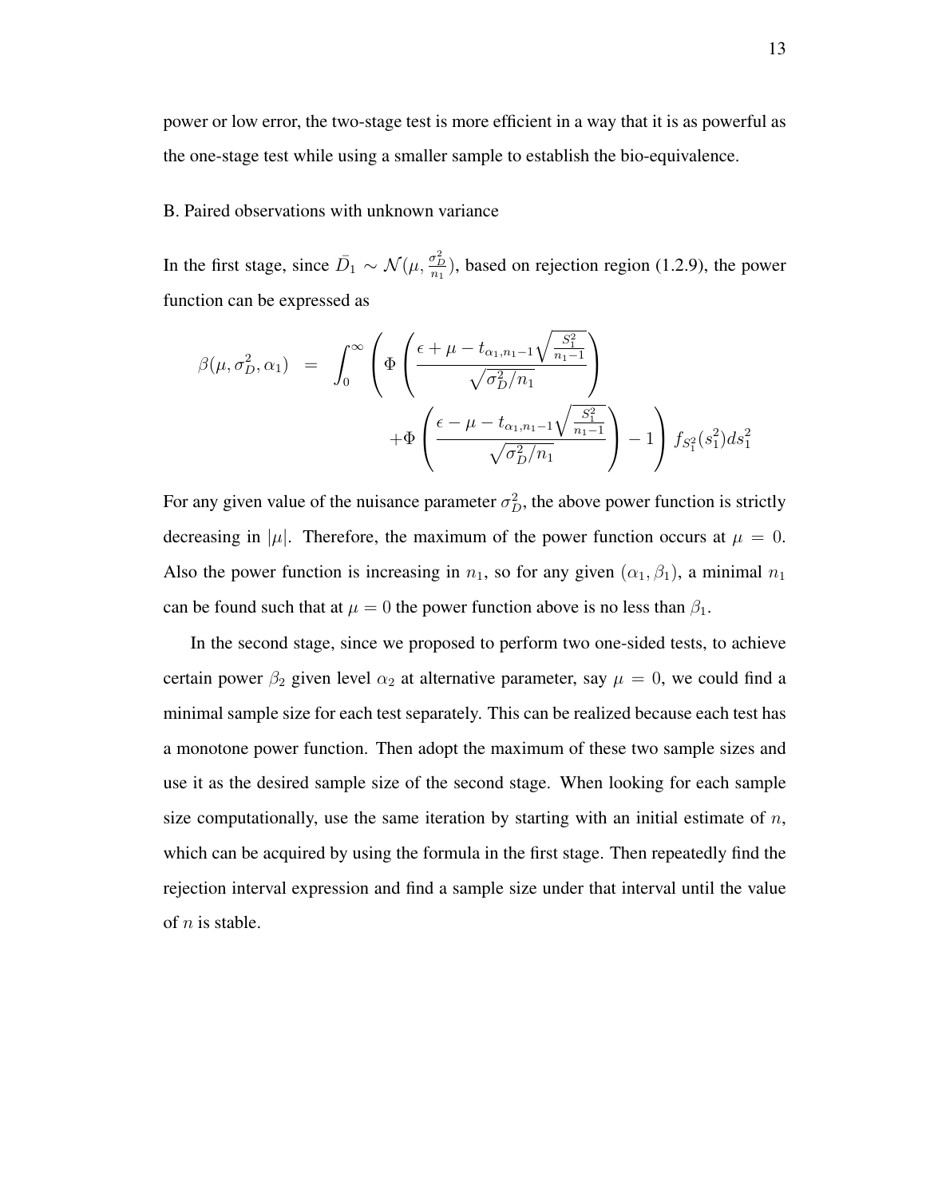power or low error, the two-stage test is more efficient in a way that it is as powerful as the one-stage test while using a smaller sample to establish the bio-equivalence.

B. Paired observations with unknown variance

In the first stage, since $\bar{D}_1 \sim \mathcal{N}(\mu, \frac{\sigma_D^2}{n_1})$, based on rejection region (1.2.9), the power function can be expressed as

$$
\begin{aligned}
\beta(\mu, \sigma_D^2, \alpha_1) \; &= \; \int_0^\infty \left( \Phi\left( \frac{\epsilon + \mu - t_{\alpha_1, n_1-1}\sqrt{\frac{S_1^2}{n_1-1}}}{\sqrt{\sigma_D^2/n_1}} \right) \right. \\
&\qquad \left. + \Phi\left( \frac{\epsilon - \mu - t_{\alpha_1, n_1-1}\sqrt{\frac{S_1^2}{n_1-1}}}{\sqrt{\sigma_D^2/n_1}} \right) - 1 \right) f_{S_1^2}(s_1^2) ds_1^2
\end{aligned}
$$

For any given value of the nuisance parameter $\sigma_D^2$, the above power function is strictly decreasing in $|\mu|$. Therefore, the maximum of the power function occurs at $\mu = 0$. Also the power function is increasing in $n_1$, so for any given $(\alpha_1, \beta_1)$, a minimal $n_1$ can be found such that at $\mu = 0$ the power function above is no less than $\beta_1$.

In the second stage, since we proposed to perform two one-sided tests, to achieve certain power $\beta_2$ given level $\alpha_2$ at alternative parameter, say $\mu = 0$, we could find a minimal sample size for each test separately. This can be realized because each test has a monotone power function. Then adopt the maximum of these two sample sizes and use it as the desired sample size of the second stage. When looking for each sample size computationally, use the same iteration by starting with an initial estimate of $n$, which can be acquired by using the formula in the first stage. Then repeatedly find the rejection interval expression and find a sample size under that interval until the value of $n$ is stable.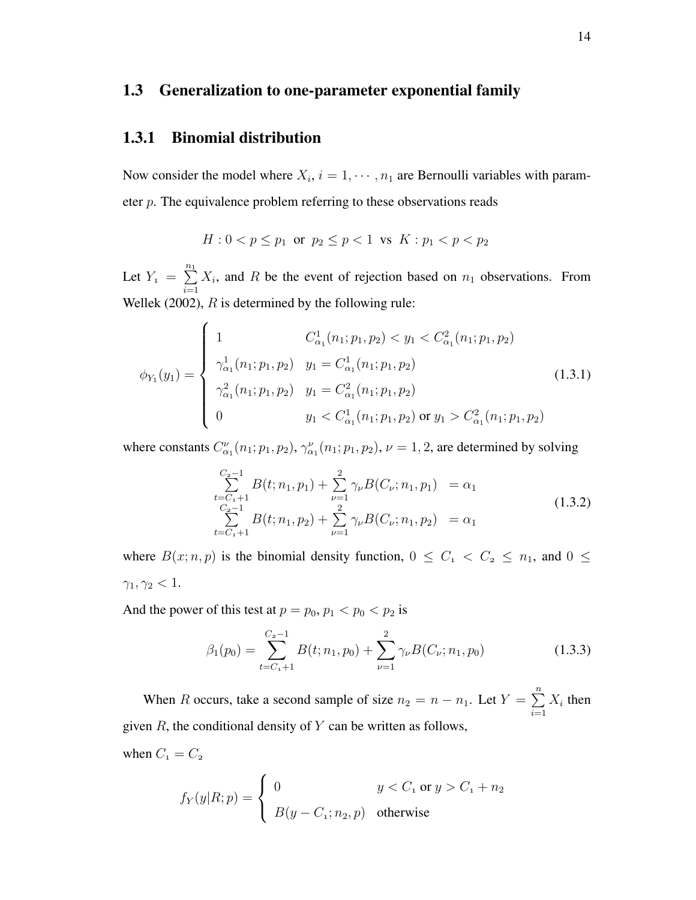## 1.3 Generalization to one-parameter exponential family

### 1.3.1 Binomial distribution

Now consider the model where $X_i$, $i = 1, \cdots, n_1$ are Bernoulli variables with parameter $p$. The equivalence problem referring to these observations reads

$$H : 0 < p \leq p_1 \text{ or } p_2 \leq p < 1 \text{ vs } K : p_1 < p < p_2$$

Let $Y_1 = \sum_{i=1}^{n_1} X_i$, and $R$ be the event of rejection based on $n_1$ observations. From Wellek (2002), $R$ is determined by the following rule:

$$\phi_{Y_1}(y_1) = \begin{cases} 1 & C^1_{\alpha_1}(n_1; p_1, p_2) < y_1 < C^2_{\alpha_1}(n_1; p_1, p_2) \\ \gamma^1_{\alpha_1}(n_1; p_1, p_2) & y_1 = C^1_{\alpha_1}(n_1; p_1, p_2) \\ \gamma^2_{\alpha_1}(n_1; p_1, p_2) & y_1 = C^2_{\alpha_1}(n_1; p_1, p_2) \\ 0 & y_1 < C^1_{\alpha_1}(n_1; p_1, p_2) \text{ or } y_1 > C^2_{\alpha_1}(n_1; p_1, p_2) \end{cases} \tag{1.3.1}$$

where constants $C^\nu_{\alpha_1}(n_1; p_1, p_2)$, $\gamma^\nu_{\alpha_1}(n_1; p_1, p_2)$, $\nu = 1, 2$, are determined by solving

$$\begin{aligned} \sum_{t=C_1+1}^{C_2-1} B(t; n_1, p_1) + \sum_{\nu=1}^{2} \gamma_\nu B(C_\nu; n_1, p_1) &= \alpha_1 \\ \sum_{t=C_1+1}^{C_2-1} B(t; n_1, p_2) + \sum_{\nu=1}^{2} \gamma_\nu B(C_\nu; n_1, p_2) &= \alpha_1 \end{aligned} \tag{1.3.2}$$

where $B(x; n, p)$ is the binomial density function, $0 \leq C_1 < C_2 \leq n_1$, and $0 \leq \gamma_1, \gamma_2 < 1$.

And the power of this test at $p = p_0$, $p_1 < p_0 < p_2$ is

$$\beta_1(p_0) = \sum_{t=C_1+1}^{C_2-1} B(t; n_1, p_0) + \sum_{\nu=1}^{2} \gamma_\nu B(C_\nu; n_1, p_0) \tag{1.3.3}$$

When $R$ occurs, take a second sample of size $n_2 = n - n_1$. Let $Y = \sum_{i=1}^{n} X_i$ then given $R$, the conditional density of $Y$ can be written as follows,

when $C_1 = C_2$

$$f_Y(y|R; p) = \begin{cases} 0 & y < C_1 \text{ or } y > C_1 + n_2 \\ B(y - C_1; n_2, p) & \text{otherwise} \end{cases}$$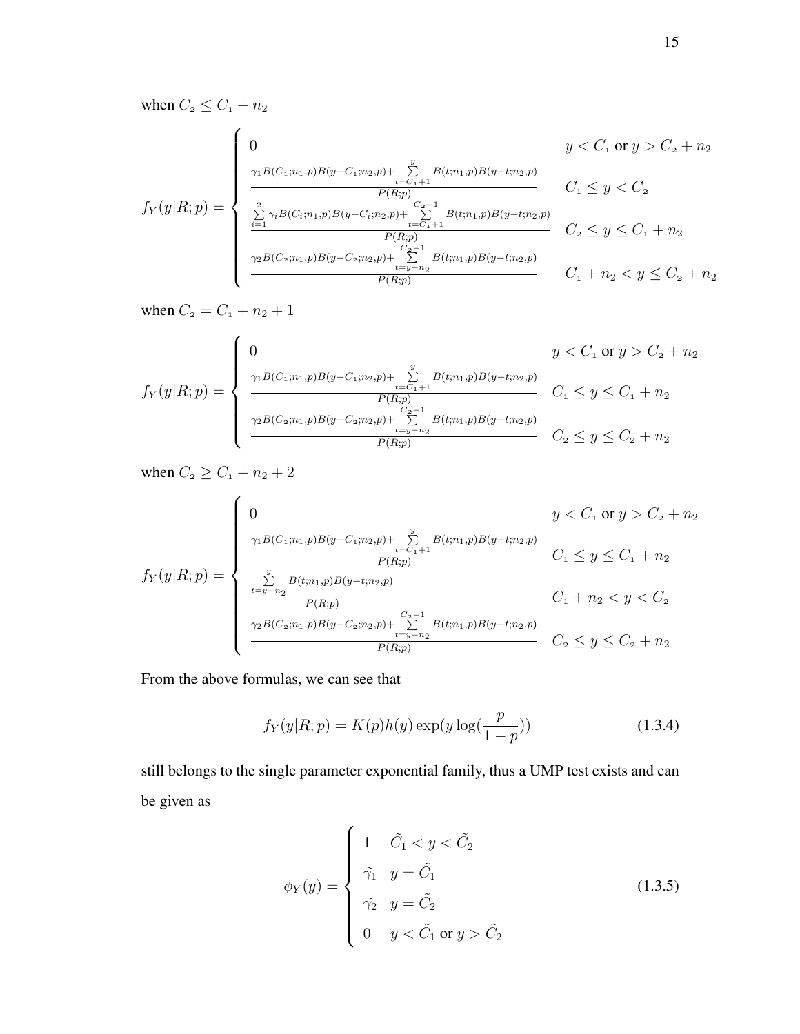when $C_2 \leq C_1 + n_2$

$$
f_Y(y|R;p) = \begin{cases} 0 & y < C_1 \text{ or } y > C_2 + n_2 \\ \frac{\gamma_1 B(C_1;n_1,p)B(y-C_1;n_2,p) + \sum\limits_{t=C_1+1}^{y} B(t;n_1,p)B(y-t;n_2,p)}{P(R;p)} & C_1 \leq y < C_2 \\ \frac{\sum\limits_{i=1}^{2} \gamma_i B(C_i;n_1,p)B(y-C_i;n_2,p) + \sum\limits_{t=C_1+1}^{C_2-1} B(t;n_1,p)B(y-t;n_2,p)}{P(R;p)} & C_2 \leq y \leq C_1 + n_2 \\ \frac{\gamma_2 B(C_2;n_1,p)B(y-C_2;n_2,p) + \sum\limits_{t=y-n_2}^{C_2-1} B(t;n_1,p)B(y-t;n_2,p)}{P(R;p)} & C_1 + n_2 < y \leq C_2 + n_2 \end{cases}
$$

when $C_2 = C_1 + n_2 + 1$

$$
f_Y(y|R;p) = \begin{cases} 0 & y < C_1 \text{ or } y > C_2 + n_2 \\ \frac{\gamma_1 B(C_1;n_1,p)B(y-C_1;n_2,p) + \sum\limits_{t=C_1+1}^{y} B(t;n_1,p)B(y-t;n_2,p)}{P(R;p)} & C_1 \leq y \leq C_1 + n_2 \\ \frac{\gamma_2 B(C_2;n_1,p)B(y-C_2;n_2,p) + \sum\limits_{t=y-n_2}^{C_2-1} B(t;n_1,p)B(y-t;n_2,p)}{P(R;p)} & C_2 \leq y \leq C_2 + n_2 \end{cases}
$$

when $C_2 \geq C_1 + n_2 + 2$

$$
f_Y(y|R;p) = \begin{cases} 0 & y < C_1 \text{ or } y > C_2 + n_2 \\ \frac{\gamma_1 B(C_1;n_1,p)B(y-C_1;n_2,p) + \sum\limits_{t=C_1+1}^{y} B(t;n_1,p)B(y-t;n_2,p)}{P(R;p)} & C_1 \leq y \leq C_1 + n_2 \\ \frac{\sum\limits_{t=y-n_2}^{y} B(t;n_1,p)B(y-t;n_2,p)}{P(R;p)} & C_1 + n_2 < y < C_2 \\ \frac{\gamma_2 B(C_2;n_1,p)B(y-C_2;n_2,p) + \sum\limits_{t=y-n_2}^{C_2-1} B(t;n_1,p)B(y-t;n_2,p)}{P(R;p)} & C_2 \leq y \leq C_2 + n_2 \end{cases}
$$

From the above formulas, we can see that

$$
f_Y(y|R;p) = K(p)h(y)\exp(y\log(\frac{p}{1-p})) \tag{1.3.4}
$$

still belongs to the single parameter exponential family, thus a UMP test exists and can be given as

$$
\phi_Y(y) = \begin{cases} 1 & \tilde{C}_1 < y < \tilde{C}_2 \\ \tilde{\gamma}_1 & y = \tilde{C}_1 \\ \tilde{\gamma}_2 & y = \tilde{C}_2 \\ 0 & y < \tilde{C}_1 \text{ or } y > \tilde{C}_2 \end{cases} \tag{1.3.5}
$$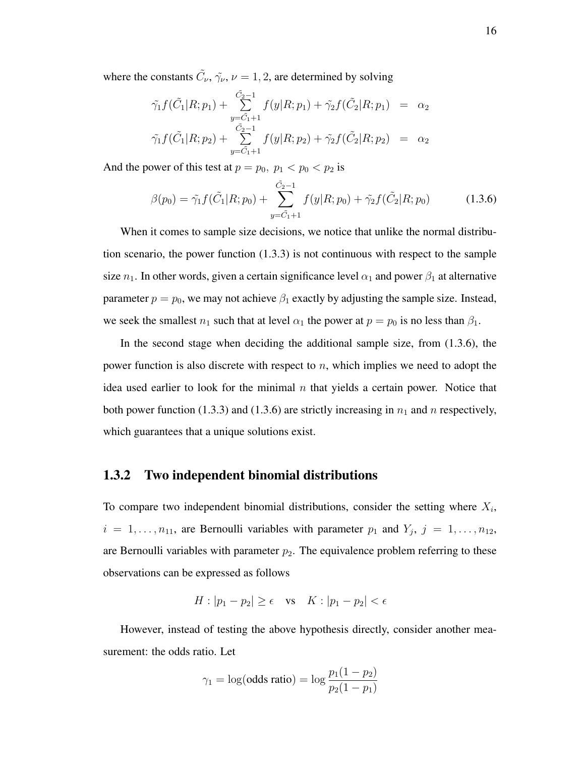where the constants $\tilde{C}_\nu$, $\tilde{\gamma}_\nu$, $\nu = 1, 2$, are determined by solving

$$
\begin{aligned}
\tilde{\gamma}_1 f(\tilde{C}_1|R; p_1) + \sum_{y=\tilde{C}_1+1}^{\tilde{C}_2-1} f(y|R; p_1) + \tilde{\gamma}_2 f(\tilde{C}_2|R; p_1) &= \alpha_2 \\
\tilde{\gamma}_1 f(\tilde{C}_1|R; p_2) + \sum_{y=\tilde{C}_1+1}^{\tilde{C}_2-1} f(y|R; p_2) + \tilde{\gamma}_2 f(\tilde{C}_2|R; p_2) &= \alpha_2
\end{aligned}
$$

And the power of this test at $p = p_0,\ p_1 < p_0 < p_2$ is

$$
\beta(p_0) = \tilde{\gamma}_1 f(\tilde{C}_1|R; p_0) + \sum_{y=\tilde{C}_1+1}^{\tilde{C}_2-1} f(y|R; p_0) + \tilde{\gamma}_2 f(\tilde{C}_2|R; p_0) \tag{1.3.6}
$$

When it comes to sample size decisions, we notice that unlike the normal distribution scenario, the power function (1.3.3) is not continuous with respect to the sample size $n_1$. In other words, given a certain significance level $\alpha_1$ and power $\beta_1$ at alternative parameter $p = p_0$, we may not achieve $\beta_1$ exactly by adjusting the sample size. Instead, we seek the smallest $n_1$ such that at level $\alpha_1$ the power at $p = p_0$ is no less than $\beta_1$.

In the second stage when deciding the additional sample size, from (1.3.6), the power function is also discrete with respect to $n$, which implies we need to adopt the idea used earlier to look for the minimal $n$ that yields a certain power. Notice that both power function (1.3.3) and (1.3.6) are strictly increasing in $n_1$ and $n$ respectively, which guarantees that a unique solutions exist.

### 1.3.2 Two independent binomial distributions

To compare two independent binomial distributions, consider the setting where $X_i$, $i = 1, \ldots, n_{11}$, are Bernoulli variables with parameter $p_1$ and $Y_j$, $j = 1, \ldots, n_{12}$, are Bernoulli variables with parameter $p_2$. The equivalence problem referring to these observations can be expressed as follows

$$
H : |p_1 - p_2| \geq \epsilon \quad \text{vs} \quad K : |p_1 - p_2| < \epsilon
$$

However, instead of testing the above hypothesis directly, consider another measurement: the odds ratio. Let

$$
\gamma_1 = \log(\text{odds ratio}) = \log \frac{p_1(1 - p_2)}{p_2(1 - p_1)}
$$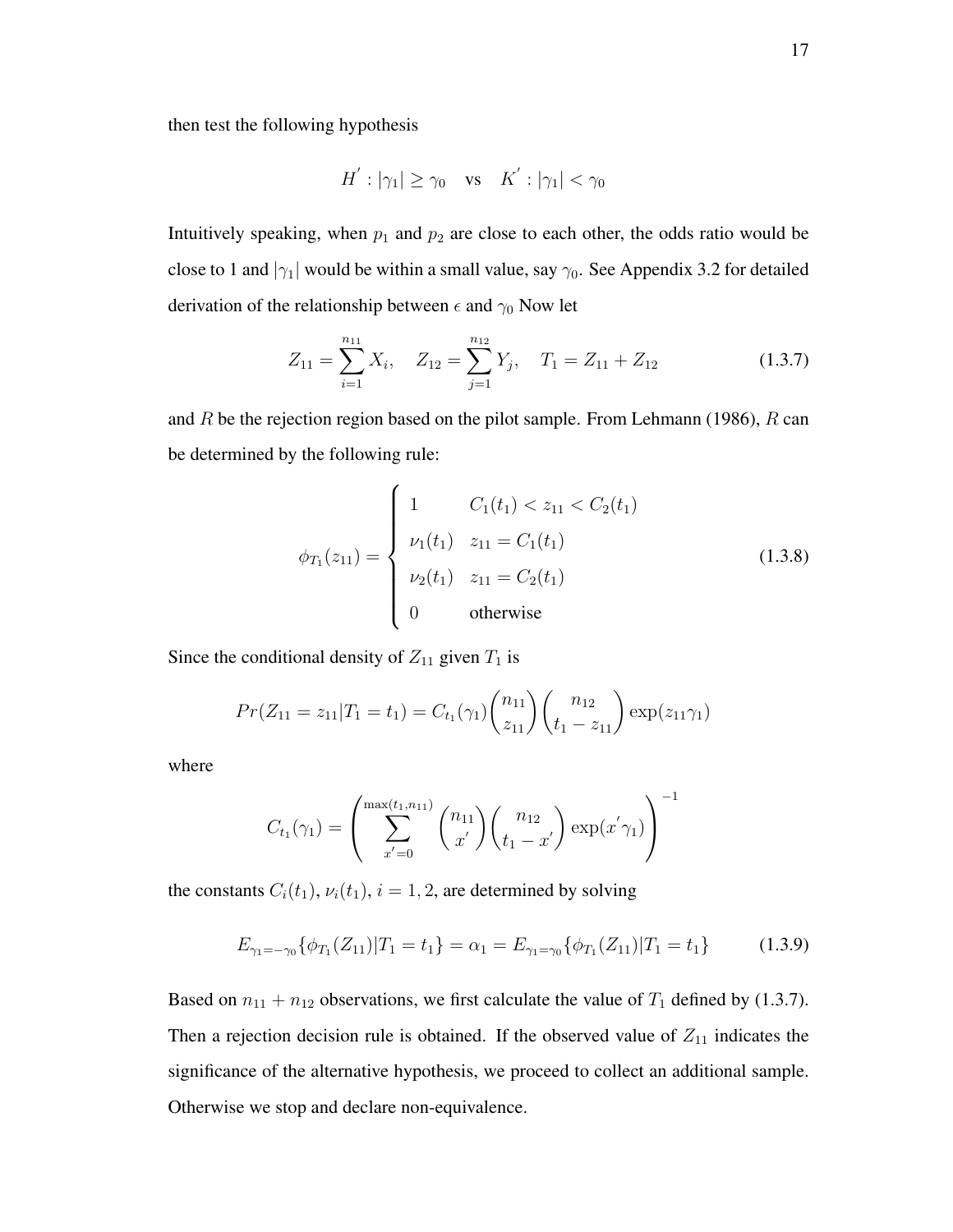then test the following hypothesis

$$H^{'}: |\gamma_1| \geq \gamma_0 \quad \text{vs} \quad K^{'}: |\gamma_1| < \gamma_0$$

Intuitively speaking, when $p_1$ and $p_2$ are close to each other, the odds ratio would be close to 1 and $|\gamma_1|$ would be within a small value, say $\gamma_0$. See Appendix 3.2 for detailed derivation of the relationship between $\epsilon$ and $\gamma_0$ Now let

$$Z_{11} = \sum_{i=1}^{n_{11}} X_i, \quad Z_{12} = \sum_{j=1}^{n_{12}} Y_j, \quad T_1 = Z_{11} + Z_{12} \tag{1.3.7}$$

and $R$ be the rejection region based on the pilot sample. From Lehmann (1986), $R$ can be determined by the following rule:

$$\phi_{T_1}(z_{11}) = \begin{cases} 1 & C_1(t_1) < z_{11} < C_2(t_1) \\ \nu_1(t_1) & z_{11} = C_1(t_1) \\ \nu_2(t_1) & z_{11} = C_2(t_1) \\ 0 & \text{otherwise} \end{cases} \tag{1.3.8}$$

Since the conditional density of $Z_{11}$ given $T_1$ is

$$Pr(Z_{11} = z_{11}|T_1 = t_1) = C_{t_1}(\gamma_1)\binom{n_{11}}{z_{11}}\binom{n_{12}}{t_1 - z_{11}}\exp(z_{11}\gamma_1)$$

where

$$C_{t_1}(\gamma_1) = \left(\sum_{x^{'}=0}^{\max(t_1,n_{11})}\binom{n_{11}}{x^{'}}\binom{n_{12}}{t_1 - x^{'}}\exp(x^{'}\gamma_1)\right)^{-1}$$

the constants $C_i(t_1)$, $\nu_i(t_1)$, $i = 1, 2$, are determined by solving

$$E_{\gamma_1=-\gamma_0}\{\phi_{T_1}(Z_{11})|T_1 = t_1\} = \alpha_1 = E_{\gamma_1=\gamma_0}\{\phi_{T_1}(Z_{11})|T_1 = t_1\} \tag{1.3.9}$$

Based on $n_{11} + n_{12}$ observations, we first calculate the value of $T_1$ defined by (1.3.7). Then a rejection decision rule is obtained. If the observed value of $Z_{11}$ indicates the significance of the alternative hypothesis, we proceed to collect an additional sample. Otherwise we stop and declare non-equivalence.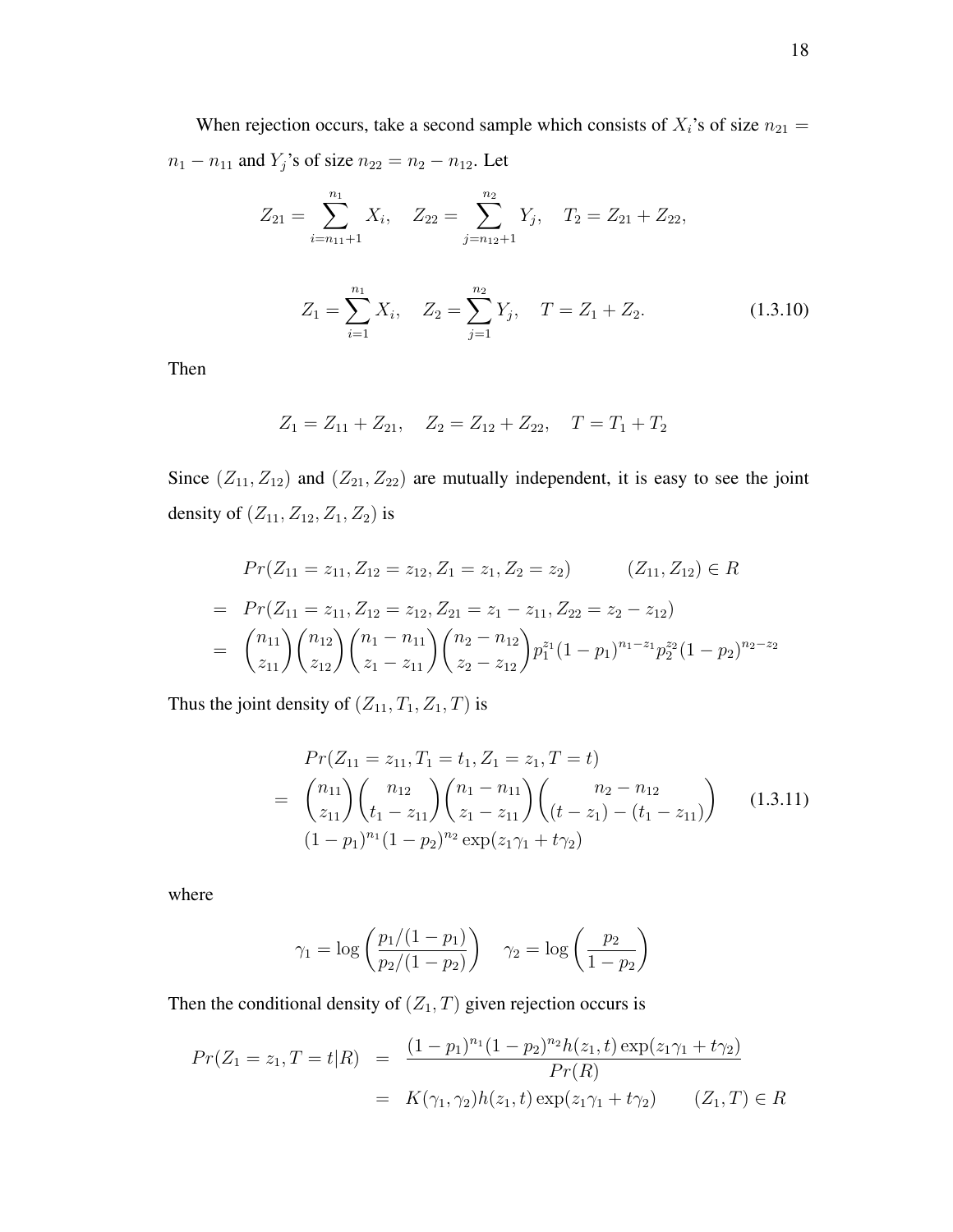When rejection occurs, take a second sample which consists of $X_i$'s of size $n_{21} = n_1 - n_{11}$ and $Y_j$'s of size $n_{22} = n_2 - n_{12}$. Let

$$Z_{21} = \sum_{i=n_{11}+1}^{n_1} X_i, \quad Z_{22} = \sum_{j=n_{12}+1}^{n_2} Y_j, \quad T_2 = Z_{21} + Z_{22},$$

$$Z_1 = \sum_{i=1}^{n_1} X_i, \quad Z_2 = \sum_{j=1}^{n_2} Y_j, \quad T = Z_1 + Z_2. \tag{1.3.10}$$

Then

$$Z_1 = Z_{11} + Z_{21}, \quad Z_2 = Z_{12} + Z_{22}, \quad T = T_1 + T_2$$

Since $(Z_{11}, Z_{12})$ and $(Z_{21}, Z_{22})$ are mutually independent, it is easy to see the joint density of $(Z_{11}, Z_{12}, Z_1, Z_2)$ is

$$\begin{aligned}
& Pr(Z_{11} = z_{11}, Z_{12} = z_{12}, Z_1 = z_1, Z_2 = z_2) \qquad (Z_{11}, Z_{12}) \in R \\
= \; & Pr(Z_{11} = z_{11}, Z_{12} = z_{12}, Z_{21} = z_1 - z_{11}, Z_{22} = z_2 - z_{12}) \\
= \; & \binom{n_{11}}{z_{11}}\binom{n_{12}}{z_{12}}\binom{n_1 - n_{11}}{z_1 - z_{11}}\binom{n_2 - n_{12}}{z_2 - z_{12}} p_1^{z_1}(1-p_1)^{n_1 - z_1} p_2^{z_2}(1-p_2)^{n_2 - z_2}
\end{aligned}$$

Thus the joint density of $(Z_{11}, T_1, Z_1, T)$ is

$$\begin{aligned}
& Pr(Z_{11} = z_{11}, T_1 = t_1, Z_1 = z_1, T = t) \\
= \; & \binom{n_{11}}{z_{11}}\binom{n_{12}}{t_1 - z_{11}}\binom{n_1 - n_{11}}{z_1 - z_{11}}\binom{n_2 - n_{12}}{(t - z_1) - (t_1 - z_{11})} \\
& (1-p_1)^{n_1}(1-p_2)^{n_2} \exp(z_1\gamma_1 + t\gamma_2)
\end{aligned} \tag{1.3.11}$$

where

$$\gamma_1 = \log\left(\frac{p_1/(1-p_1)}{p_2/(1-p_2)}\right) \quad \gamma_2 = \log\left(\frac{p_2}{1-p_2}\right)$$

Then the conditional density of $(Z_1, T)$ given rejection occurs is

$$\begin{aligned}
Pr(Z_1 = z_1, T = t | R) &= \frac{(1-p_1)^{n_1}(1-p_2)^{n_2} h(z_1, t)\exp(z_1\gamma_1 + t\gamma_2)}{Pr(R)} \\
&= K(\gamma_1, \gamma_2) h(z_1, t) \exp(z_1\gamma_1 + t\gamma_2) \qquad (Z_1, T) \in R
\end{aligned}$$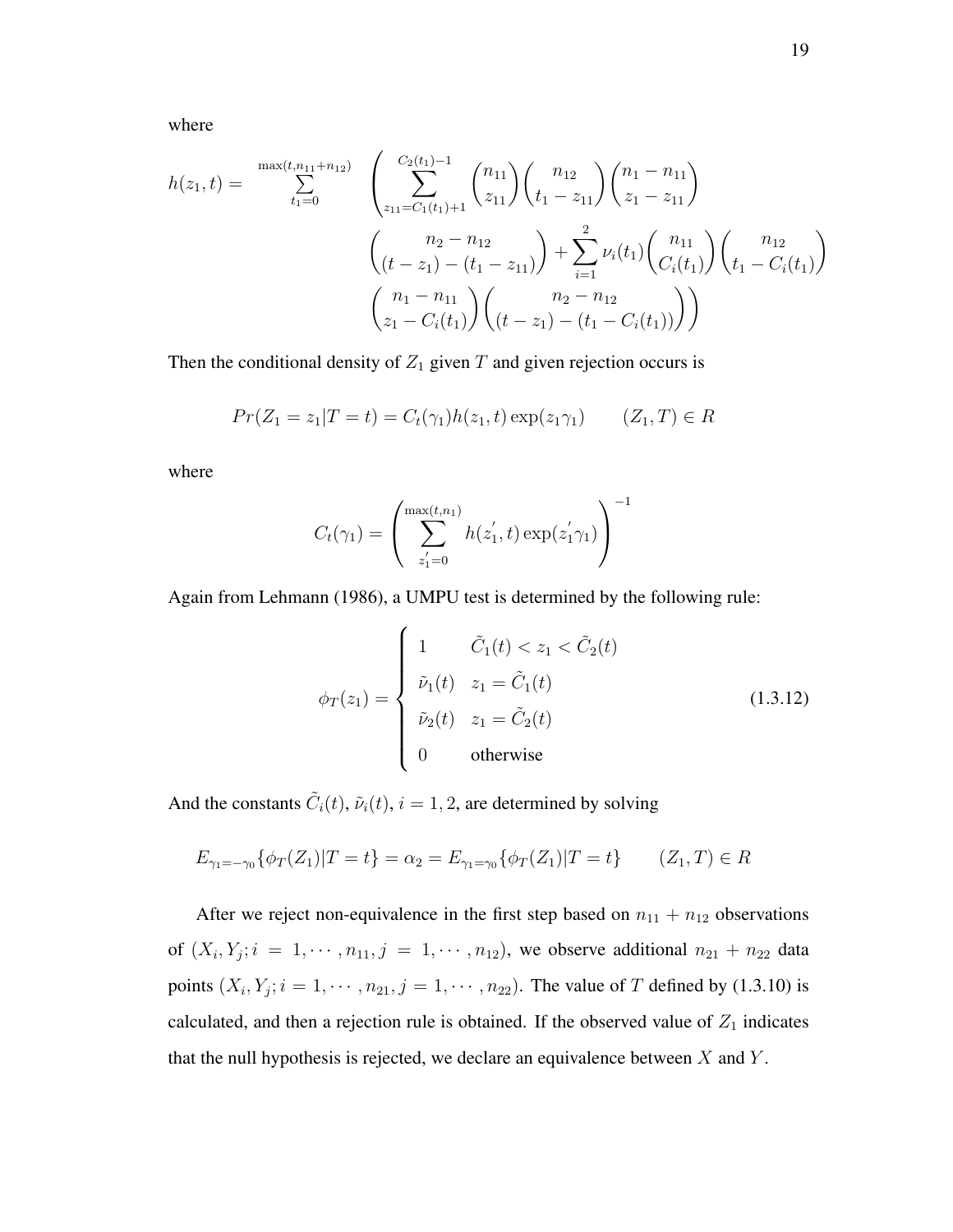where

$$h(z_1, t) = \sum_{t_1=0}^{\max(t, n_{11}+n_{12})} \left( \sum_{z_{11}=C_1(t_1)+1}^{C_2(t_1)-1} \binom{n_{11}}{z_{11}} \binom{n_{12}}{t_1 - z_{11}} \binom{n_1 - n_{11}}{z_1 - z_{11}} \binom{n_2 - n_{12}}{(t - z_1) - (t_1 - z_{11})} + \sum_{i=1}^{2} \nu_i(t_1) \binom{n_{11}}{C_i(t_1)} \binom{n_{12}}{t_1 - C_i(t_1)} \binom{n_1 - n_{11}}{z_1 - C_i(t_1)} \binom{n_2 - n_{12}}{(t - z_1) - (t_1 - C_i(t_1))} \right)$$

Then the conditional density of $Z_1$ given $T$ and given rejection occurs is

$$Pr(Z_1 = z_1 | T = t) = C_t(\gamma_1) h(z_1, t) \exp(z_1 \gamma_1) \qquad (Z_1, T) \in R$$

where

$$C_t(\gamma_1) = \left( \sum_{z_1^{'}=0}^{\max(t, n_1)} h(z_1^{'}, t) \exp(z_1^{'} \gamma_1) \right)^{-1}$$

Again from Lehmann (1986), a UMPU test is determined by the following rule:

$$\phi_T(z_1) = \begin{cases} 1 & \tilde{C}_1(t) < z_1 < \tilde{C}_2(t) \\ \tilde{\nu}_1(t) & z_1 = \tilde{C}_1(t) \\ \tilde{\nu}_2(t) & z_1 = \tilde{C}_2(t) \\ 0 & \text{otherwise} \end{cases} \tag{1.3.12}$$

And the constants $\tilde{C}_i(t)$, $\tilde{\nu}_i(t)$, $i = 1, 2$, are determined by solving

$$E_{\gamma_1 = -\gamma_0}\{\phi_T(Z_1) | T = t\} = \alpha_2 = E_{\gamma_1 = \gamma_0}\{\phi_T(Z_1) | T = t\} \qquad (Z_1, T) \in R$$

After we reject non-equivalence in the first step based on $n_{11} + n_{12}$ observations of $(X_i, Y_j; i = 1, \cdots, n_{11}, j = 1, \cdots, n_{12})$, we observe additional $n_{21} + n_{22}$ data points $(X_i, Y_j; i = 1, \cdots, n_{21}, j = 1, \cdots, n_{22})$. The value of $T$ defined by (1.3.10) is calculated, and then a rejection rule is obtained. If the observed value of $Z_1$ indicates that the null hypothesis is rejected, we declare an equivalence between $X$ and $Y$.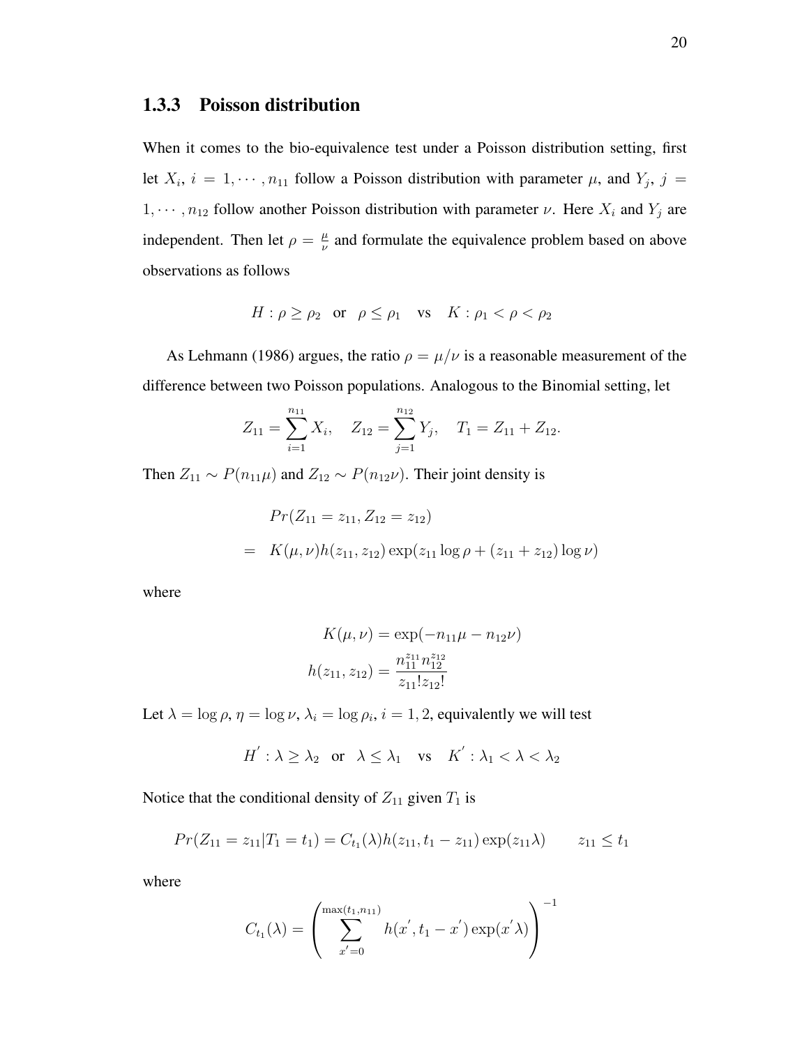### 1.3.3 Poisson distribution

When it comes to the bio-equivalence test under a Poisson distribution setting, first let $X_i$, $i = 1, \cdots, n_{11}$ follow a Poisson distribution with parameter $\mu$, and $Y_j$, $j = 1, \cdots, n_{12}$ follow another Poisson distribution with parameter $\nu$. Here $X_i$ and $Y_j$ are independent. Then let $\rho = \frac{\mu}{\nu}$ and formulate the equivalence problem based on above observations as follows

$$H : \rho \geq \rho_2 \quad \text{or} \quad \rho \leq \rho_1 \quad \text{vs} \quad K : \rho_1 < \rho < \rho_2$$

As Lehmann (1986) argues, the ratio $\rho = \mu/\nu$ is a reasonable measurement of the difference between two Poisson populations. Analogous to the Binomial setting, let

$$Z_{11} = \sum_{i=1}^{n_{11}} X_i, \quad Z_{12} = \sum_{j=1}^{n_{12}} Y_j, \quad T_1 = Z_{11} + Z_{12}.$$

Then $Z_{11} \sim P(n_{11}\mu)$ and $Z_{12} \sim P(n_{12}\nu)$. Their joint density is

$$\begin{aligned}
& Pr(Z_{11} = z_{11}, Z_{12} = z_{12}) \\
= \quad & K(\mu, \nu) h(z_{11}, z_{12}) \exp(z_{11} \log \rho + (z_{11} + z_{12}) \log \nu)
\end{aligned}$$

where

$$K(\mu, \nu) = \exp(-n_{11}\mu - n_{12}\nu)$$
$$h(z_{11}, z_{12}) = \frac{n_{11}^{z_{11}} n_{12}^{z_{12}}}{z_{11}! z_{12}!}$$

Let $\lambda = \log \rho$, $\eta = \log \nu$, $\lambda_i = \log \rho_i$, $i = 1, 2$, equivalently we will test

$$H^{'} : \lambda \geq \lambda_2 \quad \text{or} \quad \lambda \leq \lambda_1 \quad \text{vs} \quad K^{'} : \lambda_1 < \lambda < \lambda_2$$

Notice that the conditional density of $Z_{11}$ given $T_1$ is

$$Pr(Z_{11} = z_{11} | T_1 = t_1) = C_{t_1}(\lambda) h(z_{11}, t_1 - z_{11}) \exp(z_{11}\lambda) \qquad z_{11} \leq t_1$$

where

$$C_{t_1}(\lambda) = \left( \sum_{x^{'}=0}^{\max(t_1, n_{11})} h(x^{'}, t_1 - x^{'}) \exp(x^{'}\lambda) \right)^{-1}$$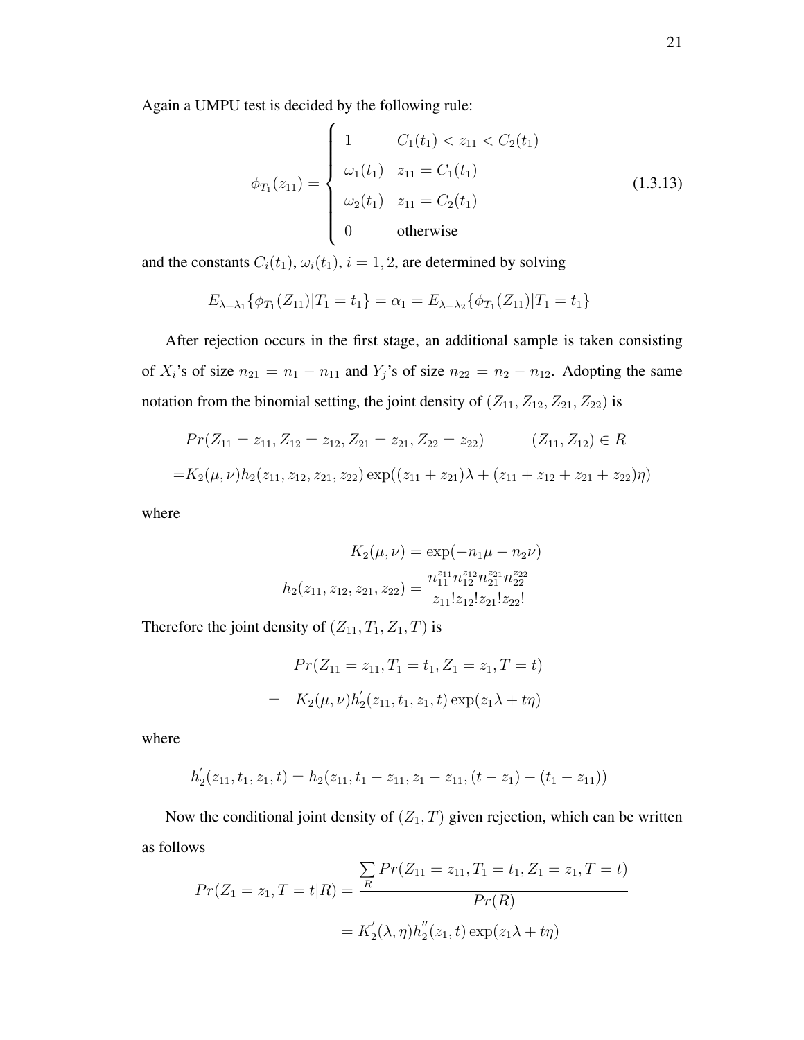Again a UMPU test is decided by the following rule:

$$
\phi_{T_1}(z_{11}) = \begin{cases} 1 & C_1(t_1) < z_{11} < C_2(t_1) \\ \omega_1(t_1) & z_{11} = C_1(t_1) \\ \omega_2(t_1) & z_{11} = C_2(t_1) \\ 0 & \text{otherwise} \end{cases} \tag{1.3.13}
$$

and the constants $C_i(t_1), \omega_i(t_1)$, $i = 1, 2$, are determined by solving

$$
E_{\lambda=\lambda_1}\{\phi_{T_1}(Z_{11})|T_1 = t_1\} = \alpha_1 = E_{\lambda=\lambda_2}\{\phi_{T_1}(Z_{11})|T_1 = t_1\}
$$

After rejection occurs in the first stage, an additional sample is taken consisting of $X_i$'s of size $n_{21} = n_1 - n_{11}$ and $Y_j$'s of size $n_{22} = n_2 - n_{12}$. Adopting the same notation from the binomial setting, the joint density of $(Z_{11}, Z_{12}, Z_{21}, Z_{22})$ is

$$
\begin{aligned}
&Pr(Z_{11} = z_{11}, Z_{12} = z_{12}, Z_{21} = z_{21}, Z_{22} = z_{22}) \qquad (Z_{11}, Z_{12}) \in R \\
=&K_2(\mu, \nu) h_2(z_{11}, z_{12}, z_{21}, z_{22}) \exp((z_{11} + z_{21})\lambda + (z_{11} + z_{12} + z_{21} + z_{22})\eta)
\end{aligned}
$$

where

$$
\begin{aligned}
K_2(\mu, \nu) &= \exp(-n_1\mu - n_2\nu) \\
h_2(z_{11}, z_{12}, z_{21}, z_{22}) &= \frac{n_{11}^{z_{11}} n_{12}^{z_{12}} n_{21}^{z_{21}} n_{22}^{z_{22}}}{z_{11}! z_{12}! z_{21}! z_{22}!}
\end{aligned}
$$

Therefore the joint density of $(Z_{11}, T_1, Z_1, T)$ is

$$
\begin{aligned}
& Pr(Z_{11} = z_{11}, T_1 = t_1, Z_1 = z_1, T = t) \\
= \quad & K_2(\mu, \nu) h_2^{'}(z_{11}, t_1, z_1, t) \exp(z_1\lambda + t\eta)
\end{aligned}
$$

where

$$
h_2^{'}(z_{11}, t_1, z_1, t) = h_2(z_{11}, t_1 - z_{11}, z_1 - z_{11}, (t - z_1) - (t_1 - z_{11}))
$$

Now the conditional joint density of $(Z_1, T)$ given rejection, which can be written as follows

$$
\begin{aligned}
Pr(Z_1 = z_1, T = t|R) &= \frac{\sum_R Pr(Z_{11} = z_{11}, T_1 = t_1, Z_1 = z_1, T = t)}{Pr(R)} \\
&= K_2^{'}(\lambda, \eta) h_2^{''}(z_1, t) \exp(z_1\lambda + t\eta)
\end{aligned}
$$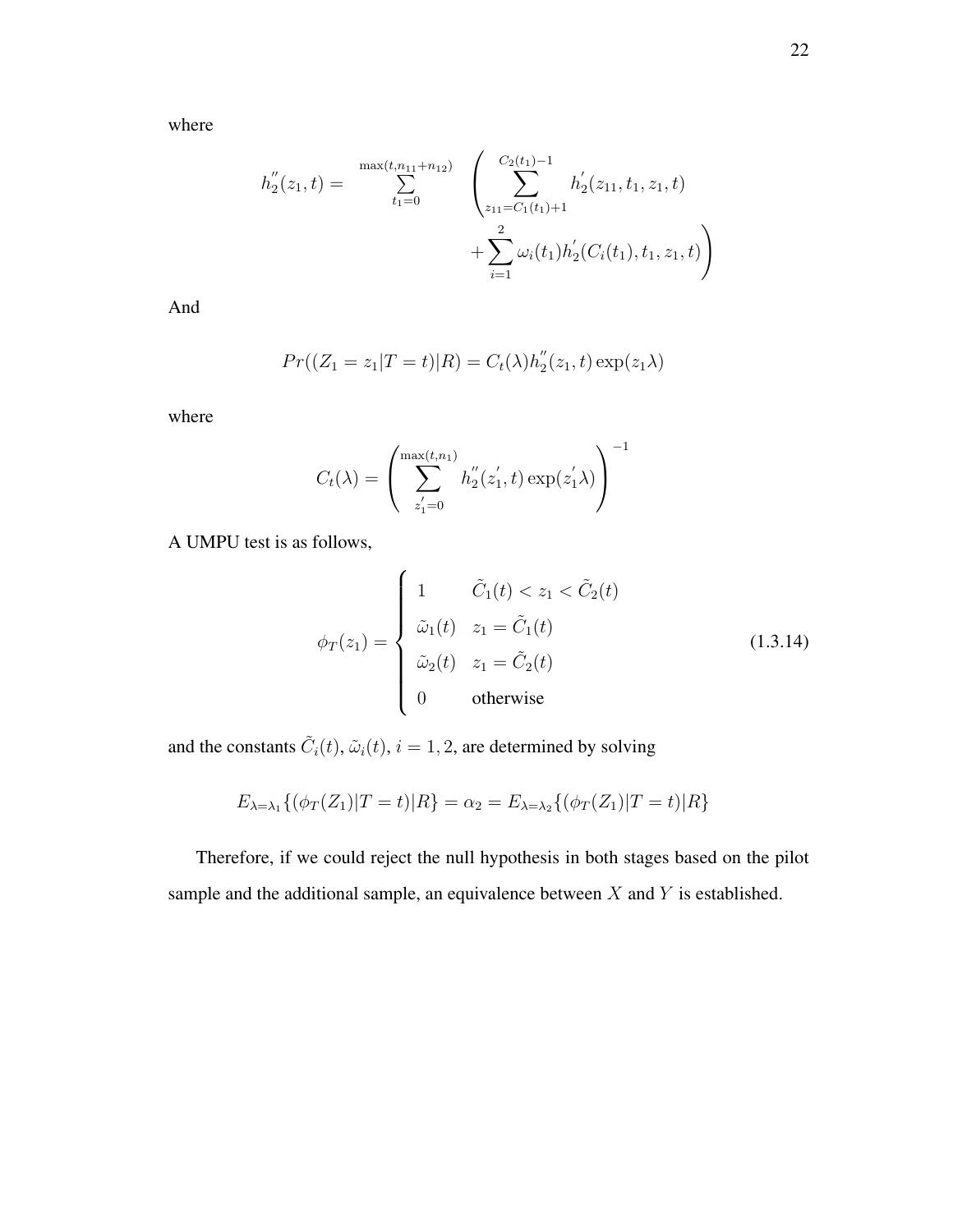where

$$h_2^{''}(z_1, t) = \sum_{t_1=0}^{\max(t, n_{11}+n_{12})} \left( \sum_{z_{11}=C_1(t_1)+1}^{C_2(t_1)-1} h_2^{'}(z_{11}, t_1, z_1, t) + \sum_{i=1}^{2} \omega_i(t_1) h_2^{'}(C_i(t_1), t_1, z_1, t) \right)$$

And

$$Pr((Z_1 = z_1 | T = t) | R) = C_t(\lambda) h_2^{''}(z_1, t) \exp(z_1 \lambda)$$

where

$$C_t(\lambda) = \left( \sum_{z_1^{'}=0}^{\max(t, n_1)} h_2^{''}(z_1^{'}, t) \exp(z_1^{'} \lambda) \right)^{-1}$$

A UMPU test is as follows,

$$\phi_T(z_1) = \begin{cases} 1 & \tilde{C}_1(t) < z_1 < \tilde{C}_2(t) \\ \tilde{\omega}_1(t) & z_1 = \tilde{C}_1(t) \\ \tilde{\omega}_2(t) & z_1 = \tilde{C}_2(t) \\ 0 & \text{otherwise} \end{cases} \tag{1.3.14}$$

and the constants $\tilde{C}_i(t)$, $\tilde{\omega}_i(t)$, $i = 1, 2$, are determined by solving

$$E_{\lambda=\lambda_1}\{(\phi_T(Z_1)|T = t)|R\} = \alpha_2 = E_{\lambda=\lambda_2}\{(\phi_T(Z_1)|T = t)|R\}$$

Therefore, if we could reject the null hypothesis in both stages based on the pilot sample and the additional sample, an equivalence between $X$ and $Y$ is established.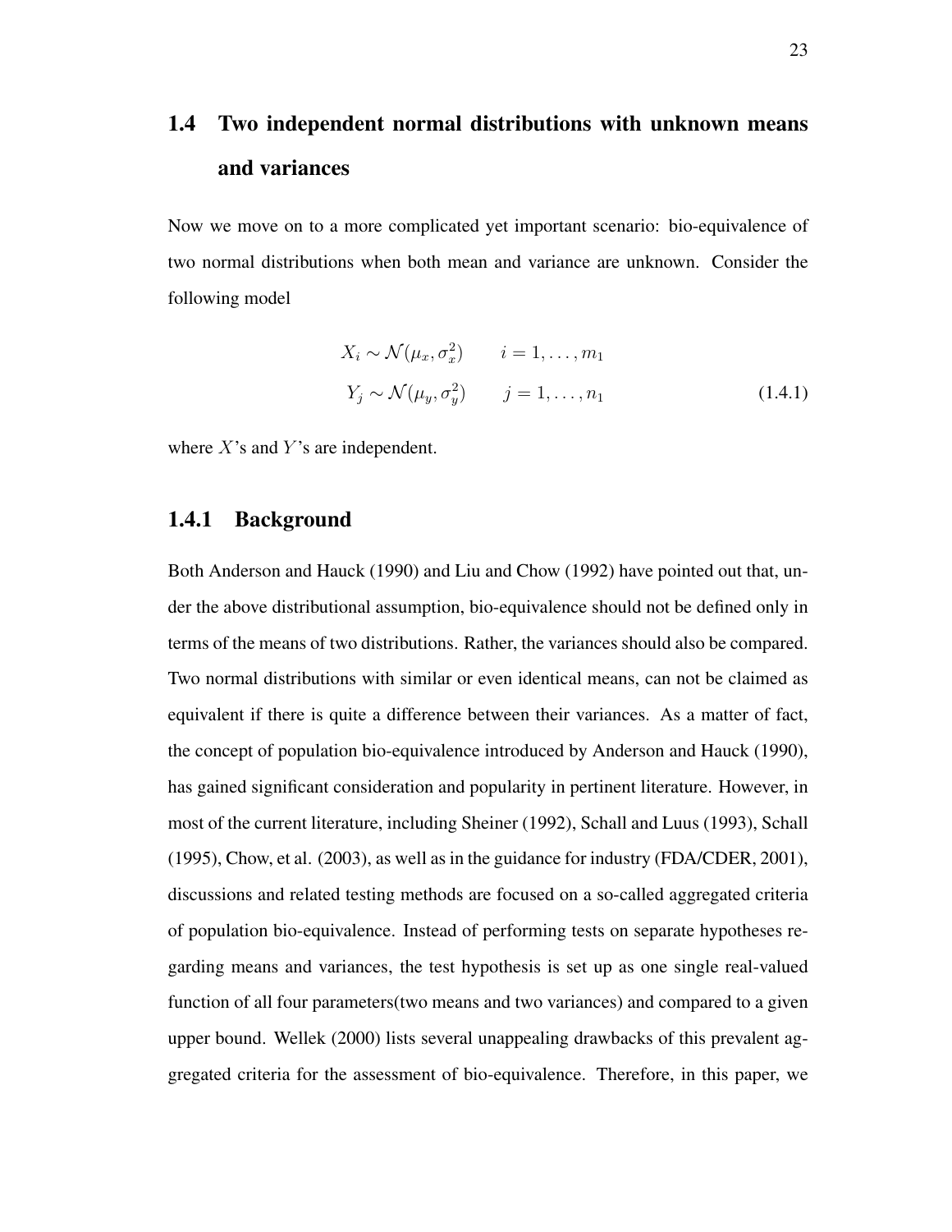## 1.4 Two independent normal distributions with unknown means and variances

Now we move on to a more complicated yet important scenario: bio-equivalence of two normal distributions when both mean and variance are unknown. Consider the following model

$$
\begin{aligned}
X_i &\sim \mathcal{N}(\mu_x, \sigma_x^2) \qquad i = 1, \ldots, m_1 \\
Y_j &\sim \mathcal{N}(\mu_y, \sigma_y^2) \qquad j = 1, \ldots, n_1
\end{aligned} \tag{1.4.1}
$$

where $X$'s and $Y$'s are independent.

### 1.4.1 Background

Both Anderson and Hauck (1990) and Liu and Chow (1992) have pointed out that, under the above distributional assumption, bio-equivalence should not be defined only in terms of the means of two distributions. Rather, the variances should also be compared. Two normal distributions with similar or even identical means, can not be claimed as equivalent if there is quite a difference between their variances. As a matter of fact, the concept of population bio-equivalence introduced by Anderson and Hauck (1990), has gained significant consideration and popularity in pertinent literature. However, in most of the current literature, including Sheiner (1992), Schall and Luus (1993), Schall (1995), Chow, et al. (2003), as well as in the guidance for industry (FDA/CDER, 2001), discussions and related testing methods are focused on a so-called aggregated criteria of population bio-equivalence. Instead of performing tests on separate hypotheses regarding means and variances, the test hypothesis is set up as one single real-valued function of all four parameters(two means and two variances) and compared to a given upper bound. Wellek (2000) lists several unappealing drawbacks of this prevalent aggregated criteria for the assessment of bio-equivalence. Therefore, in this paper, we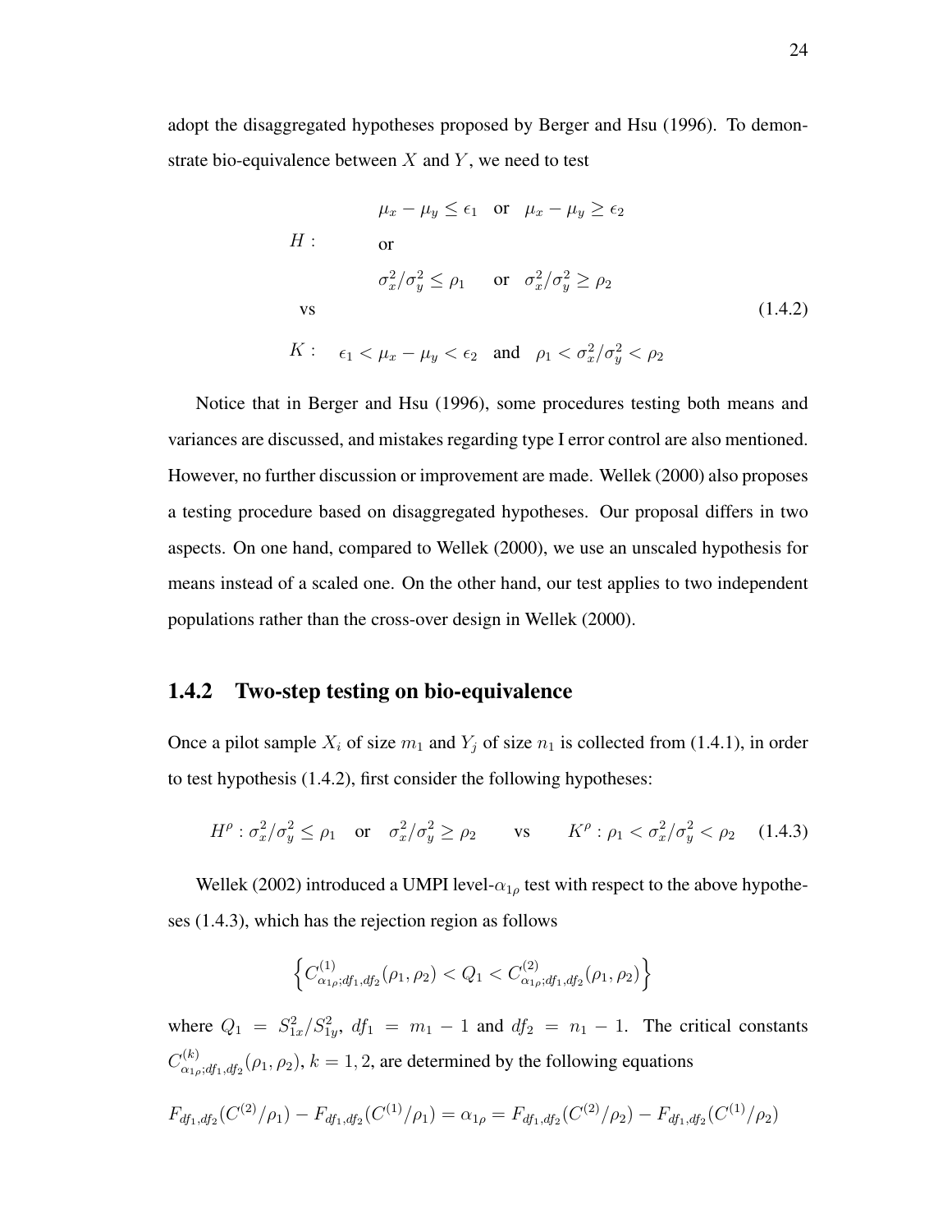adopt the disaggregated hypotheses proposed by Berger and Hsu (1996). To demonstrate bio-equivalence between $X$ and $Y$, we need to test

$$
\begin{aligned}
H: \quad & \mu_x - \mu_y \leq \epsilon_1 \quad \text{or} \quad \mu_x - \mu_y \geq \epsilon_2 \\
& \text{or} \\
& \sigma_x^2/\sigma_y^2 \leq \rho_1 \quad \text{or} \quad \sigma_x^2/\sigma_y^2 \geq \rho_2 \\
\text{vs} & \\
K: \quad & \epsilon_1 < \mu_x - \mu_y < \epsilon_2 \quad \text{and} \quad \rho_1 < \sigma_x^2/\sigma_y^2 < \rho_2
\end{aligned}
\tag{1.4.2}
$$

Notice that in Berger and Hsu (1996), some procedures testing both means and variances are discussed, and mistakes regarding type I error control are also mentioned. However, no further discussion or improvement are made. Wellek (2000) also proposes a testing procedure based on disaggregated hypotheses. Our proposal differs in two aspects. On one hand, compared to Wellek (2000), we use an unscaled hypothesis for means instead of a scaled one. On the other hand, our test applies to two independent populations rather than the cross-over design in Wellek (2000).

### 1.4.2 Two-step testing on bio-equivalence

Once a pilot sample $X_i$ of size $m_1$ and $Y_j$ of size $n_1$ is collected from (1.4.1), in order to test hypothesis (1.4.2), first consider the following hypotheses:

$$
H^\rho : \sigma_x^2/\sigma_y^2 \leq \rho_1 \quad \text{or} \quad \sigma_x^2/\sigma_y^2 \geq \rho_2 \qquad \text{vs} \qquad K^\rho : \rho_1 < \sigma_x^2/\sigma_y^2 < \rho_2 \tag{1.4.3}
$$

Wellek (2002) introduced a UMPI level-$\alpha_{1\rho}$ test with respect to the above hypotheses (1.4.3), which has the rejection region as follows

$$
\left\{ C^{(1)}_{\alpha_{1\rho};df_1,df_2}(\rho_1,\rho_2) < Q_1 < C^{(2)}_{\alpha_{1\rho};df_1,df_2}(\rho_1,\rho_2) \right\}
$$

where $Q_1 = S_{1x}^2/S_{1y}^2$, $df_1 = m_1 - 1$ and $df_2 = n_1 - 1$. The critical constants $C^{(k)}_{\alpha_{1\rho};df_1,df_2}(\rho_1,\rho_2)$, $k = 1, 2$, are determined by the following equations

$$
F_{df_1,df_2}(C^{(2)}/\rho_1) - F_{df_1,df_2}(C^{(1)}/\rho_1) = \alpha_{1\rho} = F_{df_1,df_2}(C^{(2)}/\rho_2) - F_{df_1,df_2}(C^{(1)}/\rho_2)
$$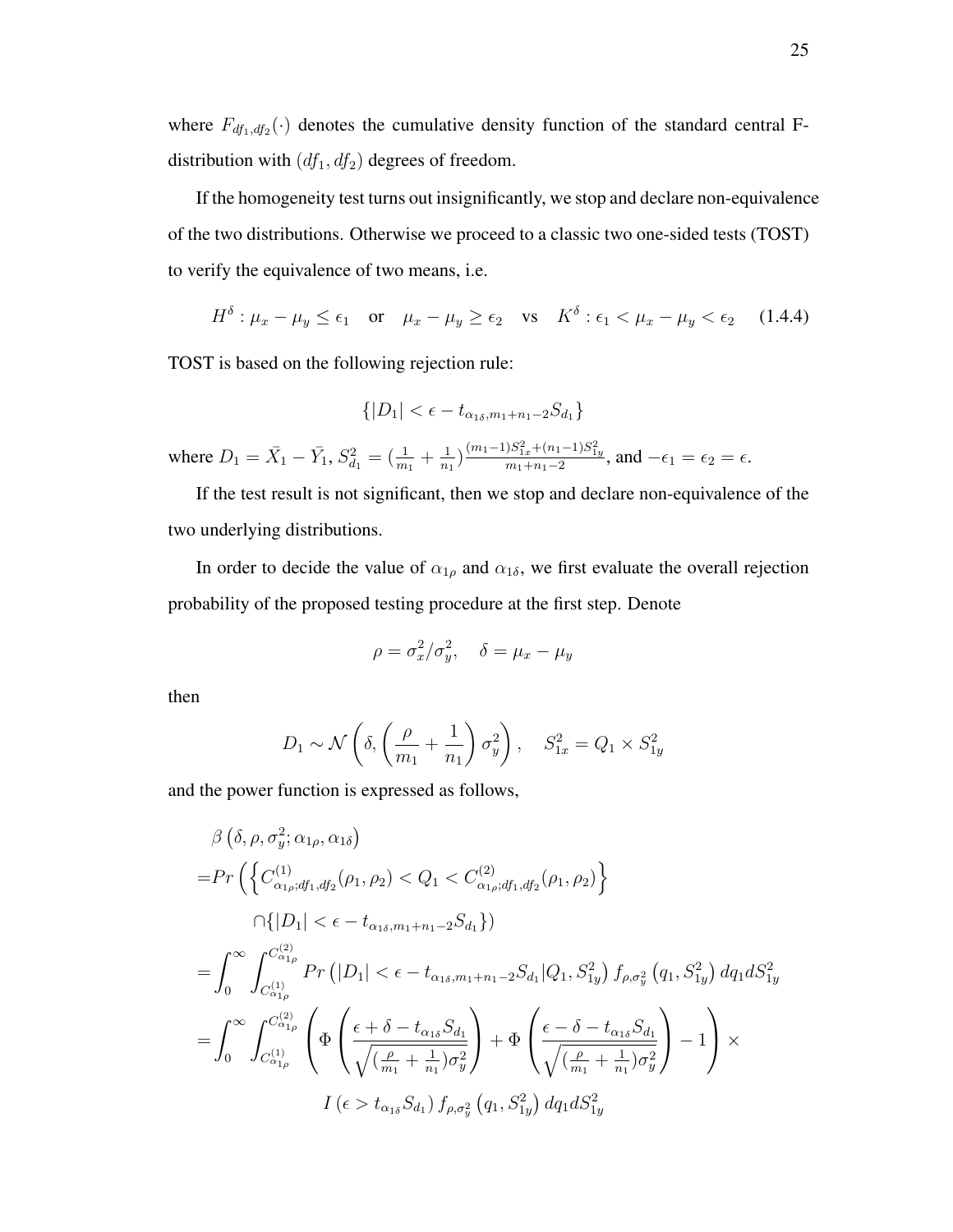where $F_{df_1,df_2}(\cdot)$ denotes the cumulative density function of the standard central F-distribution with $(df_1, df_2)$ degrees of freedom.

If the homogeneity test turns out insignificantly, we stop and declare non-equivalence of the two distributions. Otherwise we proceed to a classic two one-sided tests (TOST) to verify the equivalence of two means, i.e.

$$H^{\delta} : \mu_x - \mu_y \leq \epsilon_1 \quad \text{or} \quad \mu_x - \mu_y \geq \epsilon_2 \quad \text{vs} \quad K^{\delta} : \epsilon_1 < \mu_x - \mu_y < \epsilon_2 \qquad (1.4.4)$$

TOST is based on the following rejection rule:

$$\{|D_1| < \epsilon - t_{\alpha_{1\delta}, m_1+n_1-2} S_{d_1}\}$$

where $D_1 = \bar{X}_1 - \bar{Y}_1$, $S_{d_1}^2 = (\frac{1}{m_1} + \frac{1}{n_1})\frac{(m_1-1)S_{1x}^2 + (n_1-1)S_{1y}^2}{m_1+n_1-2}$, and $-\epsilon_1 = \epsilon_2 = \epsilon$.

If the test result is not significant, then we stop and declare non-equivalence of the two underlying distributions.

In order to decide the value of $\alpha_{1\rho}$ and $\alpha_{1\delta}$, we first evaluate the overall rejection probability of the proposed testing procedure at the first step. Denote

$$\rho = \sigma_x^2 / \sigma_y^2, \quad \delta = \mu_x - \mu_y$$

then

$$D_1 \sim \mathcal{N}\left(\delta, \left(\frac{\rho}{m_1} + \frac{1}{n_1}\right)\sigma_y^2\right), \quad S_{1x}^2 = Q_1 \times S_{1y}^2$$

and the power function is expressed as follows,

$$\begin{aligned}
&\beta\left(\delta, \rho, \sigma_y^2; \alpha_{1\rho}, \alpha_{1\delta}\right) \\
=& Pr\left(\left\{C^{(1)}_{\alpha_{1\rho};df_1,df_2}(\rho_1, \rho_2) < Q_1 < C^{(2)}_{\alpha_{1\rho};df_1,df_2}(\rho_1, \rho_2)\right\}\right. \\
&\qquad \left.\cap \{|D_1| < \epsilon - t_{\alpha_{1\delta}, m_1+n_1-2} S_{d_1}\}\right) \\
=& \int_0^{\infty} \int_{C^{(1)}_{\alpha_{1\rho}}}^{C^{(2)}_{\alpha_{1\rho}}} Pr\left(|D_1| < \epsilon - t_{\alpha_{1\delta}, m_1+n_1-2} S_{d_1} | Q_1, S_{1y}^2\right) f_{\rho, \sigma_y^2}\left(q_1, S_{1y}^2\right) dq_1 dS_{1y}^2 \\
=& \int_0^{\infty} \int_{C^{(1)}_{\alpha_{1\rho}}}^{C^{(2)}_{\alpha_{1\rho}}} \left(\Phi\left(\frac{\epsilon + \delta - t_{\alpha_{1\delta}} S_{d_1}}{\sqrt{(\frac{\rho}{m_1} + \frac{1}{n_1})\sigma_y^2}}\right) + \Phi\left(\frac{\epsilon - \delta - t_{\alpha_{1\delta}} S_{d_1}}{\sqrt{(\frac{\rho}{m_1} + \frac{1}{n_1})\sigma_y^2}}\right) - 1\right) \times \\
&\qquad I\left(\epsilon > t_{\alpha_{1\delta}} S_{d_1}\right) f_{\rho, \sigma_y^2}\left(q_1, S_{1y}^2\right) dq_1 dS_{1y}^2
\end{aligned}$$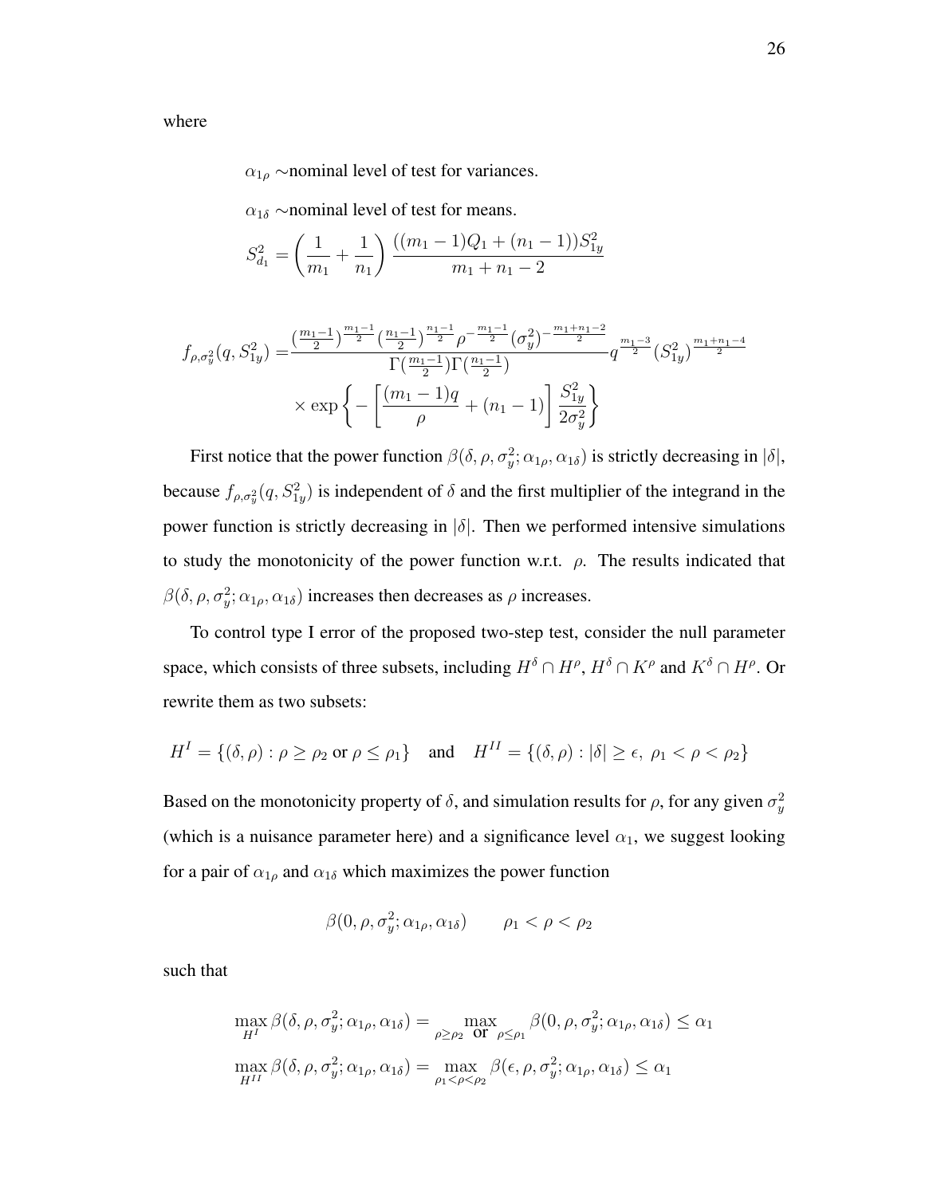where

$\alpha_{1\rho}$ ∼nominal level of test for variances.

$\alpha_{1\delta}$ ∼nominal level of test for means.

$$S_{d_1}^2 = \left(\frac{1}{m_1} + \frac{1}{n_1}\right) \frac{((m_1-1)Q_1 + (n_1-1))S_{1y}^2}{m_1+n_1-2}$$

$$\begin{aligned} f_{\rho,\sigma_y^2}(q, S_{1y}^2) =& \frac{(\frac{m_1-1}{2})^{\frac{m_1-1}{2}}(\frac{n_1-1}{2})^{\frac{n_1-1}{2}}\rho^{-\frac{m_1-1}{2}}(\sigma_y^2)^{-\frac{m_1+n_1-2}{2}}}{\Gamma(\frac{m_1-1}{2})\Gamma(\frac{n_1-1}{2})} q^{\frac{m_1-3}{2}}(S_{1y}^2)^{\frac{m_1+n_1-4}{2}} \\ & \times \exp\left\{-\left[\frac{(m_1-1)q}{\rho} + (n_1-1)\right]\frac{S_{1y}^2}{2\sigma_y^2}\right\} \end{aligned}$$

First notice that the power function $\beta(\delta, \rho, \sigma_y^2; \alpha_{1\rho}, \alpha_{1\delta})$ is strictly decreasing in $|\delta|$, because $f_{\rho,\sigma_y^2}(q, S_{1y}^2)$ is independent of $\delta$ and the first multiplier of the integrand in the power function is strictly decreasing in $|\delta|$. Then we performed intensive simulations to study the monotonicity of the power function w.r.t. $\rho$. The results indicated that $\beta(\delta, \rho, \sigma_y^2; \alpha_{1\rho}, \alpha_{1\delta})$ increases then decreases as $\rho$ increases.

To control type I error of the proposed two-step test, consider the null parameter space, which consists of three subsets, including $H^\delta \cap H^\rho$, $H^\delta \cap K^\rho$ and $K^\delta \cap H^\rho$. Or rewrite them as two subsets:

$$H^I = \{(\delta, \rho) : \rho \geq \rho_2 \text{ or } \rho \leq \rho_1\} \quad \text{and} \quad H^{II} = \{(\delta, \rho) : |\delta| \geq \epsilon,\ \rho_1 < \rho < \rho_2\}$$

Based on the monotonicity property of $\delta$, and simulation results for $\rho$, for any given $\sigma_y^2$ (which is a nuisance parameter here) and a significance level $\alpha_1$, we suggest looking for a pair of $\alpha_{1\rho}$ and $\alpha_{1\delta}$ which maximizes the power function

$$\beta(0, \rho, \sigma_y^2; \alpha_{1\rho}, \alpha_{1\delta}) \qquad \rho_1 < \rho < \rho_2$$

such that

$$\max_{H^I} \beta(\delta, \rho, \sigma_y^2; \alpha_{1\rho}, \alpha_{1\delta}) = \max_{\rho \geq \rho_2 \text{ or } \rho \leq \rho_1} \beta(0, \rho, \sigma_y^2; \alpha_{1\rho}, \alpha_{1\delta}) \leq \alpha_1$$

$$\max_{H^{II}} \beta(\delta, \rho, \sigma_y^2; \alpha_{1\rho}, \alpha_{1\delta}) = \max_{\rho_1 < \rho < \rho_2} \beta(\epsilon, \rho, \sigma_y^2; \alpha_{1\rho}, \alpha_{1\delta}) \leq \alpha_1$$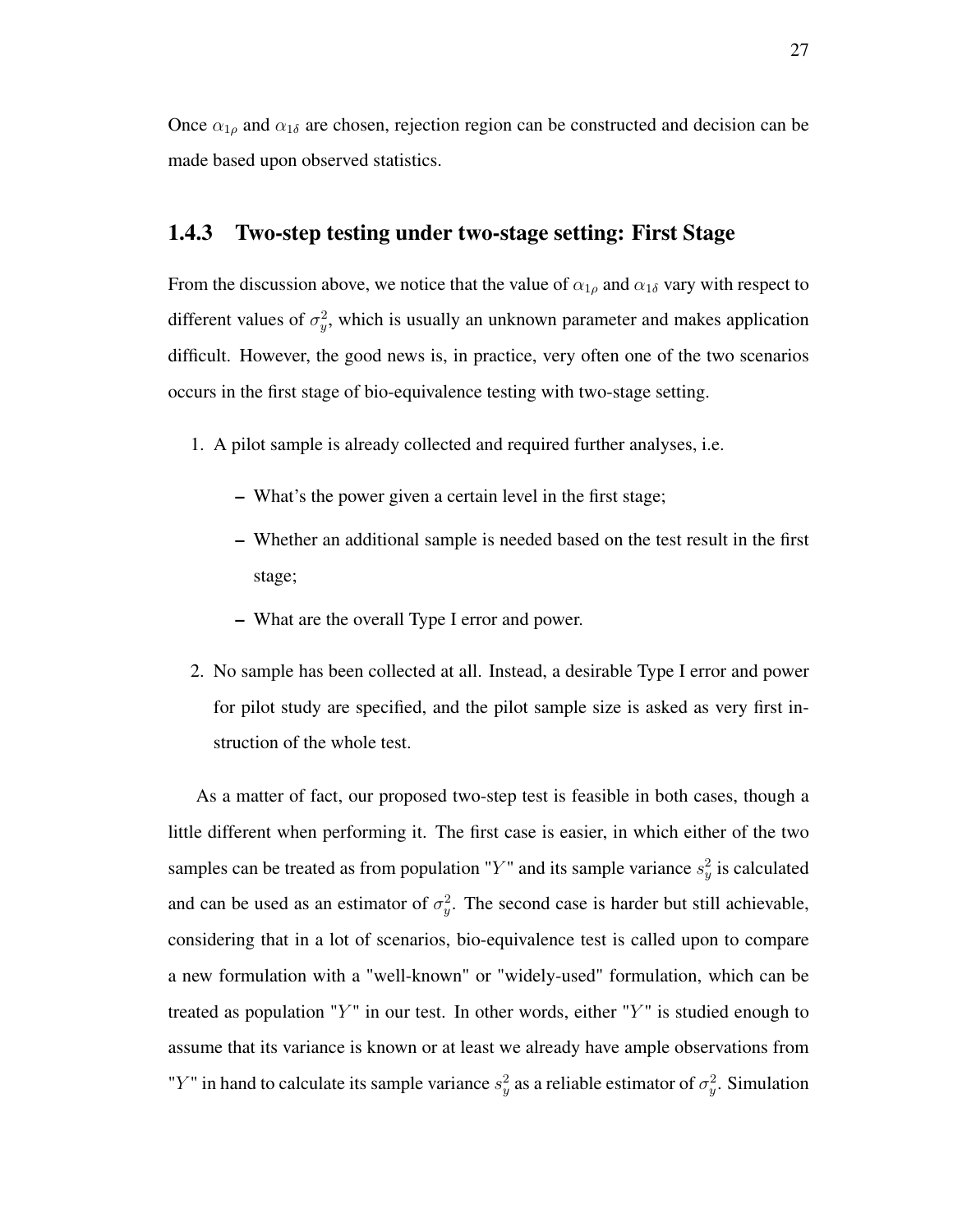Once $\alpha_{1\rho}$ and $\alpha_{1\delta}$ are chosen, rejection region can be constructed and decision can be made based upon observed statistics.

### 1.4.3 Two-step testing under two-stage setting: First Stage

From the discussion above, we notice that the value of $\alpha_{1\rho}$ and $\alpha_{1\delta}$ vary with respect to different values of $\sigma_y^2$, which is usually an unknown parameter and makes application difficult. However, the good news is, in practice, very often one of the two scenarios occurs in the first stage of bio-equivalence testing with two-stage setting.

1. A pilot sample is already collected and required further analyses, i.e.
   - What's the power given a certain level in the first stage;
   - Whether an additional sample is needed based on the test result in the first stage;
   - What are the overall Type I error and power.
2. No sample has been collected at all. Instead, a desirable Type I error and power for pilot study are specified, and the pilot sample size is asked as very first instruction of the whole test.

As a matter of fact, our proposed two-step test is feasible in both cases, though a little different when performing it. The first case is easier, in which either of the two samples can be treated as from population "$Y$" and its sample variance $s_y^2$ is calculated and can be used as an estimator of $\sigma_y^2$. The second case is harder but still achievable, considering that in a lot of scenarios, bio-equivalence test is called upon to compare a new formulation with a "well-known" or "widely-used" formulation, which can be treated as population "$Y$" in our test. In other words, either "$Y$" is studied enough to assume that its variance is known or at least we already have ample observations from "$Y$" in hand to calculate its sample variance $s_y^2$ as a reliable estimator of $\sigma_y^2$. Simulation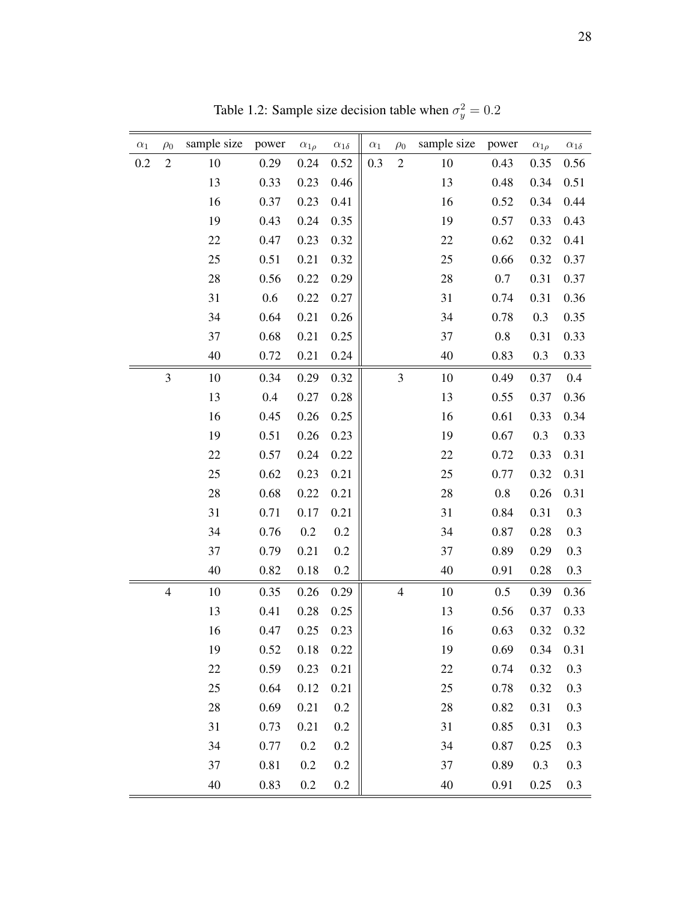Table 1.2: Sample size decision table when $\sigma_y^2 = 0.2$

| $\alpha_1$ | $\rho_0$ | sample size | power | $\alpha_{1\rho}$ | $\alpha_{1\delta}$ | $\alpha_1$ | $\rho_0$ | sample size | power | $\alpha_{1\rho}$ | $\alpha_{1\delta}$ |
|---|---|---|---|---|---|---|---|---|---|---|---|
| 0.2 | 2 | 10 | 0.29 | 0.24 | 0.52 | 0.3 | 2 | 10 | 0.43 | 0.35 | 0.56 |
| | | 13 | 0.33 | 0.23 | 0.46 | | | 13 | 0.48 | 0.34 | 0.51 |
| | | 16 | 0.37 | 0.23 | 0.41 | | | 16 | 0.52 | 0.34 | 0.44 |
| | | 19 | 0.43 | 0.24 | 0.35 | | | 19 | 0.57 | 0.33 | 0.43 |
| | | 22 | 0.47 | 0.23 | 0.32 | | | 22 | 0.62 | 0.32 | 0.41 |
| | | 25 | 0.51 | 0.21 | 0.32 | | | 25 | 0.66 | 0.32 | 0.37 |
| | | 28 | 0.56 | 0.22 | 0.29 | | | 28 | 0.7 | 0.31 | 0.37 |
| | | 31 | 0.6 | 0.22 | 0.27 | | | 31 | 0.74 | 0.31 | 0.36 |
| | | 34 | 0.64 | 0.21 | 0.26 | | | 34 | 0.78 | 0.3 | 0.35 |
| | | 37 | 0.68 | 0.21 | 0.25 | | | 37 | 0.8 | 0.31 | 0.33 |
| | | 40 | 0.72 | 0.21 | 0.24 | | | 40 | 0.83 | 0.3 | 0.33 |
| | 3 | 10 | 0.34 | 0.29 | 0.32 | | 3 | 10 | 0.49 | 0.37 | 0.4 |
| | | 13 | 0.4 | 0.27 | 0.28 | | | 13 | 0.55 | 0.37 | 0.36 |
| | | 16 | 0.45 | 0.26 | 0.25 | | | 16 | 0.61 | 0.33 | 0.34 |
| | | 19 | 0.51 | 0.26 | 0.23 | | | 19 | 0.67 | 0.3 | 0.33 |
| | | 22 | 0.57 | 0.24 | 0.22 | | | 22 | 0.72 | 0.33 | 0.31 |
| | | 25 | 0.62 | 0.23 | 0.21 | | | 25 | 0.77 | 0.32 | 0.31 |
| | | 28 | 0.68 | 0.22 | 0.21 | | | 28 | 0.8 | 0.26 | 0.31 |
| | | 31 | 0.71 | 0.17 | 0.21 | | | 31 | 0.84 | 0.31 | 0.3 |
| | | 34 | 0.76 | 0.2 | 0.2 | | | 34 | 0.87 | 0.28 | 0.3 |
| | | 37 | 0.79 | 0.21 | 0.2 | | | 37 | 0.89 | 0.29 | 0.3 |
| | | 40 | 0.82 | 0.18 | 0.2 | | | 40 | 0.91 | 0.28 | 0.3 |
| | 4 | 10 | 0.35 | 0.26 | 0.29 | | 4 | 10 | 0.5 | 0.39 | 0.36 |
| | | 13 | 0.41 | 0.28 | 0.25 | | | 13 | 0.56 | 0.37 | 0.33 |
| | | 16 | 0.47 | 0.25 | 0.23 | | | 16 | 0.63 | 0.32 | 0.32 |
| | | 19 | 0.52 | 0.18 | 0.22 | | | 19 | 0.69 | 0.34 | 0.31 |
| | | 22 | 0.59 | 0.23 | 0.21 | | | 22 | 0.74 | 0.32 | 0.3 |
| | | 25 | 0.64 | 0.12 | 0.21 | | | 25 | 0.78 | 0.32 | 0.3 |
| | | 28 | 0.69 | 0.21 | 0.2 | | | 28 | 0.82 | 0.31 | 0.3 |
| | | 31 | 0.73 | 0.21 | 0.2 | | | 31 | 0.85 | 0.31 | 0.3 |
| | | 34 | 0.77 | 0.2 | 0.2 | | | 34 | 0.87 | 0.25 | 0.3 |
| | | 37 | 0.81 | 0.2 | 0.2 | | | 37 | 0.89 | 0.3 | 0.3 |
| | | 40 | 0.83 | 0.2 | 0.2 | | | 40 | 0.91 | 0.25 | 0.3 |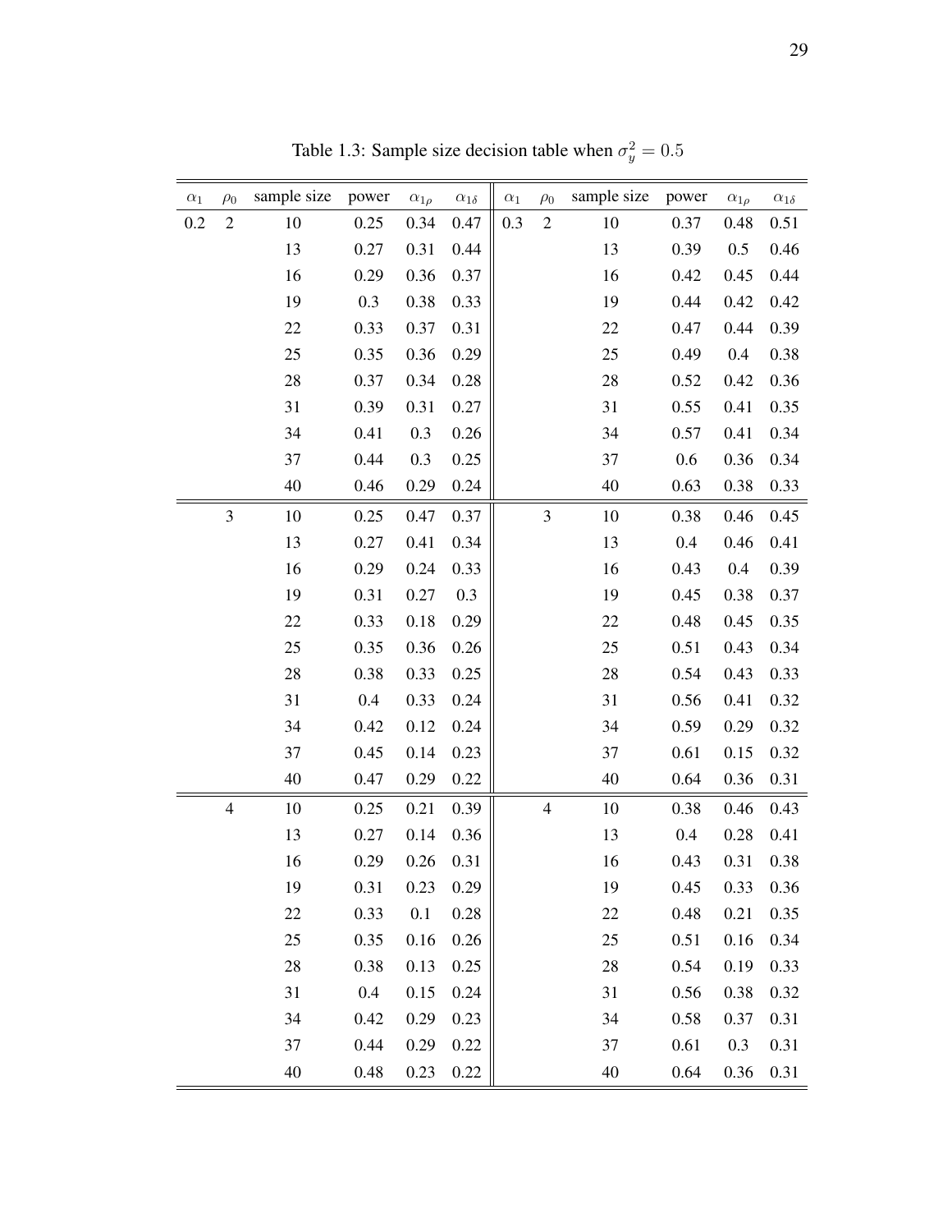Table 1.3: Sample size decision table when $\sigma_y^2 = 0.5$

| $\alpha_1$ | $\rho_0$ | sample size | power | $\alpha_{1\rho}$ | $\alpha_{1\delta}$ | $\alpha_1$ | $\rho_0$ | sample size | power | $\alpha_{1\rho}$ | $\alpha_{1\delta}$ |
|---|---|---|---|---|---|---|---|---|---|---|---|
| 0.2 | 2 | 10 | 0.25 | 0.34 | 0.47 | 0.3 | 2 | 10 | 0.37 | 0.48 | 0.51 |
| | | 13 | 0.27 | 0.31 | 0.44 | | | 13 | 0.39 | 0.5 | 0.46 |
| | | 16 | 0.29 | 0.36 | 0.37 | | | 16 | 0.42 | 0.45 | 0.44 |
| | | 19 | 0.3 | 0.38 | 0.33 | | | 19 | 0.44 | 0.42 | 0.42 |
| | | 22 | 0.33 | 0.37 | 0.31 | | | 22 | 0.47 | 0.44 | 0.39 |
| | | 25 | 0.35 | 0.36 | 0.29 | | | 25 | 0.49 | 0.4 | 0.38 |
| | | 28 | 0.37 | 0.34 | 0.28 | | | 28 | 0.52 | 0.42 | 0.36 |
| | | 31 | 0.39 | 0.31 | 0.27 | | | 31 | 0.55 | 0.41 | 0.35 |
| | | 34 | 0.41 | 0.3 | 0.26 | | | 34 | 0.57 | 0.41 | 0.34 |
| | | 37 | 0.44 | 0.3 | 0.25 | | | 37 | 0.6 | 0.36 | 0.34 |
| | | 40 | 0.46 | 0.29 | 0.24 | | | 40 | 0.63 | 0.38 | 0.33 |
| | 3 | 10 | 0.25 | 0.47 | 0.37 | | 3 | 10 | 0.38 | 0.46 | 0.45 |
| | | 13 | 0.27 | 0.41 | 0.34 | | | 13 | 0.4 | 0.46 | 0.41 |
| | | 16 | 0.29 | 0.24 | 0.33 | | | 16 | 0.43 | 0.4 | 0.39 |
| | | 19 | 0.31 | 0.27 | 0.3 | | | 19 | 0.45 | 0.38 | 0.37 |
| | | 22 | 0.33 | 0.18 | 0.29 | | | 22 | 0.48 | 0.45 | 0.35 |
| | | 25 | 0.35 | 0.36 | 0.26 | | | 25 | 0.51 | 0.43 | 0.34 |
| | | 28 | 0.38 | 0.33 | 0.25 | | | 28 | 0.54 | 0.43 | 0.33 |
| | | 31 | 0.4 | 0.33 | 0.24 | | | 31 | 0.56 | 0.41 | 0.32 |
| | | 34 | 0.42 | 0.12 | 0.24 | | | 34 | 0.59 | 0.29 | 0.32 |
| | | 37 | 0.45 | 0.14 | 0.23 | | | 37 | 0.61 | 0.15 | 0.32 |
| | | 40 | 0.47 | 0.29 | 0.22 | | | 40 | 0.64 | 0.36 | 0.31 |
| | 4 | 10 | 0.25 | 0.21 | 0.39 | | 4 | 10 | 0.38 | 0.46 | 0.43 |
| | | 13 | 0.27 | 0.14 | 0.36 | | | 13 | 0.4 | 0.28 | 0.41 |
| | | 16 | 0.29 | 0.26 | 0.31 | | | 16 | 0.43 | 0.31 | 0.38 |
| | | 19 | 0.31 | 0.23 | 0.29 | | | 19 | 0.45 | 0.33 | 0.36 |
| | | 22 | 0.33 | 0.1 | 0.28 | | | 22 | 0.48 | 0.21 | 0.35 |
| | | 25 | 0.35 | 0.16 | 0.26 | | | 25 | 0.51 | 0.16 | 0.34 |
| | | 28 | 0.38 | 0.13 | 0.25 | | | 28 | 0.54 | 0.19 | 0.33 |
| | | 31 | 0.4 | 0.15 | 0.24 | | | 31 | 0.56 | 0.38 | 0.32 |
| | | 34 | 0.42 | 0.29 | 0.23 | | | 34 | 0.58 | 0.37 | 0.31 |
| | | 37 | 0.44 | 0.29 | 0.22 | | | 37 | 0.61 | 0.3 | 0.31 |
| | | 40 | 0.48 | 0.23 | 0.22 | | | 40 | 0.64 | 0.36 | 0.31 |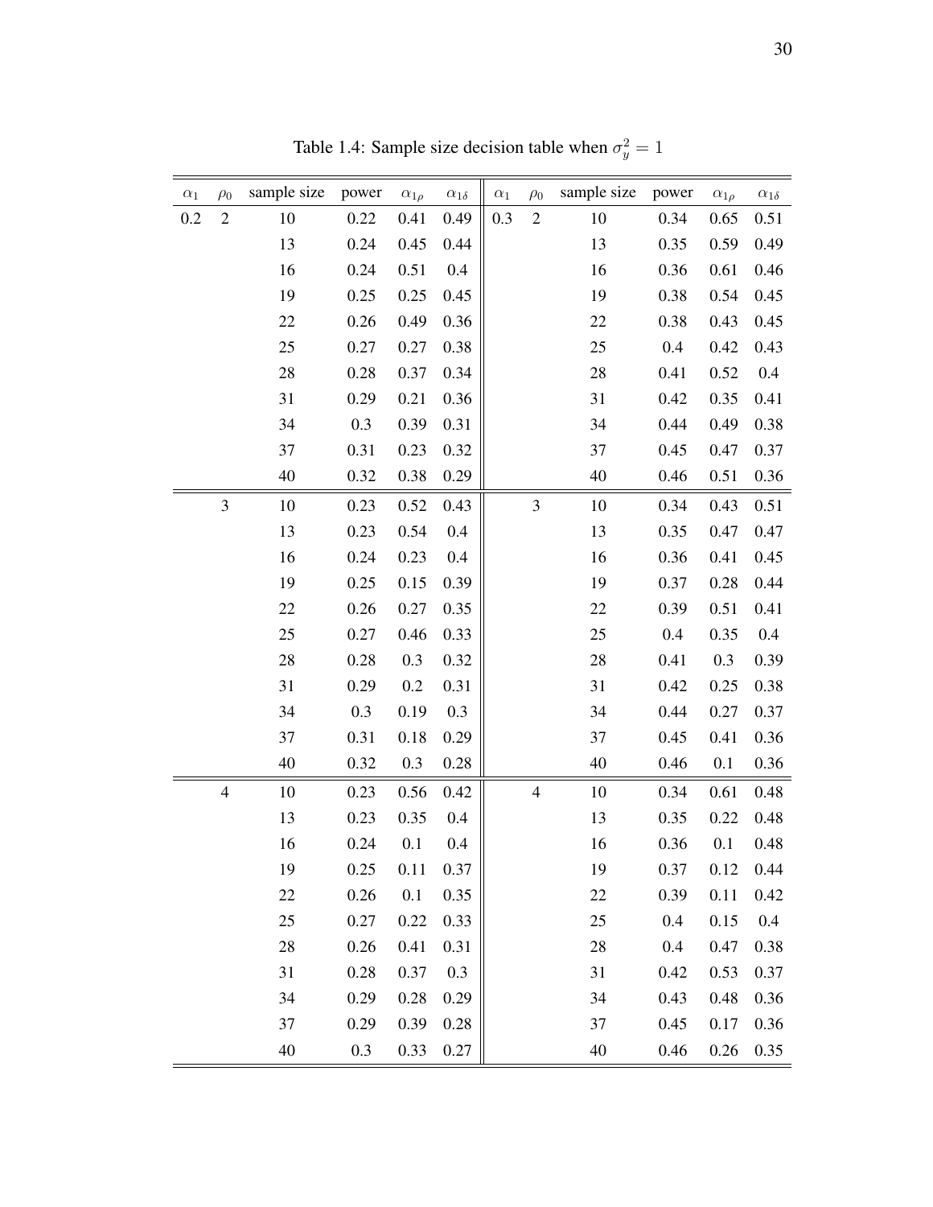Table 1.4: Sample size decision table when $\sigma_y^2 = 1$

| $\alpha_1$ | $\rho_0$ | sample size | power | $\alpha_{1\rho}$ | $\alpha_{1\delta}$ | $\alpha_1$ | $\rho_0$ | sample size | power | $\alpha_{1\rho}$ | $\alpha_{1\delta}$ |
|---|---|---|---|---|---|---|---|---|---|---|---|
| 0.2 | 2 | 10 | 0.22 | 0.41 | 0.49 | 0.3 | 2 | 10 | 0.34 | 0.65 | 0.51 |
| | | 13 | 0.24 | 0.45 | 0.44 | | | 13 | 0.35 | 0.59 | 0.49 |
| | | 16 | 0.24 | 0.51 | 0.4 | | | 16 | 0.36 | 0.61 | 0.46 |
| | | 19 | 0.25 | 0.25 | 0.45 | | | 19 | 0.38 | 0.54 | 0.45 |
| | | 22 | 0.26 | 0.49 | 0.36 | | | 22 | 0.38 | 0.43 | 0.45 |
| | | 25 | 0.27 | 0.27 | 0.38 | | | 25 | 0.4 | 0.42 | 0.43 |
| | | 28 | 0.28 | 0.37 | 0.34 | | | 28 | 0.41 | 0.52 | 0.4 |
| | | 31 | 0.29 | 0.21 | 0.36 | | | 31 | 0.42 | 0.35 | 0.41 |
| | | 34 | 0.3 | 0.39 | 0.31 | | | 34 | 0.44 | 0.49 | 0.38 |
| | | 37 | 0.31 | 0.23 | 0.32 | | | 37 | 0.45 | 0.47 | 0.37 |
| | | 40 | 0.32 | 0.38 | 0.29 | | | 40 | 0.46 | 0.51 | 0.36 |
| | 3 | 10 | 0.23 | 0.52 | 0.43 | | 3 | 10 | 0.34 | 0.43 | 0.51 |
| | | 13 | 0.23 | 0.54 | 0.4 | | | 13 | 0.35 | 0.47 | 0.47 |
| | | 16 | 0.24 | 0.23 | 0.4 | | | 16 | 0.36 | 0.41 | 0.45 |
| | | 19 | 0.25 | 0.15 | 0.39 | | | 19 | 0.37 | 0.28 | 0.44 |
| | | 22 | 0.26 | 0.27 | 0.35 | | | 22 | 0.39 | 0.51 | 0.41 |
| | | 25 | 0.27 | 0.46 | 0.33 | | | 25 | 0.4 | 0.35 | 0.4 |
| | | 28 | 0.28 | 0.3 | 0.32 | | | 28 | 0.41 | 0.3 | 0.39 |
| | | 31 | 0.29 | 0.2 | 0.31 | | | 31 | 0.42 | 0.25 | 0.38 |
| | | 34 | 0.3 | 0.19 | 0.3 | | | 34 | 0.44 | 0.27 | 0.37 |
| | | 37 | 0.31 | 0.18 | 0.29 | | | 37 | 0.45 | 0.41 | 0.36 |
| | | 40 | 0.32 | 0.3 | 0.28 | | | 40 | 0.46 | 0.1 | 0.36 |
| | 4 | 10 | 0.23 | 0.56 | 0.42 | | 4 | 10 | 0.34 | 0.61 | 0.48 |
| | | 13 | 0.23 | 0.35 | 0.4 | | | 13 | 0.35 | 0.22 | 0.48 |
| | | 16 | 0.24 | 0.1 | 0.4 | | | 16 | 0.36 | 0.1 | 0.48 |
| | | 19 | 0.25 | 0.11 | 0.37 | | | 19 | 0.37 | 0.12 | 0.44 |
| | | 22 | 0.26 | 0.1 | 0.35 | | | 22 | 0.39 | 0.11 | 0.42 |
| | | 25 | 0.27 | 0.22 | 0.33 | | | 25 | 0.4 | 0.15 | 0.4 |
| | | 28 | 0.26 | 0.41 | 0.31 | | | 28 | 0.4 | 0.47 | 0.38 |
| | | 31 | 0.28 | 0.37 | 0.3 | | | 31 | 0.42 | 0.53 | 0.37 |
| | | 34 | 0.29 | 0.28 | 0.29 | | | 34 | 0.43 | 0.48 | 0.36 |
| | | 37 | 0.29 | 0.39 | 0.28 | | | 37 | 0.45 | 0.17 | 0.36 |
| | | 40 | 0.3 | 0.33 | 0.27 | | | 40 | 0.46 | 0.26 | 0.35 |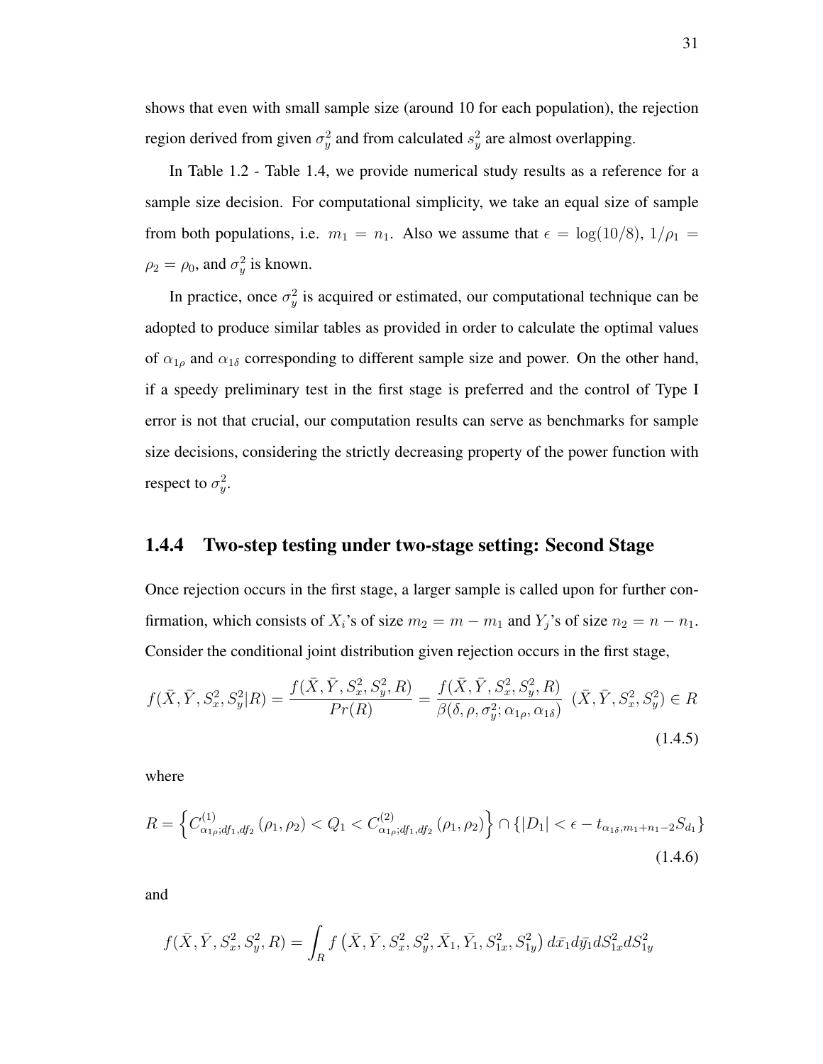shows that even with small sample size (around 10 for each population), the rejection region derived from given $\sigma_y^2$ and from calculated $s_y^2$ are almost overlapping.

In Table 1.2 - Table 1.4, we provide numerical study results as a reference for a sample size decision. For computational simplicity, we take an equal size of sample from both populations, i.e. $m_1 = n_1$. Also we assume that $\epsilon = \log(10/8)$, $1/\rho_1 = \rho_2 = \rho_0$, and $\sigma_y^2$ is known.

In practice, once $\sigma_y^2$ is acquired or estimated, our computational technique can be adopted to produce similar tables as provided in order to calculate the optimal values of $\alpha_{1\rho}$ and $\alpha_{1\delta}$ corresponding to different sample size and power. On the other hand, if a speedy preliminary test in the first stage is preferred and the control of Type I error is not that crucial, our computation results can serve as benchmarks for sample size decisions, considering the strictly decreasing property of the power function with respect to $\sigma_y^2$.

### 1.4.4 Two-step testing under two-stage setting: Second Stage

Once rejection occurs in the first stage, a larger sample is called upon for further confirmation, which consists of $X_i$'s of size $m_2 = m - m_1$ and $Y_j$'s of size $n_2 = n - n_1$. Consider the conditional joint distribution given rejection occurs in the first stage,

$$f(\bar{X}, \bar{Y}, S_x^2, S_y^2 | R) = \frac{f(\bar{X}, \bar{Y}, S_x^2, S_y^2, R)}{Pr(R)} = \frac{f(\bar{X}, \bar{Y}, S_x^2, S_y^2, R)}{\beta(\delta, \rho, \sigma_y^2; \alpha_{1\rho}, \alpha_{1\delta})} \;\; (\bar{X}, \bar{Y}, S_x^2, S_y^2) \in R \tag{1.4.5}$$

where

$$R = \left\{ C^{(1)}_{\alpha_{1\rho}; df_1, df_2}(\rho_1, \rho_2) < Q_1 < C^{(2)}_{\alpha_{1\rho}; df_1, df_2}(\rho_1, \rho_2) \right\} \cap \{ |D_1| < \epsilon - t_{\alpha_{1\delta}, m_1+n_1-2} S_{d_1} \} \tag{1.4.6}$$

and

$$f(\bar{X}, \bar{Y}, S_x^2, S_y^2, R) = \int_R f\left(\bar{X}, \bar{Y}, S_x^2, S_y^2, \bar{X}_1, \bar{Y}_1, S_{1x}^2, S_{1y}^2\right) d\bar{x}_1 d\bar{y}_1 dS_{1x}^2 dS_{1y}^2$$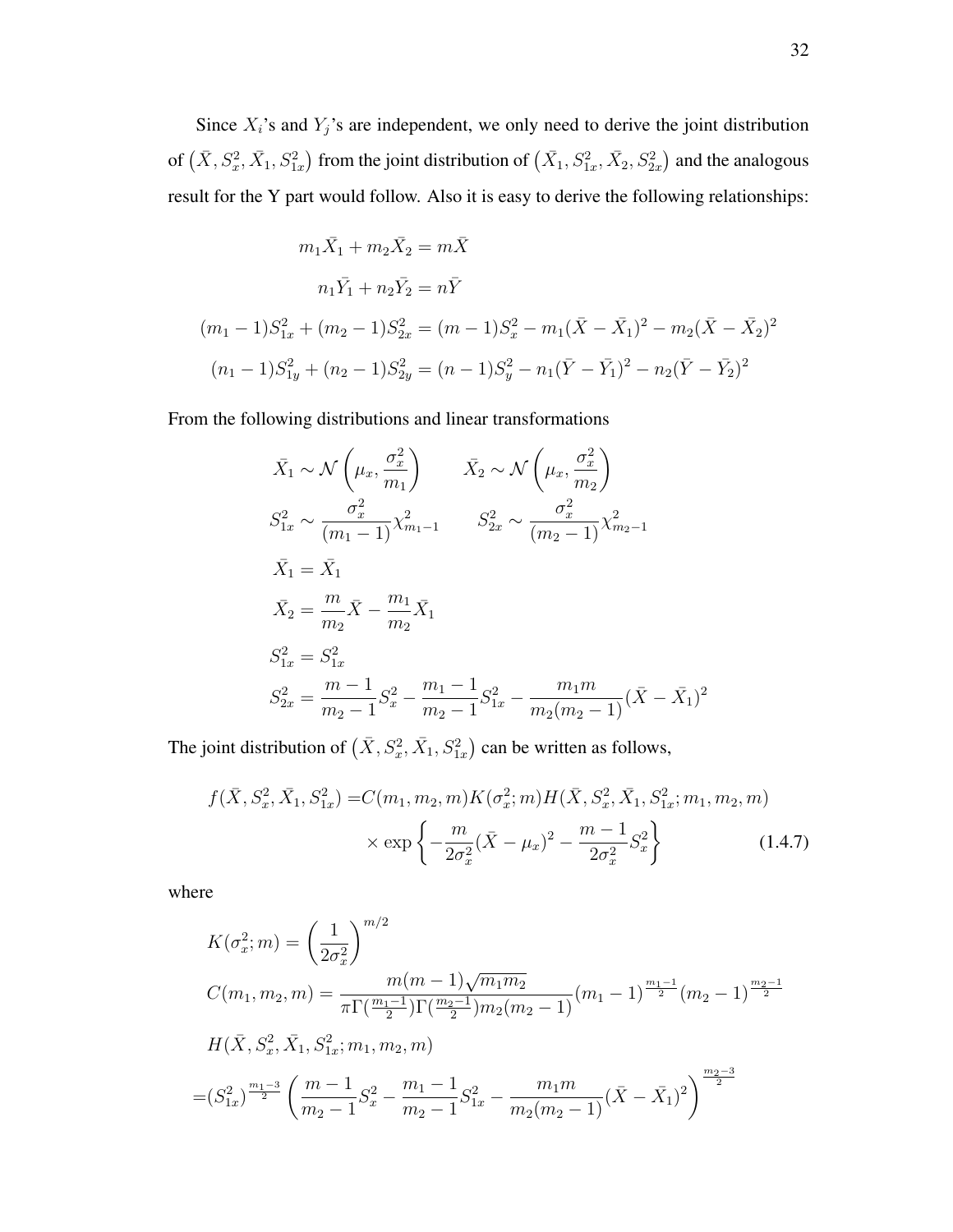Since $X_i$'s and $Y_j$'s are independent, we only need to derive the joint distribution of $\left(\bar{X}, S_x^2, \bar{X}_1, S_{1x}^2\right)$ from the joint distribution of $\left(\bar{X}_1, S_{1x}^2, \bar{X}_2, S_{2x}^2\right)$ and the analogous result for the Y part would follow. Also it is easy to derive the following relationships:

$$
\begin{aligned}
m_1\bar{X}_1 + m_2\bar{X}_2 &= m\bar{X} \\
n_1\bar{Y}_1 + n_2\bar{Y}_2 &= n\bar{Y} \\
(m_1-1)S_{1x}^2 + (m_2-1)S_{2x}^2 &= (m-1)S_x^2 - m_1(\bar{X}-\bar{X}_1)^2 - m_2(\bar{X}-\bar{X}_2)^2 \\
(n_1-1)S_{1y}^2 + (n_2-1)S_{2y}^2 &= (n-1)S_y^2 - n_1(\bar{Y}-\bar{Y}_1)^2 - n_2(\bar{Y}-\bar{Y}_2)^2
\end{aligned}
$$

From the following distributions and linear transformations

$$
\begin{aligned}
&\bar{X}_1 \sim \mathcal{N}\left(\mu_x, \frac{\sigma_x^2}{m_1}\right) \qquad \bar{X}_2 \sim \mathcal{N}\left(\mu_x, \frac{\sigma_x^2}{m_2}\right) \\
&S_{1x}^2 \sim \frac{\sigma_x^2}{(m_1-1)}\chi^2_{m_1-1} \qquad S_{2x}^2 \sim \frac{\sigma_x^2}{(m_2-1)}\chi^2_{m_2-1} \\
&\bar{X}_1 = \bar{X}_1 \\
&\bar{X}_2 = \frac{m}{m_2}\bar{X} - \frac{m_1}{m_2}\bar{X}_1 \\
&S_{1x}^2 = S_{1x}^2 \\
&S_{2x}^2 = \frac{m-1}{m_2-1}S_x^2 - \frac{m_1-1}{m_2-1}S_{1x}^2 - \frac{m_1 m}{m_2(m_2-1)}(\bar{X}-\bar{X}_1)^2
\end{aligned}
$$

The joint distribution of $\left(\bar{X}, S_x^2, \bar{X}_1, S_{1x}^2\right)$ can be written as follows,

$$
\begin{aligned}
f(\bar{X}, S_x^2, \bar{X}_1, S_{1x}^2) =& C(m_1, m_2, m)K(\sigma_x^2; m)H(\bar{X}, S_x^2, \bar{X}_1, S_{1x}^2; m_1, m_2, m) \\
&\times \exp\left\{-\frac{m}{2\sigma_x^2}(\bar{X}-\mu_x)^2 - \frac{m-1}{2\sigma_x^2}S_x^2\right\} \qquad (1.4.7)
\end{aligned}
$$

where

$$
\begin{aligned}
&K(\sigma_x^2; m) = \left(\frac{1}{2\sigma_x^2}\right)^{m/2} \\
&C(m_1, m_2, m) = \frac{m(m-1)\sqrt{m_1 m_2}}{\pi\Gamma(\frac{m_1-1}{2})\Gamma(\frac{m_2-1}{2})m_2(m_2-1)}(m_1-1)^{\frac{m_1-1}{2}}(m_2-1)^{\frac{m_2-1}{2}} \\
&H(\bar{X}, S_x^2, \bar{X}_1, S_{1x}^2; m_1, m_2, m) \\
=&(S_{1x}^2)^{\frac{m_1-3}{2}}\left(\frac{m-1}{m_2-1}S_x^2 - \frac{m_1-1}{m_2-1}S_{1x}^2 - \frac{m_1 m}{m_2(m_2-1)}(\bar{X}-\bar{X}_1)^2\right)^{\frac{m_2-3}{2}}
\end{aligned}
$$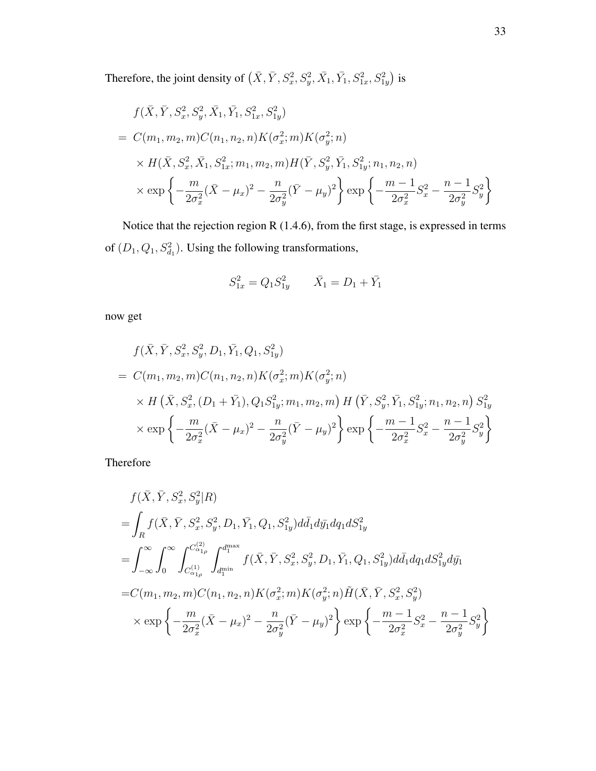Therefore, the joint density of $\left(\bar{X}, \bar{Y}, S_x^2, S_y^2, \bar{X}_1, \bar{Y}_1, S_{1x}^2, S_{1y}^2\right)$ is

$$
\begin{aligned}
& f(\bar{X}, \bar{Y}, S_x^2, S_y^2, \bar{X}_1, \bar{Y}_1, S_{1x}^2, S_{1y}^2) \\
= \ & C(m_1, m_2, m)C(n_1, n_2, n)K(\sigma_x^2; m)K(\sigma_y^2; n) \\
& \times H(\bar{X}, S_x^2, \bar{X}_1, S_{1x}^2; m_1, m_2, m)H(\bar{Y}, S_y^2, \bar{Y}_1, S_{1y}^2; n_1, n_2, n) \\
& \times \exp\left\{-\frac{m}{2\sigma_x^2}(\bar{X}-\mu_x)^2 - \frac{n}{2\sigma_y^2}(\bar{Y}-\mu_y)^2\right\} \exp\left\{-\frac{m-1}{2\sigma_x^2}S_x^2 - \frac{n-1}{2\sigma_y^2}S_y^2\right\}
\end{aligned}
$$

Notice that the rejection region R (1.4.6), from the first stage, is expressed in terms of $(D_1, Q_1, S_{d_1}^2)$. Using the following transformations,

$$
S_{1x}^2 = Q_1 S_{1y}^2 \qquad \bar{X}_1 = D_1 + \bar{Y}_1
$$

now get

$$
\begin{aligned}
& f(\bar{X}, \bar{Y}, S_x^2, S_y^2, D_1, \bar{Y}_1, Q_1, S_{1y}^2) \\
= \ & C(m_1, m_2, m)C(n_1, n_2, n)K(\sigma_x^2; m)K(\sigma_y^2; n) \\
& \times H\left(\bar{X}, S_x^2, (D_1+\bar{Y}_1), Q_1 S_{1y}^2; m_1, m_2, m\right) H\left(\bar{Y}, S_y^2, \bar{Y}_1, S_{1y}^2; n_1, n_2, n\right) S_{1y}^2 \\
& \times \exp\left\{-\frac{m}{2\sigma_x^2}(\bar{X}-\mu_x)^2 - \frac{n}{2\sigma_y^2}(\bar{Y}-\mu_y)^2\right\} \exp\left\{-\frac{m-1}{2\sigma_x^2}S_x^2 - \frac{n-1}{2\sigma_y^2}S_y^2\right\}
\end{aligned}
$$

Therefore

$$
\begin{aligned}
& f(\bar{X}, \bar{Y}, S_x^2, S_y^2 | R) \\
= & \int_R f(\bar{X}, \bar{Y}, S_x^2, S_y^2, D_1, \bar{Y}_1, Q_1, S_{1y}^2) d\bar{d}_1 d\bar{y}_1 dq_1 dS_{1y}^2 \\
= & \int_{-\infty}^{\infty}\int_0^{\infty}\int_{C_{\alpha_{1\rho}}^{(1)}}^{C_{\alpha_{1\rho}}^{(2)}}\int_{d_1^{\min}}^{d_1^{\max}} f(\bar{X}, \bar{Y}, S_x^2, S_y^2, D_1, \bar{Y}_1, Q_1, S_{1y}^2) d\bar{d}_1 dq_1 dS_{1y}^2 d\bar{y}_1 \\
= & C(m_1, m_2, m)C(n_1, n_2, n)K(\sigma_x^2; m)K(\sigma_y^2; n)\tilde{H}(\bar{X}, \bar{Y}, S_x^2, S_y^2) \\
& \times \exp\left\{-\frac{m}{2\sigma_x^2}(\bar{X}-\mu_x)^2 - \frac{n}{2\sigma_y^2}(\bar{Y}-\mu_y)^2\right\} \exp\left\{-\frac{m-1}{2\sigma_x^2}S_x^2 - \frac{n-1}{2\sigma_y^2}S_y^2\right\}
\end{aligned}
$$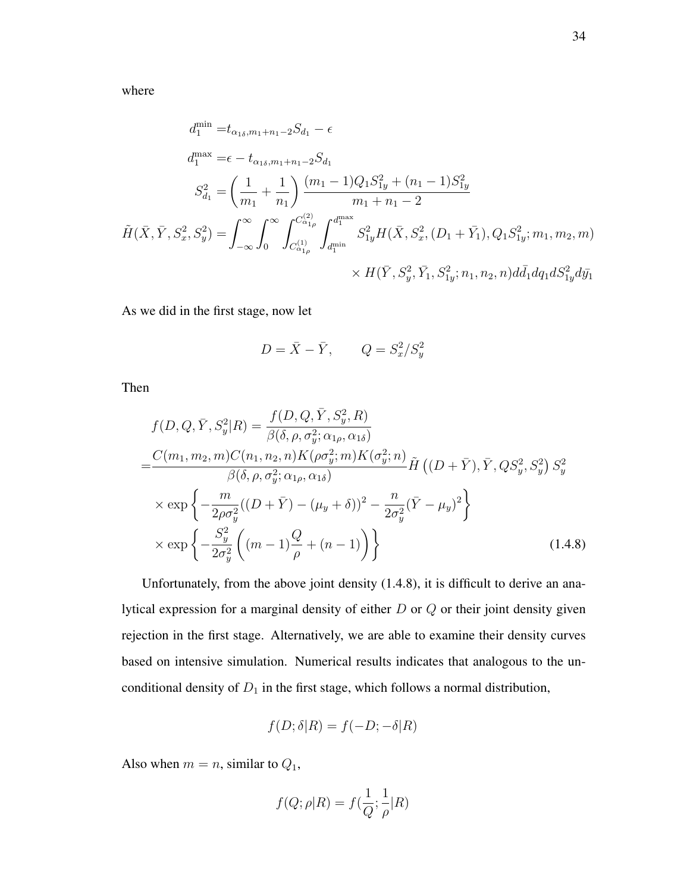where

$$
\begin{aligned}
d_1^{\min} =& t_{\alpha_{1\delta}, m_1+n_1-2} S_{d_1} - \epsilon \\
d_1^{\max} =& \epsilon - t_{\alpha_{1\delta}, m_1+n_1-2} S_{d_1} \\
S_{d_1}^2 =& \left( \frac{1}{m_1} + \frac{1}{n_1} \right) \frac{(m_1-1)Q_1 S_{1y}^2 + (n_1-1) S_{1y}^2}{m_1+n_1-2} \\
\tilde{H}(\bar{X}, \bar{Y}, S_x^2, S_y^2) =& \int_{-\infty}^{\infty} \int_0^{\infty} \int_{C_{\alpha_{1\rho}}^{(1)}}^{C_{\alpha_{1\rho}}^{(2)}} \int_{d_1^{\min}}^{d_1^{\max}} S_{1y}^2 H(\bar{X}, S_x^2, (D_1 + \bar{Y}_1), Q_1 S_{1y}^2; m_1, m_2, m) \\
& \times H(\bar{Y}, S_y^2, \bar{Y}_1, S_{1y}^2; n_1, n_2, n) d\bar{d}_1 dq_1 dS_{1y}^2 d\bar{y}_1
\end{aligned}
$$

As we did in the first stage, now let

$$
D = \bar{X} - \bar{Y}, \qquad Q = S_x^2 / S_y^2
$$

Then

$$
\begin{aligned}
& f(D, Q, \bar{Y}, S_y^2 | R) = \frac{f(D, Q, \bar{Y}, S_y^2, R)}{\beta(\delta, \rho, \sigma_y^2; \alpha_{1\rho}, \alpha_{1\delta})} \\
=& \frac{C(m_1, m_2, m) C(n_1, n_2, n) K(\rho \sigma_y^2; m) K(\sigma_y^2; n)}{\beta(\delta, \rho, \sigma_y^2; \alpha_{1\rho}, \alpha_{1\delta})} \tilde{H}\left( (D + \bar{Y}), \bar{Y}, Q S_y^2, S_y^2 \right) S_y^2 \\
& \times \exp\left\{ -\frac{m}{2\rho\sigma_y^2} ((D + \bar{Y}) - (\mu_y + \delta))^2 - \frac{n}{2\sigma_y^2} (\bar{Y} - \mu_y)^2 \right\} \\
& \times \exp\left\{ -\frac{S_y^2}{2\sigma_y^2} \left( (m-1) \frac{Q}{\rho} + (n-1) \right) \right\}
\end{aligned} \tag{1.4.8}
$$

Unfortunately, from the above joint density (1.4.8), it is difficult to derive an analytical expression for a marginal density of either $D$ or $Q$ or their joint density given rejection in the first stage. Alternatively, we are able to examine their density curves based on intensive simulation. Numerical results indicates that analogous to the unconditional density of $D_1$ in the first stage, which follows a normal distribution,

$$
f(D; \delta | R) = f(-D; -\delta | R)
$$

Also when $m = n$, similar to $Q_1$,

$$
f(Q; \rho | R) = f(\frac{1}{Q}; \frac{1}{\rho} | R)
$$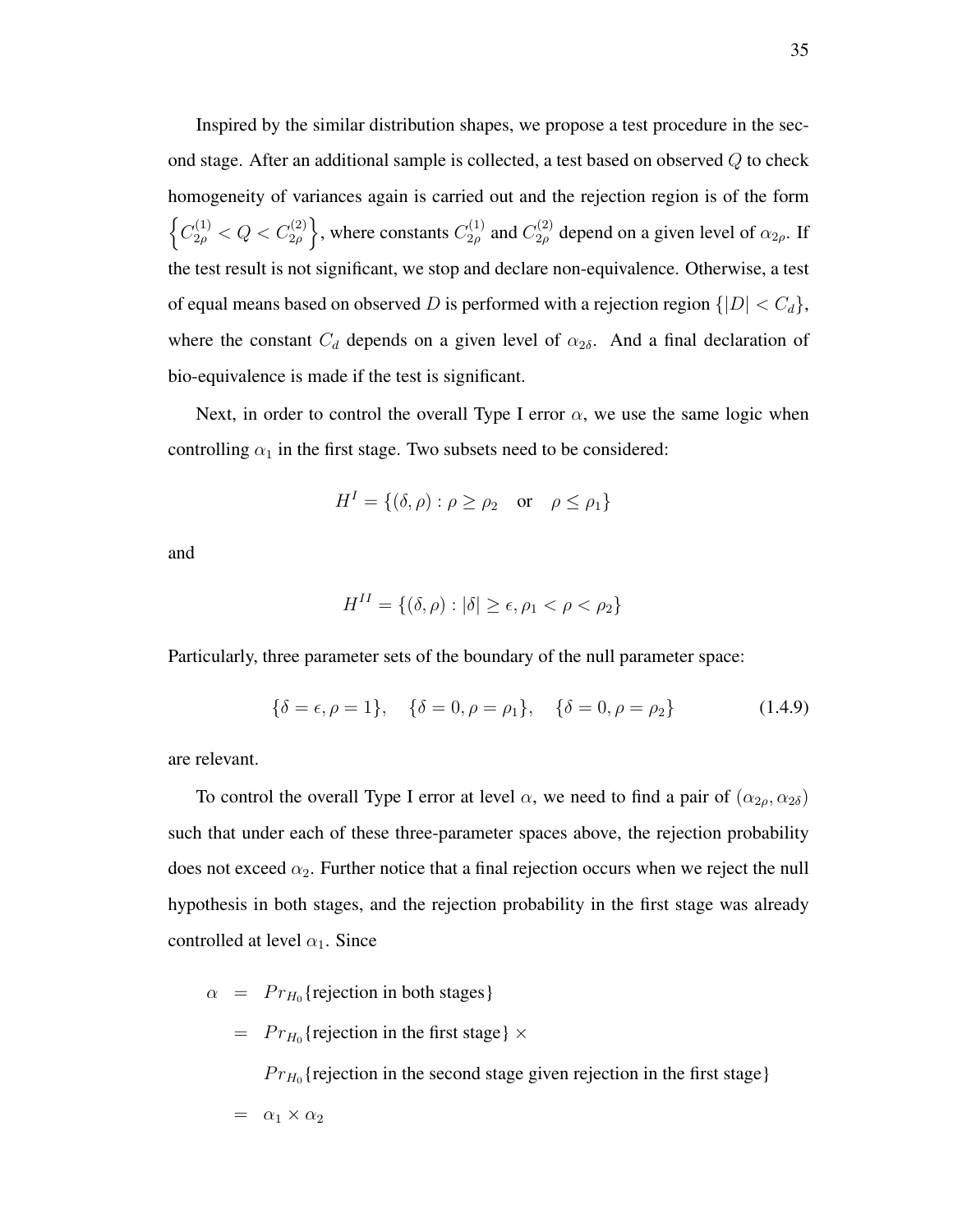Inspired by the similar distribution shapes, we propose a test procedure in the second stage. After an additional sample is collected, a test based on observed $Q$ to check homogeneity of variances again is carried out and the rejection region is of the form $\left\{C_{2\rho}^{(1)} < Q < C_{2\rho}^{(2)}\right\}$, where constants $C_{2\rho}^{(1)}$ and $C_{2\rho}^{(2)}$ depend on a given level of $\alpha_{2\rho}$. If the test result is not significant, we stop and declare non-equivalence. Otherwise, a test of equal means based on observed $D$ is performed with a rejection region $\{|D| < C_d\}$, where the constant $C_d$ depends on a given level of $\alpha_{2\delta}$. And a final declaration of bio-equivalence is made if the test is significant.

Next, in order to control the overall Type I error $\alpha$, we use the same logic when controlling $\alpha_1$ in the first stage. Two subsets need to be considered:

$$H^I = \{(\delta, \rho) : \rho \geq \rho_2 \quad \text{or} \quad \rho \leq \rho_1\}$$

and

$$H^{II} = \{(\delta, \rho) : |\delta| \geq \epsilon, \rho_1 < \rho < \rho_2\}$$

Particularly, three parameter sets of the boundary of the null parameter space:

$$\{\delta = \epsilon, \rho = 1\}, \quad \{\delta = 0, \rho = \rho_1\}, \quad \{\delta = 0, \rho = \rho_2\} \tag{1.4.9}$$

are relevant.

To control the overall Type I error at level $\alpha$, we need to find a pair of $(\alpha_{2\rho}, \alpha_{2\delta})$ such that under each of these three-parameter spaces above, the rejection probability does not exceed $\alpha_2$. Further notice that a final rejection occurs when we reject the null hypothesis in both stages, and the rejection probability in the first stage was already controlled at level $\alpha_1$. Since

$$\begin{aligned}
\alpha &= Pr_{H_0}\{\text{rejection in both stages}\} \\
&= Pr_{H_0}\{\text{rejection in the first stage}\} \times \\
&\quad\; Pr_{H_0}\{\text{rejection in the second stage given rejection in the first stage}\} \\
&= \alpha_1 \times \alpha_2
\end{aligned}$$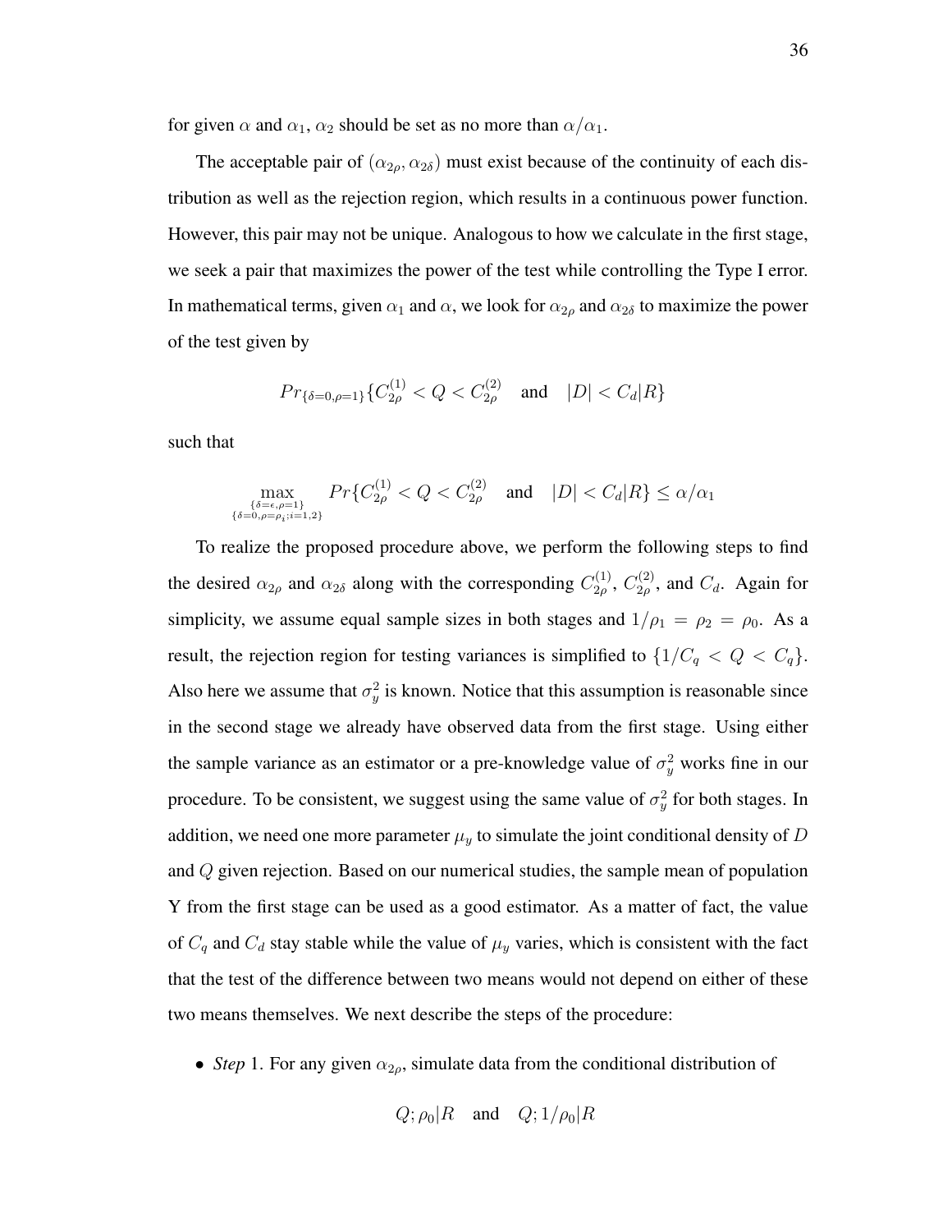for given $\alpha$ and $\alpha_1$, $\alpha_2$ should be set as no more than $\alpha/\alpha_1$.

The acceptable pair of $(\alpha_{2\rho}, \alpha_{2\delta})$ must exist because of the continuity of each distribution as well as the rejection region, which results in a continuous power function. However, this pair may not be unique. Analogous to how we calculate in the first stage, we seek a pair that maximizes the power of the test while controlling the Type I error. In mathematical terms, given $\alpha_1$ and $\alpha$, we look for $\alpha_{2\rho}$ and $\alpha_{2\delta}$ to maximize the power of the test given by

$$Pr_{\{\delta=0,\rho=1\}}\{C_{2\rho}^{(1)} < Q < C_{2\rho}^{(2)} \quad \text{and} \quad |D| < C_d|R\}$$

such that

$$\max_{\substack{\{\delta=\epsilon,\rho=1\}\\ \{\delta=0,\rho=\rho_i;i=1,2\}}} Pr\{C_{2\rho}^{(1)} < Q < C_{2\rho}^{(2)} \quad \text{and} \quad |D| < C_d|R\} \leq \alpha/\alpha_1$$

To realize the proposed procedure above, we perform the following steps to find the desired $\alpha_{2\rho}$ and $\alpha_{2\delta}$ along with the corresponding $C_{2\rho}^{(1)}$, $C_{2\rho}^{(2)}$, and $C_d$. Again for simplicity, we assume equal sample sizes in both stages and $1/\rho_1 = \rho_2 = \rho_0$. As a result, the rejection region for testing variances is simplified to $\{1/C_q < Q < C_q\}$. Also here we assume that $\sigma_y^2$ is known. Notice that this assumption is reasonable since in the second stage we already have observed data from the first stage. Using either the sample variance as an estimator or a pre-knowledge value of $\sigma_y^2$ works fine in our procedure. To be consistent, we suggest using the same value of $\sigma_y^2$ for both stages. In addition, we need one more parameter $\mu_y$ to simulate the joint conditional density of $D$ and $Q$ given rejection. Based on our numerical studies, the sample mean of population Y from the first stage can be used as a good estimator. As a matter of fact, the value of $C_q$ and $C_d$ stay stable while the value of $\mu_y$ varies, which is consistent with the fact that the test of the difference between two means would not depend on either of these two means themselves. We next describe the steps of the procedure:

- ***Step*** 1. For any given $\alpha_{2\rho}$, simulate data from the conditional distribution of

$$Q;\rho_0|R \quad \text{and} \quad Q;1/\rho_0|R$$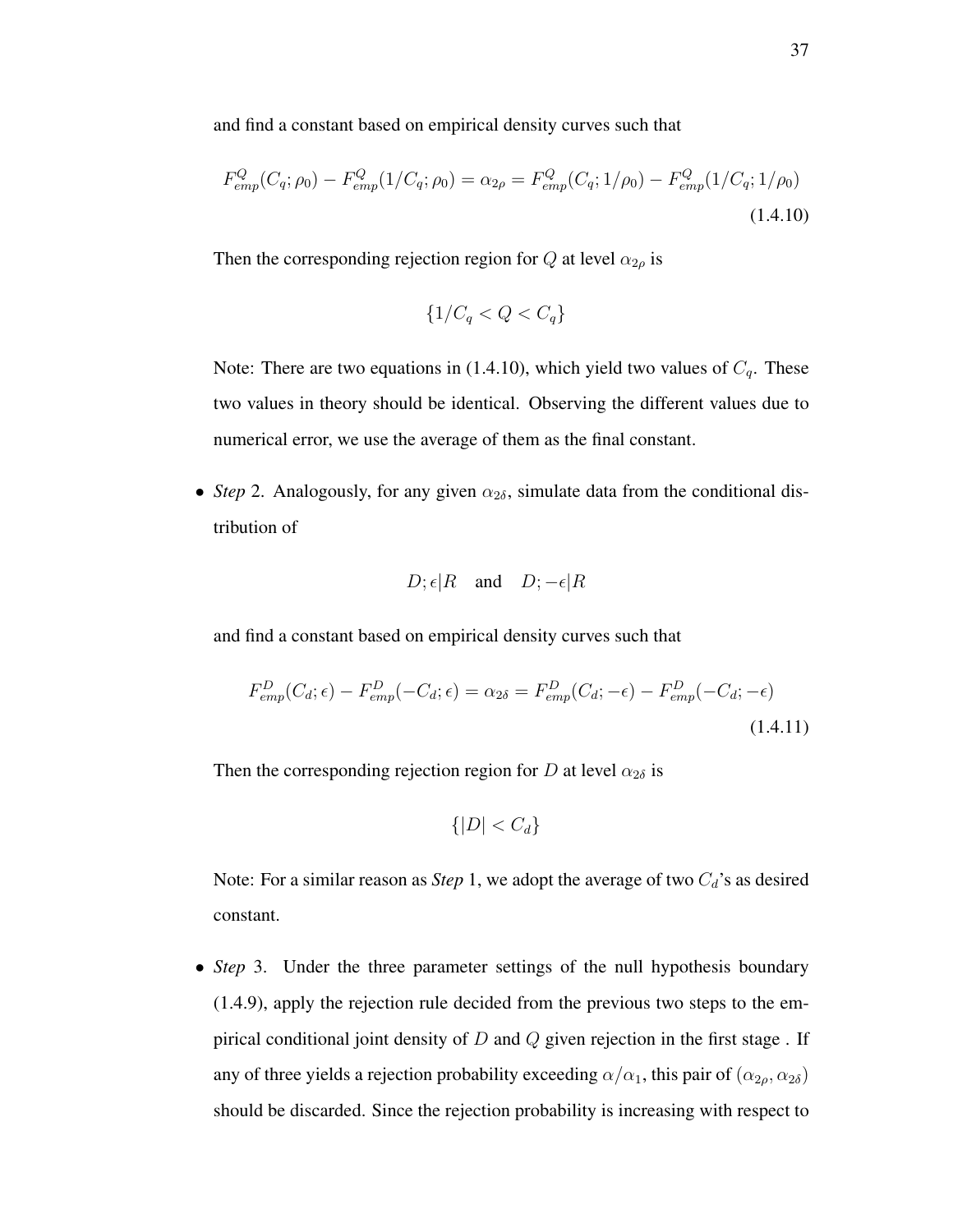and find a constant based on empirical density curves such that

$$F^Q_{emp}(C_q; \rho_0) - F^Q_{emp}(1/C_q; \rho_0) = \alpha_{2\rho} = F^Q_{emp}(C_q; 1/\rho_0) - F^Q_{emp}(1/C_q; 1/\rho_0) \tag{1.4.10}$$

Then the corresponding rejection region for $Q$ at level $\alpha_{2\rho}$ is

$$\{1/C_q < Q < C_q\}$$

Note: There are two equations in (1.4.10), which yield two values of $C_q$. These two values in theory should be identical. Observing the different values due to numerical error, we use the average of them as the final constant.

- *Step* 2. Analogously, for any given $\alpha_{2\delta}$, simulate data from the conditional distribution of

$$D; \epsilon | R \quad \text{and} \quad D; -\epsilon | R$$

and find a constant based on empirical density curves such that

$$F^D_{emp}(C_d; \epsilon) - F^D_{emp}(-C_d; \epsilon) = \alpha_{2\delta} = F^D_{emp}(C_d; -\epsilon) - F^D_{emp}(-C_d; -\epsilon) \tag{1.4.11}$$

Then the corresponding rejection region for $D$ at level $\alpha_{2\delta}$ is

$$\{|D| < C_d\}$$

Note: For a similar reason as *Step* 1, we adopt the average of two $C_d$'s as desired constant.

- *Step* 3. Under the three parameter settings of the null hypothesis boundary (1.4.9), apply the rejection rule decided from the previous two steps to the empirical conditional joint density of $D$ and $Q$ given rejection in the first stage . If any of three yields a rejection probability exceeding $\alpha/\alpha_1$, this pair of $(\alpha_{2\rho}, \alpha_{2\delta})$ should be discarded. Since the rejection probability is increasing with respect to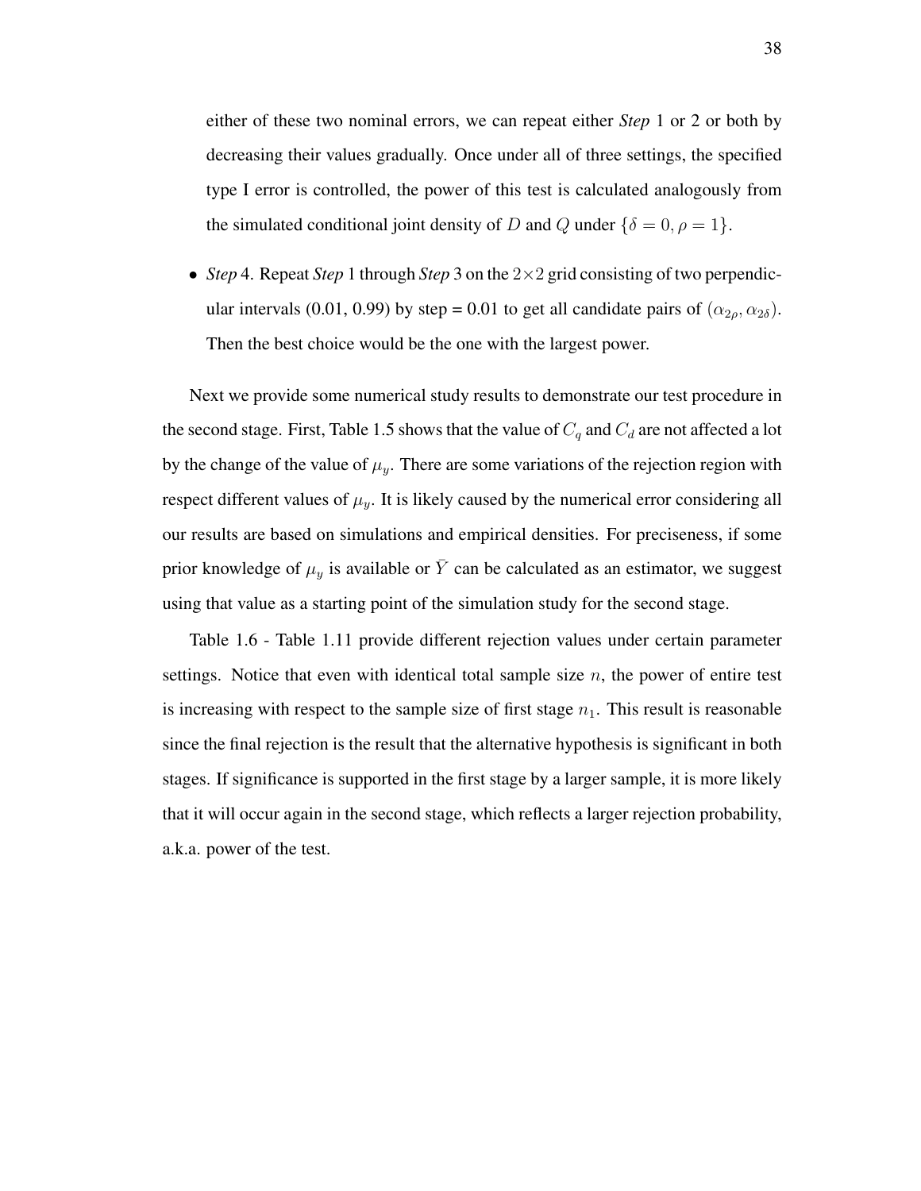either of these two nominal errors, we can repeat either ***Step*** 1 or 2 or both by decreasing their values gradually. Once under all of three settings, the specified type I error is controlled, the power of this test is calculated analogously from the simulated conditional joint density of $D$ and $Q$ under $\{\delta = 0, \rho = 1\}$.

- *Step* 4. Repeat ***Step*** 1 through ***Step*** 3 on the $2\times2$ grid consisting of two perpendicular intervals (0.01, 0.99) by step = 0.01 to get all candidate pairs of $(\alpha_{2\rho}, \alpha_{2\delta})$. Then the best choice would be the one with the largest power.

Next we provide some numerical study results to demonstrate our test procedure in the second stage. First, Table 1.5 shows that the value of $C_q$ and $C_d$ are not affected a lot by the change of the value of $\mu_y$. There are some variations of the rejection region with respect different values of $\mu_y$. It is likely caused by the numerical error considering all our results are based on simulations and empirical densities. For preciseness, if some prior knowledge of $\mu_y$ is available or $\bar{Y}$ can be calculated as an estimator, we suggest using that value as a starting point of the simulation study for the second stage.

Table 1.6 - Table 1.11 provide different rejection values under certain parameter settings. Notice that even with identical total sample size $n$, the power of entire test is increasing with respect to the sample size of first stage $n_1$. This result is reasonable since the final rejection is the result that the alternative hypothesis is significant in both stages. If significance is supported in the first stage by a larger sample, it is more likely that it will occur again in the second stage, which reflects a larger rejection probability, a.k.a. power of the test.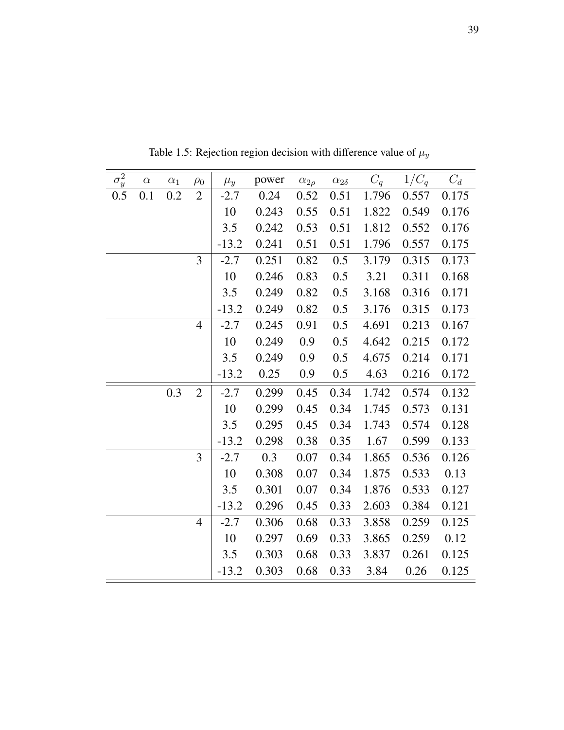Table 1.5: Rejection region decision with difference value of $\mu_y$

| $\sigma_y^2$ | $\alpha$ | $\alpha_1$ | $\rho_0$ | $\mu_y$ | power | $\alpha_{2\rho}$ | $\alpha_{2\delta}$ | $C_q$ | $1/C_q$ | $C_d$ |
|---|---|---|---|---|---|---|---|---|---|---|
| 0.5 | 0.1 | 0.2 | 2 | -2.7 | 0.24 | 0.52 | 0.51 | 1.796 | 0.557 | 0.175 |
| | | | | 10 | 0.243 | 0.55 | 0.51 | 1.822 | 0.549 | 0.176 |
| | | | | 3.5 | 0.242 | 0.53 | 0.51 | 1.812 | 0.552 | 0.176 |
| | | | | -13.2 | 0.241 | 0.51 | 0.51 | 1.796 | 0.557 | 0.175 |
| | | | 3 | -2.7 | 0.251 | 0.82 | 0.5 | 3.179 | 0.315 | 0.173 |
| | | | | 10 | 0.246 | 0.83 | 0.5 | 3.21 | 0.311 | 0.168 |
| | | | | 3.5 | 0.249 | 0.82 | 0.5 | 3.168 | 0.316 | 0.171 |
| | | | | -13.2 | 0.249 | 0.82 | 0.5 | 3.176 | 0.315 | 0.173 |
| | | | 4 | -2.7 | 0.245 | 0.91 | 0.5 | 4.691 | 0.213 | 0.167 |
| | | | | 10 | 0.249 | 0.9 | 0.5 | 4.642 | 0.215 | 0.172 |
| | | | | 3.5 | 0.249 | 0.9 | 0.5 | 4.675 | 0.214 | 0.171 |
| | | | | -13.2 | 0.25 | 0.9 | 0.5 | 4.63 | 0.216 | 0.172 |
| | | 0.3 | 2 | -2.7 | 0.299 | 0.45 | 0.34 | 1.742 | 0.574 | 0.132 |
| | | | | 10 | 0.299 | 0.45 | 0.34 | 1.745 | 0.573 | 0.131 |
| | | | | 3.5 | 0.295 | 0.45 | 0.34 | 1.743 | 0.574 | 0.128 |
| | | | | -13.2 | 0.298 | 0.38 | 0.35 | 1.67 | 0.599 | 0.133 |
| | | | 3 | -2.7 | 0.3 | 0.07 | 0.34 | 1.865 | 0.536 | 0.126 |
| | | | | 10 | 0.308 | 0.07 | 0.34 | 1.875 | 0.533 | 0.13 |
| | | | | 3.5 | 0.301 | 0.07 | 0.34 | 1.876 | 0.533 | 0.127 |
| | | | | -13.2 | 0.296 | 0.45 | 0.33 | 2.603 | 0.384 | 0.121 |
| | | | 4 | -2.7 | 0.306 | 0.68 | 0.33 | 3.858 | 0.259 | 0.125 |
| | | | | 10 | 0.297 | 0.69 | 0.33 | 3.865 | 0.259 | 0.12 |
| | | | | 3.5 | 0.303 | 0.68 | 0.33 | 3.837 | 0.261 | 0.125 |
| | | | | -13.2 | 0.303 | 0.68 | 0.33 | 3.84 | 0.26 | 0.125 |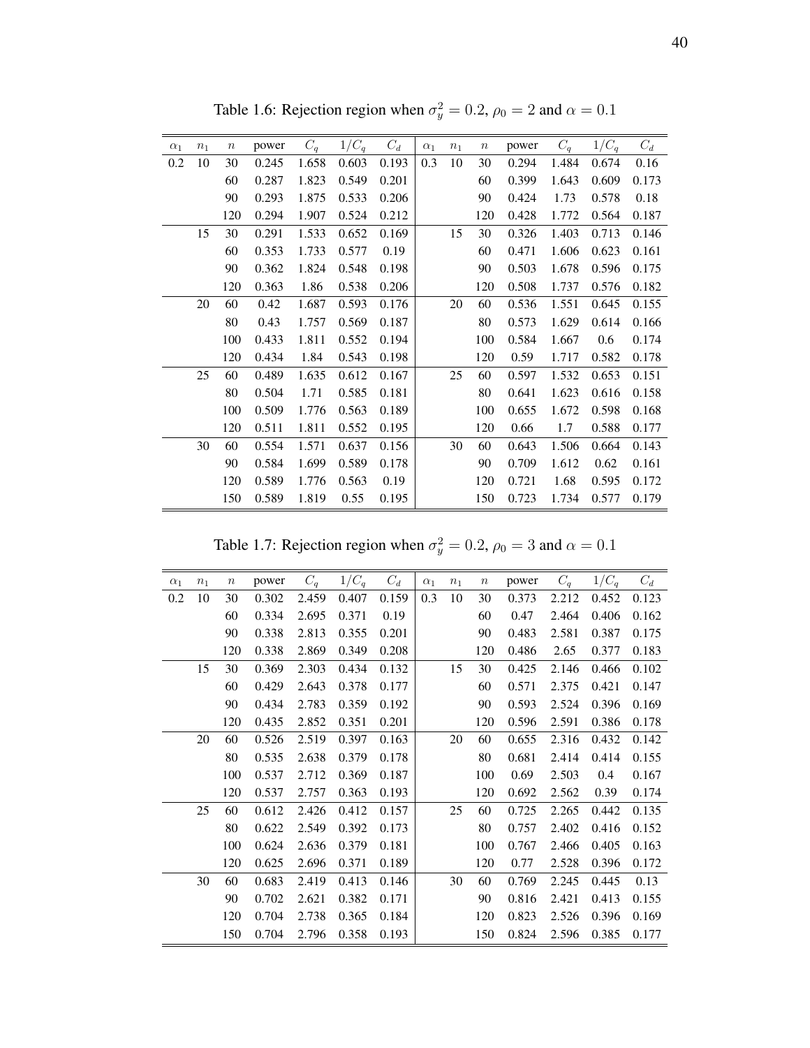Table 1.6: Rejection region when $\sigma_y^2 = 0.2$, $\rho_0 = 2$ and $\alpha = 0.1$

| $\alpha_1$ | $n_1$ | $n$ | power | $C_q$ | $1/C_q$ | $C_d$ | $\alpha_1$ | $n_1$ | $n$ | power | $C_q$ | $1/C_q$ | $C_d$ |
|---|---|---|---|---|---|---|---|---|---|---|---|---|---|
| 0.2 | 10 | 30 | 0.245 | 1.658 | 0.603 | 0.193 | 0.3 | 10 | 30 | 0.294 | 1.484 | 0.674 | 0.16 |
| | | 60 | 0.287 | 1.823 | 0.549 | 0.201 | | | 60 | 0.399 | 1.643 | 0.609 | 0.173 |
| | | 90 | 0.293 | 1.875 | 0.533 | 0.206 | | | 90 | 0.424 | 1.73 | 0.578 | 0.18 |
| | | 120 | 0.294 | 1.907 | 0.524 | 0.212 | | | 120 | 0.428 | 1.772 | 0.564 | 0.187 |
| | 15 | 30 | 0.291 | 1.533 | 0.652 | 0.169 | | 15 | 30 | 0.326 | 1.403 | 0.713 | 0.146 |
| | | 60 | 0.353 | 1.733 | 0.577 | 0.19 | | | 60 | 0.471 | 1.606 | 0.623 | 0.161 |
| | | 90 | 0.362 | 1.824 | 0.548 | 0.198 | | | 90 | 0.503 | 1.678 | 0.596 | 0.175 |
| | | 120 | 0.363 | 1.86 | 0.538 | 0.206 | | | 120 | 0.508 | 1.737 | 0.576 | 0.182 |
| | 20 | 60 | 0.42 | 1.687 | 0.593 | 0.176 | | 20 | 60 | 0.536 | 1.551 | 0.645 | 0.155 |
| | | 80 | 0.43 | 1.757 | 0.569 | 0.187 | | | 80 | 0.573 | 1.629 | 0.614 | 0.166 |
| | | 100 | 0.433 | 1.811 | 0.552 | 0.194 | | | 100 | 0.584 | 1.667 | 0.6 | 0.174 |
| | | 120 | 0.434 | 1.84 | 0.543 | 0.198 | | | 120 | 0.59 | 1.717 | 0.582 | 0.178 |
| | 25 | 60 | 0.489 | 1.635 | 0.612 | 0.167 | | 25 | 60 | 0.597 | 1.532 | 0.653 | 0.151 |
| | | 80 | 0.504 | 1.71 | 0.585 | 0.181 | | | 80 | 0.641 | 1.623 | 0.616 | 0.158 |
| | | 100 | 0.509 | 1.776 | 0.563 | 0.189 | | | 100 | 0.655 | 1.672 | 0.598 | 0.168 |
| | | 120 | 0.511 | 1.811 | 0.552 | 0.195 | | | 120 | 0.66 | 1.7 | 0.588 | 0.177 |
| | 30 | 60 | 0.554 | 1.571 | 0.637 | 0.156 | | 30 | 60 | 0.643 | 1.506 | 0.664 | 0.143 |
| | | 90 | 0.584 | 1.699 | 0.589 | 0.178 | | | 90 | 0.709 | 1.612 | 0.62 | 0.161 |
| | | 120 | 0.589 | 1.776 | 0.563 | 0.19 | | | 120 | 0.721 | 1.68 | 0.595 | 0.172 |
| | | 150 | 0.589 | 1.819 | 0.55 | 0.195 | | | 150 | 0.723 | 1.734 | 0.577 | 0.179 |

Table 1.7: Rejection region when $\sigma_y^2 = 0.2$, $\rho_0 = 3$ and $\alpha = 0.1$

| $\alpha_1$ | $n_1$ | $n$ | power | $C_q$ | $1/C_q$ | $C_d$ | $\alpha_1$ | $n_1$ | $n$ | power | $C_q$ | $1/C_q$ | $C_d$ |
|---|---|---|---|---|---|---|---|---|---|---|---|---|---|
| 0.2 | 10 | 30 | 0.302 | 2.459 | 0.407 | 0.159 | 0.3 | 10 | 30 | 0.373 | 2.212 | 0.452 | 0.123 |
| | | 60 | 0.334 | 2.695 | 0.371 | 0.19 | | | 60 | 0.47 | 2.464 | 0.406 | 0.162 |
| | | 90 | 0.338 | 2.813 | 0.355 | 0.201 | | | 90 | 0.483 | 2.581 | 0.387 | 0.175 |
| | | 120 | 0.338 | 2.869 | 0.349 | 0.208 | | | 120 | 0.486 | 2.65 | 0.377 | 0.183 |
| | 15 | 30 | 0.369 | 2.303 | 0.434 | 0.132 | | 15 | 30 | 0.425 | 2.146 | 0.466 | 0.102 |
| | | 60 | 0.429 | 2.643 | 0.378 | 0.177 | | | 60 | 0.571 | 2.375 | 0.421 | 0.147 |
| | | 90 | 0.434 | 2.783 | 0.359 | 0.192 | | | 90 | 0.593 | 2.524 | 0.396 | 0.169 |
| | | 120 | 0.435 | 2.852 | 0.351 | 0.201 | | | 120 | 0.596 | 2.591 | 0.386 | 0.178 |
| | 20 | 60 | 0.526 | 2.519 | 0.397 | 0.163 | | 20 | 60 | 0.655 | 2.316 | 0.432 | 0.142 |
| | | 80 | 0.535 | 2.638 | 0.379 | 0.178 | | | 80 | 0.681 | 2.414 | 0.414 | 0.155 |
| | | 100 | 0.537 | 2.712 | 0.369 | 0.187 | | | 100 | 0.69 | 2.503 | 0.4 | 0.167 |
| | | 120 | 0.537 | 2.757 | 0.363 | 0.193 | | | 120 | 0.692 | 2.562 | 0.39 | 0.174 |
| | 25 | 60 | 0.612 | 2.426 | 0.412 | 0.157 | | 25 | 60 | 0.725 | 2.265 | 0.442 | 0.135 |
| | | 80 | 0.622 | 2.549 | 0.392 | 0.173 | | | 80 | 0.757 | 2.402 | 0.416 | 0.152 |
| | | 100 | 0.624 | 2.636 | 0.379 | 0.181 | | | 100 | 0.767 | 2.466 | 0.405 | 0.163 |
| | | 120 | 0.625 | 2.696 | 0.371 | 0.189 | | | 120 | 0.77 | 2.528 | 0.396 | 0.172 |
| | 30 | 60 | 0.683 | 2.419 | 0.413 | 0.146 | | 30 | 60 | 0.769 | 2.245 | 0.445 | 0.13 |
| | | 90 | 0.702 | 2.621 | 0.382 | 0.171 | | | 90 | 0.816 | 2.421 | 0.413 | 0.155 |
| | | 120 | 0.704 | 2.738 | 0.365 | 0.184 | | | 120 | 0.823 | 2.526 | 0.396 | 0.169 |
| | | 150 | 0.704 | 2.796 | 0.358 | 0.193 | | | 150 | 0.824 | 2.596 | 0.385 | 0.177 |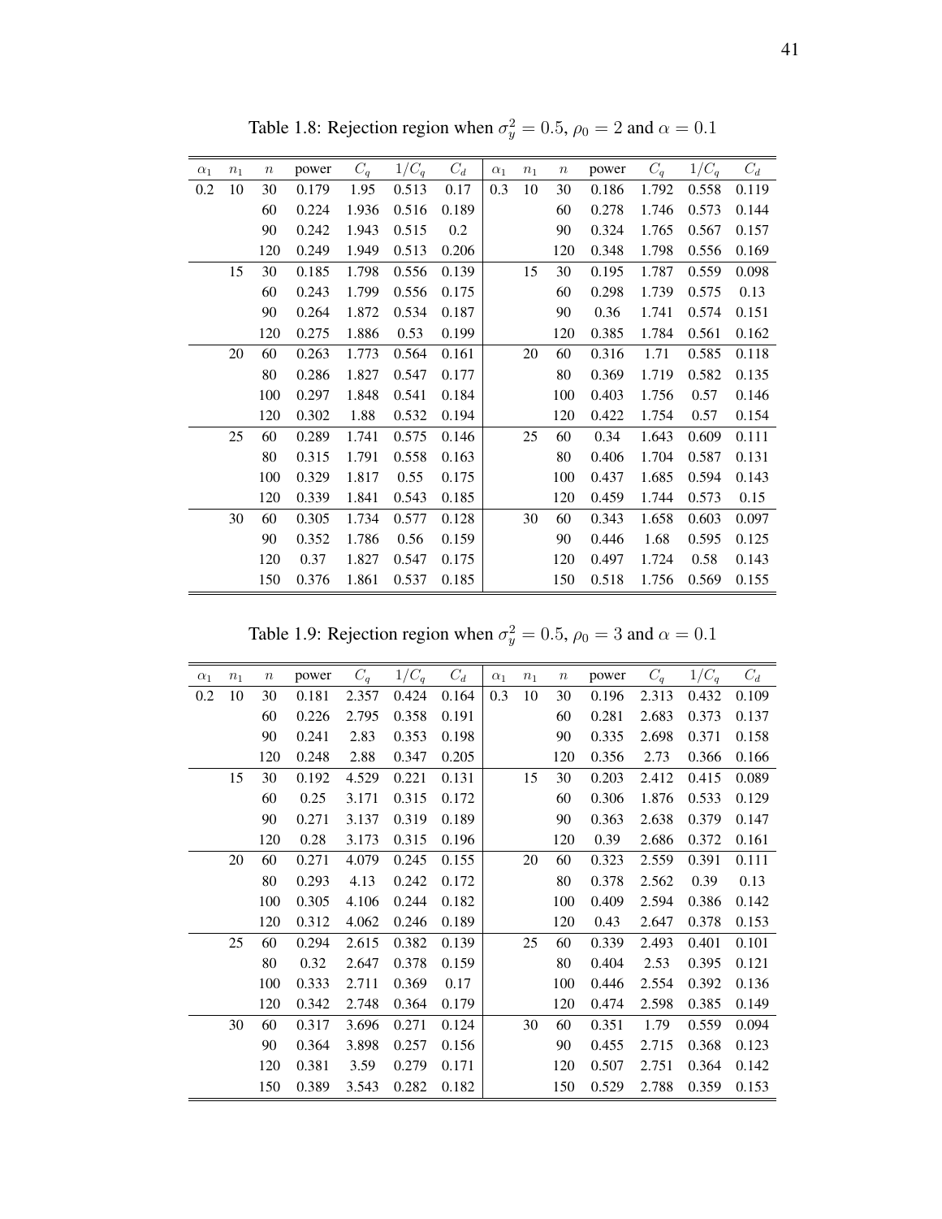Table 1.8: Rejection region when $\sigma_y^2 = 0.5$, $\rho_0 = 2$ and $\alpha = 0.1$

| $\alpha_1$ | $n_1$ | $n$ | power | $C_q$ | $1/C_q$ | $C_d$ | $\alpha_1$ | $n_1$ | $n$ | power | $C_q$ | $1/C_q$ | $C_d$ |
|---|---|---|---|---|---|---|---|---|---|---|---|---|---|
| 0.2 | 10 | 30 | 0.179 | 1.95 | 0.513 | 0.17 | 0.3 | 10 | 30 | 0.186 | 1.792 | 0.558 | 0.119 |
| | | 60 | 0.224 | 1.936 | 0.516 | 0.189 | | | 60 | 0.278 | 1.746 | 0.573 | 0.144 |
| | | 90 | 0.242 | 1.943 | 0.515 | 0.2 | | | 90 | 0.324 | 1.765 | 0.567 | 0.157 |
| | | 120 | 0.249 | 1.949 | 0.513 | 0.206 | | | 120 | 0.348 | 1.798 | 0.556 | 0.169 |
| | 15 | 30 | 0.185 | 1.798 | 0.556 | 0.139 | | 15 | 30 | 0.195 | 1.787 | 0.559 | 0.098 |
| | | 60 | 0.243 | 1.799 | 0.556 | 0.175 | | | 60 | 0.298 | 1.739 | 0.575 | 0.13 |
| | | 90 | 0.264 | 1.872 | 0.534 | 0.187 | | | 90 | 0.36 | 1.741 | 0.574 | 0.151 |
| | | 120 | 0.275 | 1.886 | 0.53 | 0.199 | | | 120 | 0.385 | 1.784 | 0.561 | 0.162 |
| | 20 | 60 | 0.263 | 1.773 | 0.564 | 0.161 | | 20 | 60 | 0.316 | 1.71 | 0.585 | 0.118 |
| | | 80 | 0.286 | 1.827 | 0.547 | 0.177 | | | 80 | 0.369 | 1.719 | 0.582 | 0.135 |
| | | 100 | 0.297 | 1.848 | 0.541 | 0.184 | | | 100 | 0.403 | 1.756 | 0.57 | 0.146 |
| | | 120 | 0.302 | 1.88 | 0.532 | 0.194 | | | 120 | 0.422 | 1.754 | 0.57 | 0.154 |
| | 25 | 60 | 0.289 | 1.741 | 0.575 | 0.146 | | 25 | 60 | 0.34 | 1.643 | 0.609 | 0.111 |
| | | 80 | 0.315 | 1.791 | 0.558 | 0.163 | | | 80 | 0.406 | 1.704 | 0.587 | 0.131 |
| | | 100 | 0.329 | 1.817 | 0.55 | 0.175 | | | 100 | 0.437 | 1.685 | 0.594 | 0.143 |
| | | 120 | 0.339 | 1.841 | 0.543 | 0.185 | | | 120 | 0.459 | 1.744 | 0.573 | 0.15 |
| | 30 | 60 | 0.305 | 1.734 | 0.577 | 0.128 | | 30 | 60 | 0.343 | 1.658 | 0.603 | 0.097 |
| | | 90 | 0.352 | 1.786 | 0.56 | 0.159 | | | 90 | 0.446 | 1.68 | 0.595 | 0.125 |
| | | 120 | 0.37 | 1.827 | 0.547 | 0.175 | | | 120 | 0.497 | 1.724 | 0.58 | 0.143 |
| | | 150 | 0.376 | 1.861 | 0.537 | 0.185 | | | 150 | 0.518 | 1.756 | 0.569 | 0.155 |

Table 1.9: Rejection region when $\sigma_y^2 = 0.5$, $\rho_0 = 3$ and $\alpha = 0.1$

| $\alpha_1$ | $n_1$ | $n$ | power | $C_q$ | $1/C_q$ | $C_d$ | $\alpha_1$ | $n_1$ | $n$ | power | $C_q$ | $1/C_q$ | $C_d$ |
|---|---|---|---|---|---|---|---|---|---|---|---|---|---|
| 0.2 | 10 | 30 | 0.181 | 2.357 | 0.424 | 0.164 | 0.3 | 10 | 30 | 0.196 | 2.313 | 0.432 | 0.109 |
| | | 60 | 0.226 | 2.795 | 0.358 | 0.191 | | | 60 | 0.281 | 2.683 | 0.373 | 0.137 |
| | | 90 | 0.241 | 2.83 | 0.353 | 0.198 | | | 90 | 0.335 | 2.698 | 0.371 | 0.158 |
| | | 120 | 0.248 | 2.88 | 0.347 | 0.205 | | | 120 | 0.356 | 2.73 | 0.366 | 0.166 |
| | 15 | 30 | 0.192 | 4.529 | 0.221 | 0.131 | | 15 | 30 | 0.203 | 2.412 | 0.415 | 0.089 |
| | | 60 | 0.25 | 3.171 | 0.315 | 0.172 | | | 60 | 0.306 | 1.876 | 0.533 | 0.129 |
| | | 90 | 0.271 | 3.137 | 0.319 | 0.189 | | | 90 | 0.363 | 2.638 | 0.379 | 0.147 |
| | | 120 | 0.28 | 3.173 | 0.315 | 0.196 | | | 120 | 0.39 | 2.686 | 0.372 | 0.161 |
| | 20 | 60 | 0.271 | 4.079 | 0.245 | 0.155 | | 20 | 60 | 0.323 | 2.559 | 0.391 | 0.111 |
| | | 80 | 0.293 | 4.13 | 0.242 | 0.172 | | | 80 | 0.378 | 2.562 | 0.39 | 0.13 |
| | | 100 | 0.305 | 4.106 | 0.244 | 0.182 | | | 100 | 0.409 | 2.594 | 0.386 | 0.142 |
| | | 120 | 0.312 | 4.062 | 0.246 | 0.189 | | | 120 | 0.43 | 2.647 | 0.378 | 0.153 |
| | 25 | 60 | 0.294 | 2.615 | 0.382 | 0.139 | | 25 | 60 | 0.339 | 2.493 | 0.401 | 0.101 |
| | | 80 | 0.32 | 2.647 | 0.378 | 0.159 | | | 80 | 0.404 | 2.53 | 0.395 | 0.121 |
| | | 100 | 0.333 | 2.711 | 0.369 | 0.17 | | | 100 | 0.446 | 2.554 | 0.392 | 0.136 |
| | | 120 | 0.342 | 2.748 | 0.364 | 0.179 | | | 120 | 0.474 | 2.598 | 0.385 | 0.149 |
| | 30 | 60 | 0.317 | 3.696 | 0.271 | 0.124 | | 30 | 60 | 0.351 | 1.79 | 0.559 | 0.094 |
| | | 90 | 0.364 | 3.898 | 0.257 | 0.156 | | | 90 | 0.455 | 2.715 | 0.368 | 0.123 |
| | | 120 | 0.381 | 3.59 | 0.279 | 0.171 | | | 120 | 0.507 | 2.751 | 0.364 | 0.142 |
| | | 150 | 0.389 | 3.543 | 0.282 | 0.182 | | | 150 | 0.529 | 2.788 | 0.359 | 0.153 |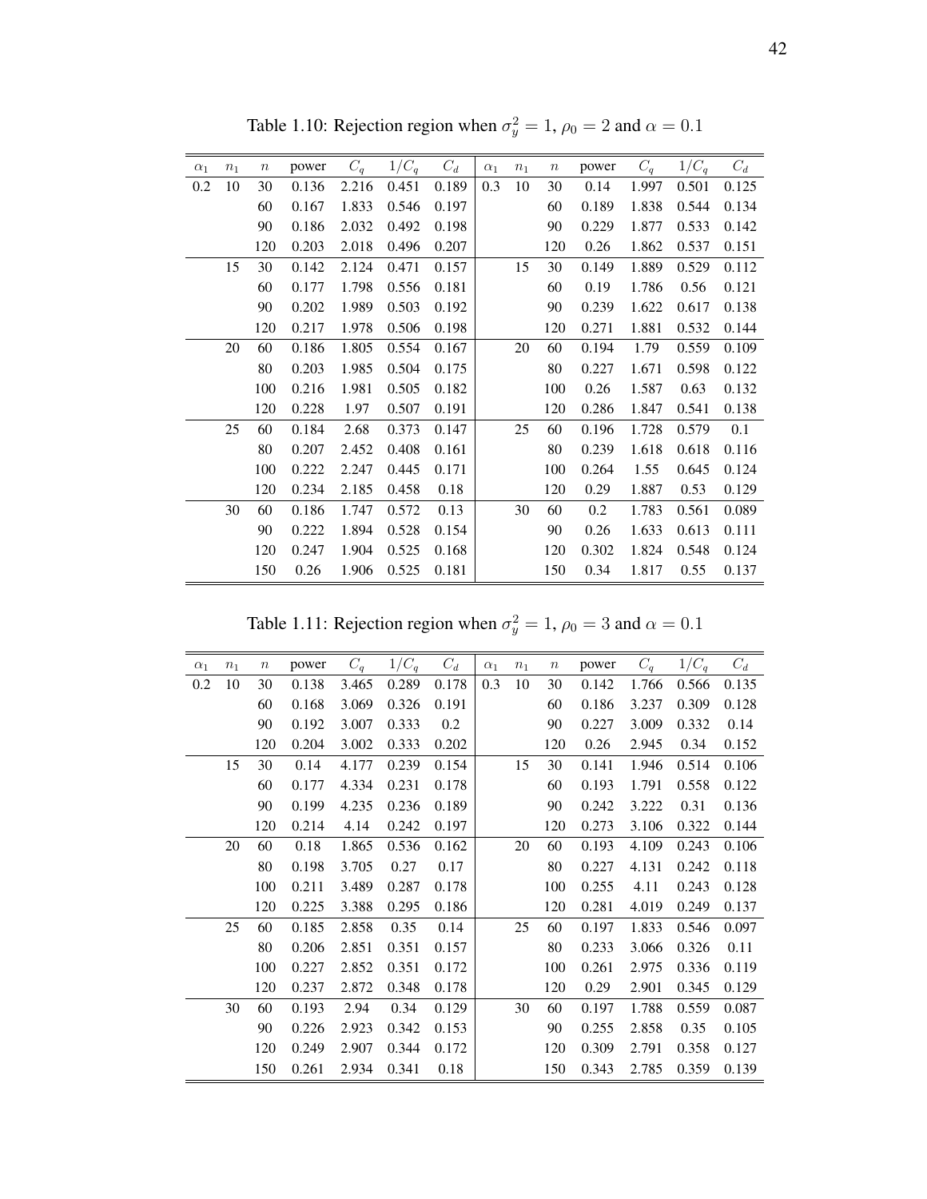Table 1.10: Rejection region when $\sigma_y^2 = 1$, $\rho_0 = 2$ and $\alpha = 0.1$

| $\alpha_1$ | $n_1$ | $n$ | power | $C_q$ | $1/C_q$ | $C_d$ | $\alpha_1$ | $n_1$ | $n$ | power | $C_q$ | $1/C_q$ | $C_d$ |
|---|---|---|---|---|---|---|---|---|---|---|---|---|---|
| 0.2 | 10 | 30 | 0.136 | 2.216 | 0.451 | 0.189 | 0.3 | 10 | 30 | 0.14 | 1.997 | 0.501 | 0.125 |
| | | 60 | 0.167 | 1.833 | 0.546 | 0.197 | | | 60 | 0.189 | 1.838 | 0.544 | 0.134 |
| | | 90 | 0.186 | 2.032 | 0.492 | 0.198 | | | 90 | 0.229 | 1.877 | 0.533 | 0.142 |
| | | 120 | 0.203 | 2.018 | 0.496 | 0.207 | | | 120 | 0.26 | 1.862 | 0.537 | 0.151 |
| | 15 | 30 | 0.142 | 2.124 | 0.471 | 0.157 | | 15 | 30 | 0.149 | 1.889 | 0.529 | 0.112 |
| | | 60 | 0.177 | 1.798 | 0.556 | 0.181 | | | 60 | 0.19 | 1.786 | 0.56 | 0.121 |
| | | 90 | 0.202 | 1.989 | 0.503 | 0.192 | | | 90 | 0.239 | 1.622 | 0.617 | 0.138 |
| | | 120 | 0.217 | 1.978 | 0.506 | 0.198 | | | 120 | 0.271 | 1.881 | 0.532 | 0.144 |
| | 20 | 60 | 0.186 | 1.805 | 0.554 | 0.167 | | 20 | 60 | 0.194 | 1.79 | 0.559 | 0.109 |
| | | 80 | 0.203 | 1.985 | 0.504 | 0.175 | | | 80 | 0.227 | 1.671 | 0.598 | 0.122 |
| | | 100 | 0.216 | 1.981 | 0.505 | 0.182 | | | 100 | 0.26 | 1.587 | 0.63 | 0.132 |
| | | 120 | 0.228 | 1.97 | 0.507 | 0.191 | | | 120 | 0.286 | 1.847 | 0.541 | 0.138 |
| | 25 | 60 | 0.184 | 2.68 | 0.373 | 0.147 | | 25 | 60 | 0.196 | 1.728 | 0.579 | 0.1 |
| | | 80 | 0.207 | 2.452 | 0.408 | 0.161 | | | 80 | 0.239 | 1.618 | 0.618 | 0.116 |
| | | 100 | 0.222 | 2.247 | 0.445 | 0.171 | | | 100 | 0.264 | 1.55 | 0.645 | 0.124 |
| | | 120 | 0.234 | 2.185 | 0.458 | 0.18 | | | 120 | 0.29 | 1.887 | 0.53 | 0.129 |
| | 30 | 60 | 0.186 | 1.747 | 0.572 | 0.13 | | 30 | 60 | 0.2 | 1.783 | 0.561 | 0.089 |
| | | 90 | 0.222 | 1.894 | 0.528 | 0.154 | | | 90 | 0.26 | 1.633 | 0.613 | 0.111 |
| | | 120 | 0.247 | 1.904 | 0.525 | 0.168 | | | 120 | 0.302 | 1.824 | 0.548 | 0.124 |
| | | 150 | 0.26 | 1.906 | 0.525 | 0.181 | | | 150 | 0.34 | 1.817 | 0.55 | 0.137 |

Table 1.11: Rejection region when $\sigma_y^2 = 1$, $\rho_0 = 3$ and $\alpha = 0.1$

| $\alpha_1$ | $n_1$ | $n$ | power | $C_q$ | $1/C_q$ | $C_d$ | $\alpha_1$ | $n_1$ | $n$ | power | $C_q$ | $1/C_q$ | $C_d$ |
|---|---|---|---|---|---|---|---|---|---|---|---|---|---|
| 0.2 | 10 | 30 | 0.138 | 3.465 | 0.289 | 0.178 | 0.3 | 10 | 30 | 0.142 | 1.766 | 0.566 | 0.135 |
| | | 60 | 0.168 | 3.069 | 0.326 | 0.191 | | | 60 | 0.186 | 3.237 | 0.309 | 0.128 |
| | | 90 | 0.192 | 3.007 | 0.333 | 0.2 | | | 90 | 0.227 | 3.009 | 0.332 | 0.14 |
| | | 120 | 0.204 | 3.002 | 0.333 | 0.202 | | | 120 | 0.26 | 2.945 | 0.34 | 0.152 |
| | 15 | 30 | 0.14 | 4.177 | 0.239 | 0.154 | | 15 | 30 | 0.141 | 1.946 | 0.514 | 0.106 |
| | | 60 | 0.177 | 4.334 | 0.231 | 0.178 | | | 60 | 0.193 | 1.791 | 0.558 | 0.122 |
| | | 90 | 0.199 | 4.235 | 0.236 | 0.189 | | | 90 | 0.242 | 3.222 | 0.31 | 0.136 |
| | | 120 | 0.214 | 4.14 | 0.242 | 0.197 | | | 120 | 0.273 | 3.106 | 0.322 | 0.144 |
| | 20 | 60 | 0.18 | 1.865 | 0.536 | 0.162 | | 20 | 60 | 0.193 | 4.109 | 0.243 | 0.106 |
| | | 80 | 0.198 | 3.705 | 0.27 | 0.17 | | | 80 | 0.227 | 4.131 | 0.242 | 0.118 |
| | | 100 | 0.211 | 3.489 | 0.287 | 0.178 | | | 100 | 0.255 | 4.11 | 0.243 | 0.128 |
| | | 120 | 0.225 | 3.388 | 0.295 | 0.186 | | | 120 | 0.281 | 4.019 | 0.249 | 0.137 |
| | 25 | 60 | 0.185 | 2.858 | 0.35 | 0.14 | | 25 | 60 | 0.197 | 1.833 | 0.546 | 0.097 |
| | | 80 | 0.206 | 2.851 | 0.351 | 0.157 | | | 80 | 0.233 | 3.066 | 0.326 | 0.11 |
| | | 100 | 0.227 | 2.852 | 0.351 | 0.172 | | | 100 | 0.261 | 2.975 | 0.336 | 0.119 |
| | | 120 | 0.237 | 2.872 | 0.348 | 0.178 | | | 120 | 0.29 | 2.901 | 0.345 | 0.129 |
| | 30 | 60 | 0.193 | 2.94 | 0.34 | 0.129 | | 30 | 60 | 0.197 | 1.788 | 0.559 | 0.087 |
| | | 90 | 0.226 | 2.923 | 0.342 | 0.153 | | | 90 | 0.255 | 2.858 | 0.35 | 0.105 |
| | | 120 | 0.249 | 2.907 | 0.344 | 0.172 | | | 120 | 0.309 | 2.791 | 0.358 | 0.127 |
| | | 150 | 0.261 | 2.934 | 0.341 | 0.18 | | | 150 | 0.343 | 2.785 | 0.359 | 0.139 |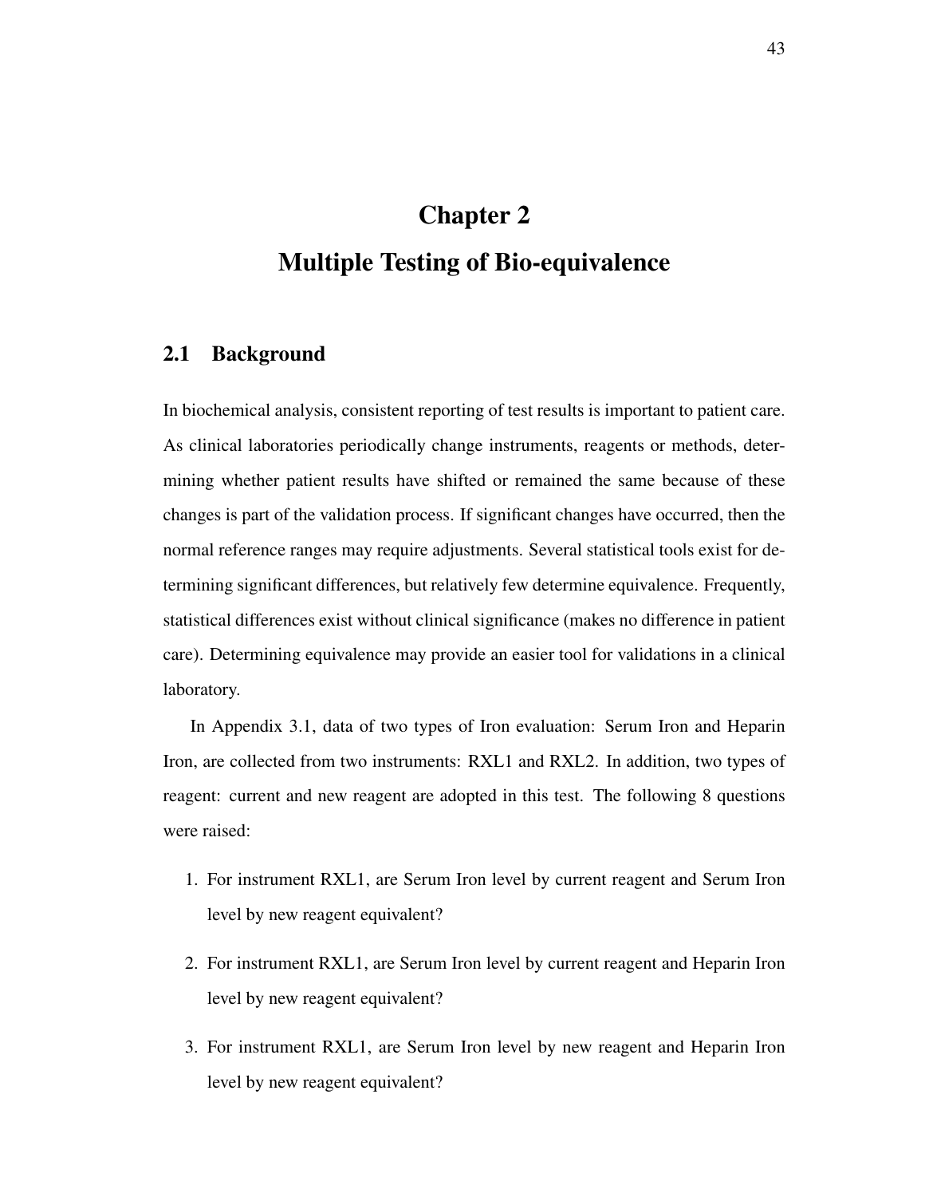# Chapter 2

# Multiple Testing of Bio-equivalence

## 2.1 Background

In biochemical analysis, consistent reporting of test results is important to patient care. As clinical laboratories periodically change instruments, reagents or methods, determining whether patient results have shifted or remained the same because of these changes is part of the validation process. If significant changes have occurred, then the normal reference ranges may require adjustments. Several statistical tools exist for determining significant differences, but relatively few determine equivalence. Frequently, statistical differences exist without clinical significance (makes no difference in patient care). Determining equivalence may provide an easier tool for validations in a clinical laboratory.

In Appendix 3.1, data of two types of Iron evaluation: Serum Iron and Heparin Iron, are collected from two instruments: RXL1 and RXL2. In addition, two types of reagent: current and new reagent are adopted in this test. The following 8 questions were raised:

1. For instrument RXL1, are Serum Iron level by current reagent and Serum Iron level by new reagent equivalent?
2. For instrument RXL1, are Serum Iron level by current reagent and Heparin Iron level by new reagent equivalent?
3. For instrument RXL1, are Serum Iron level by new reagent and Heparin Iron level by new reagent equivalent?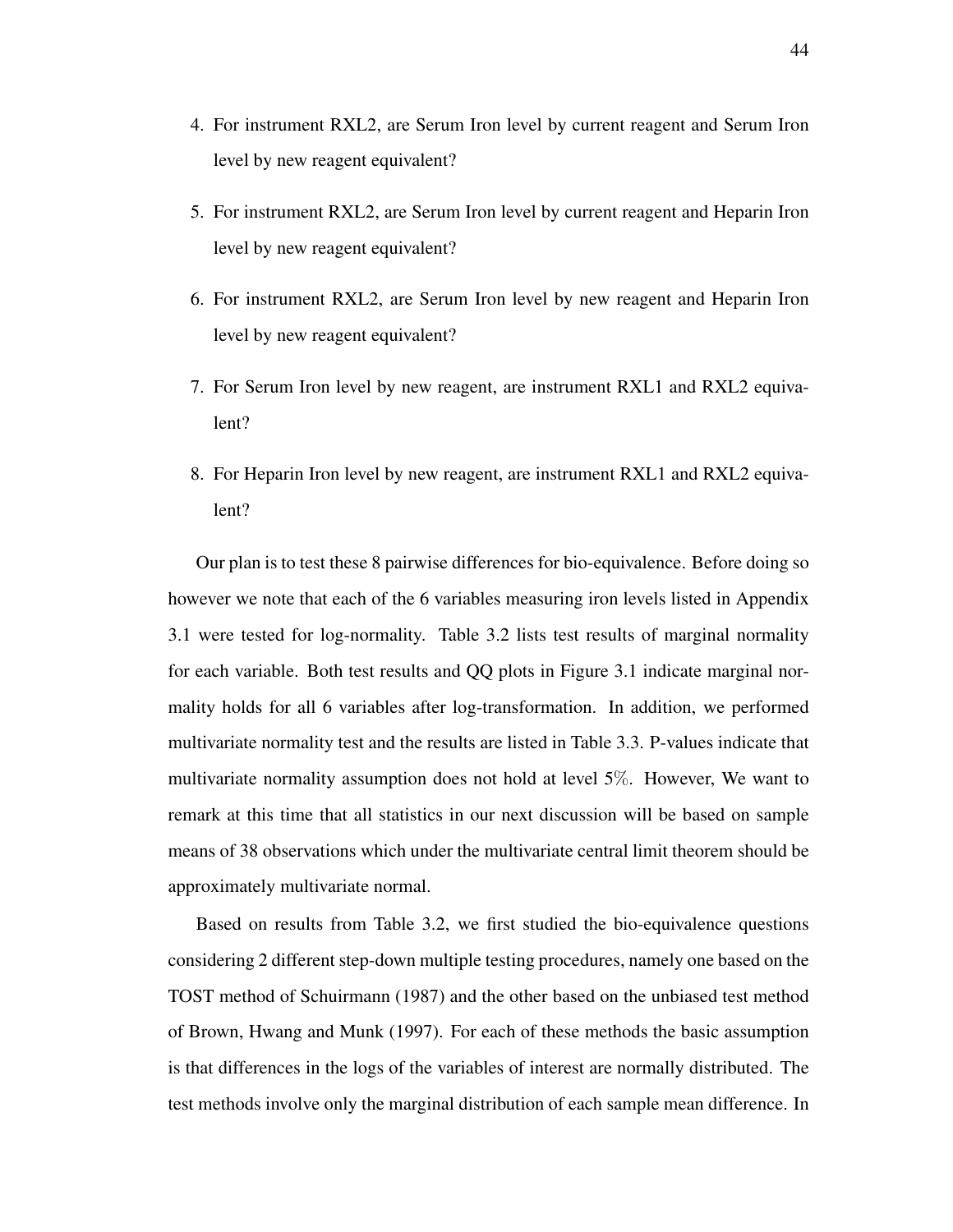4. For instrument RXL2, are Serum Iron level by current reagent and Serum Iron level by new reagent equivalent?

5. For instrument RXL2, are Serum Iron level by current reagent and Heparin Iron level by new reagent equivalent?

6. For instrument RXL2, are Serum Iron level by new reagent and Heparin Iron level by new reagent equivalent?

7. For Serum Iron level by new reagent, are instrument RXL1 and RXL2 equivalent?

8. For Heparin Iron level by new reagent, are instrument RXL1 and RXL2 equivalent?

Our plan is to test these 8 pairwise differences for bio-equivalence. Before doing so however we note that each of the 6 variables measuring iron levels listed in Appendix 3.1 were tested for log-normality. Table 3.2 lists test results of marginal normality for each variable. Both test results and QQ plots in Figure 3.1 indicate marginal normality holds for all 6 variables after log-transformation. In addition, we performed multivariate normality test and the results are listed in Table 3.3. P-values indicate that multivariate normality assumption does not hold at level 5%. However, We want to remark at this time that all statistics in our next discussion will be based on sample means of 38 observations which under the multivariate central limit theorem should be approximately multivariate normal.

Based on results from Table 3.2, we first studied the bio-equivalence questions considering 2 different step-down multiple testing procedures, namely one based on the TOST method of Schuirmann (1987) and the other based on the unbiased test method of Brown, Hwang and Munk (1997). For each of these methods the basic assumption is that differences in the logs of the variables of interest are normally distributed. The test methods involve only the marginal distribution of each sample mean difference. In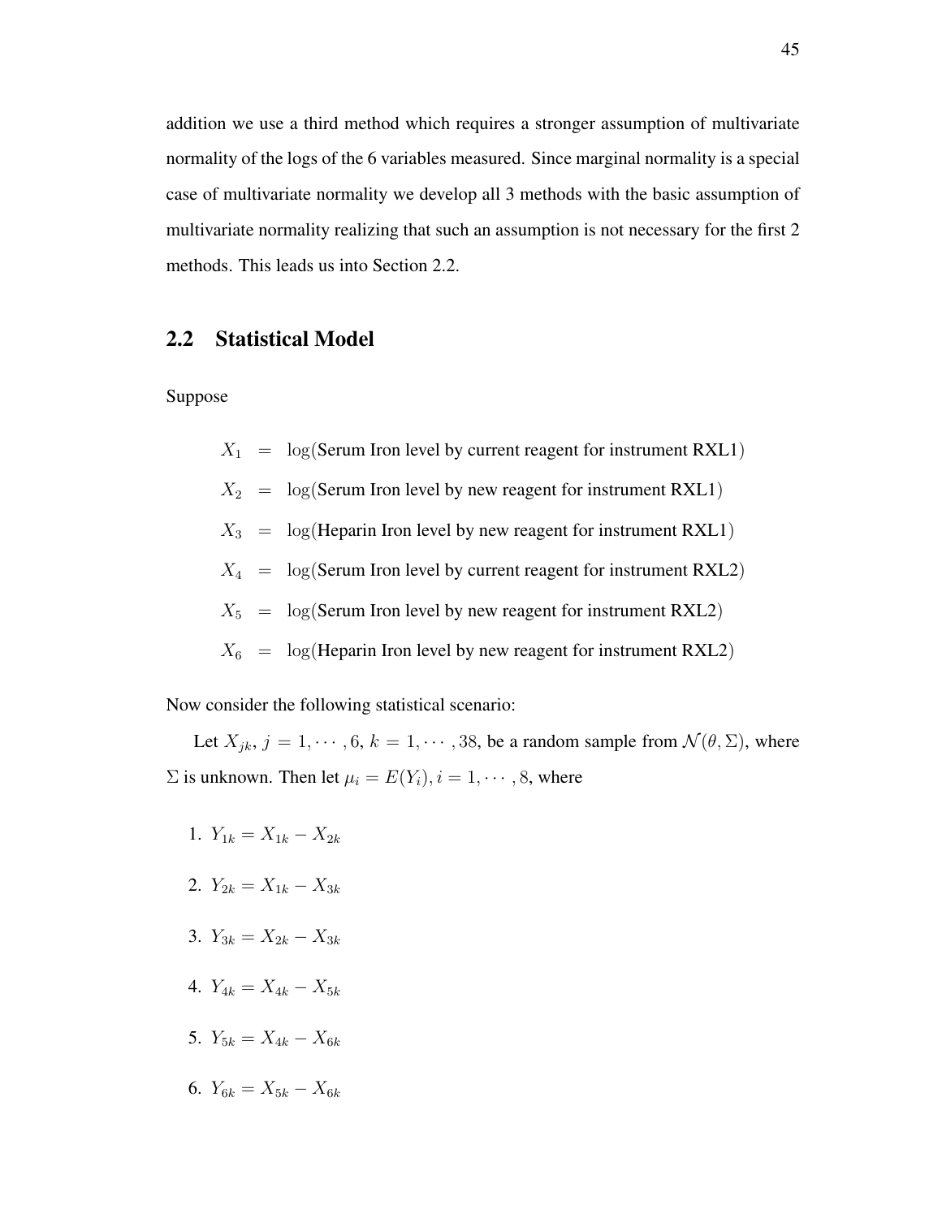addition we use a third method which requires a stronger assumption of multivariate normality of the logs of the 6 variables measured. Since marginal normality is a special case of multivariate normality we develop all 3 methods with the basic assumption of multivariate normality realizing that such an assumption is not necessary for the first 2 methods. This leads us into Section 2.2.

## 2.2 Statistical Model

Suppose

$$
\begin{aligned}
X_1 &= \log(\text{Serum Iron level by current reagent for instrument RXL1}) \\
X_2 &= \log(\text{Serum Iron level by new reagent for instrument RXL1}) \\
X_3 &= \log(\text{Heparin Iron level by new reagent for instrument RXL1}) \\
X_4 &= \log(\text{Serum Iron level by current reagent for instrument RXL2}) \\
X_5 &= \log(\text{Serum Iron level by new reagent for instrument RXL2}) \\
X_6 &= \log(\text{Heparin Iron level by new reagent for instrument RXL2})
\end{aligned}
$$

Now consider the following statistical scenario:

Let $X_{jk}$, $j = 1, \cdots, 6$, $k = 1, \cdots, 38$, be a random sample from $\mathcal{N}(\theta, \Sigma)$, where $\Sigma$ is unknown. Then let $\mu_i = E(Y_i)$, $i = 1, \cdots, 8$, where

1. $Y_{1k} = X_{1k} - X_{2k}$
2. $Y_{2k} = X_{1k} - X_{3k}$
3. $Y_{3k} = X_{2k} - X_{3k}$
4. $Y_{4k} = X_{4k} - X_{5k}$
5. $Y_{5k} = X_{4k} - X_{6k}$
6. $Y_{6k} = X_{5k} - X_{6k}$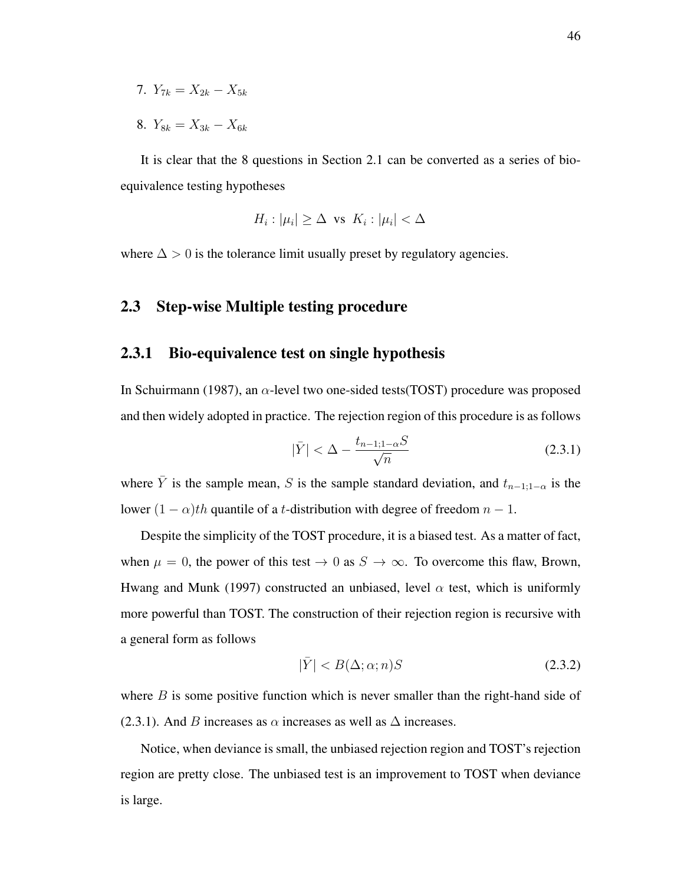7. $Y_{7k} = X_{2k} - X_{5k}$

8. $Y_{8k} = X_{3k} - X_{6k}$

It is clear that the 8 questions in Section 2.1 can be converted as a series of bio-equivalence testing hypotheses

$$H_i : |\mu_i| \geq \Delta \text{ vs } K_i : |\mu_i| < \Delta$$

where $\Delta > 0$ is the tolerance limit usually preset by regulatory agencies.

## 2.3 Step-wise Multiple testing procedure

### 2.3.1 Bio-equivalence test on single hypothesis

In Schuirmann (1987), an $\alpha$-level two one-sided tests(TOST) procedure was proposed and then widely adopted in practice. The rejection region of this procedure is as follows

$$|\bar{Y}| < \Delta - \frac{t_{n-1;1-\alpha} S}{\sqrt{n}} \tag{2.3.1}$$

where $\bar{Y}$ is the sample mean, $S$ is the sample standard deviation, and $t_{n-1;1-\alpha}$ is the lower $(1-\alpha)th$ quantile of a $t$-distribution with degree of freedom $n-1$.

Despite the simplicity of the TOST procedure, it is a biased test. As a matter of fact, when $\mu = 0$, the power of this test $\to 0$ as $S \to \infty$. To overcome this flaw, Brown, Hwang and Munk (1997) constructed an unbiased, level $\alpha$ test, which is uniformly more powerful than TOST. The construction of their rejection region is recursive with a general form as follows

$$|\bar{Y}| < B(\Delta; \alpha; n) S \tag{2.3.2}$$

where $B$ is some positive function which is never smaller than the right-hand side of (2.3.1). And $B$ increases as $\alpha$ increases as well as $\Delta$ increases.

Notice, when deviance is small, the unbiased rejection region and TOST's rejection region are pretty close. The unbiased test is an improvement to TOST when deviance is large.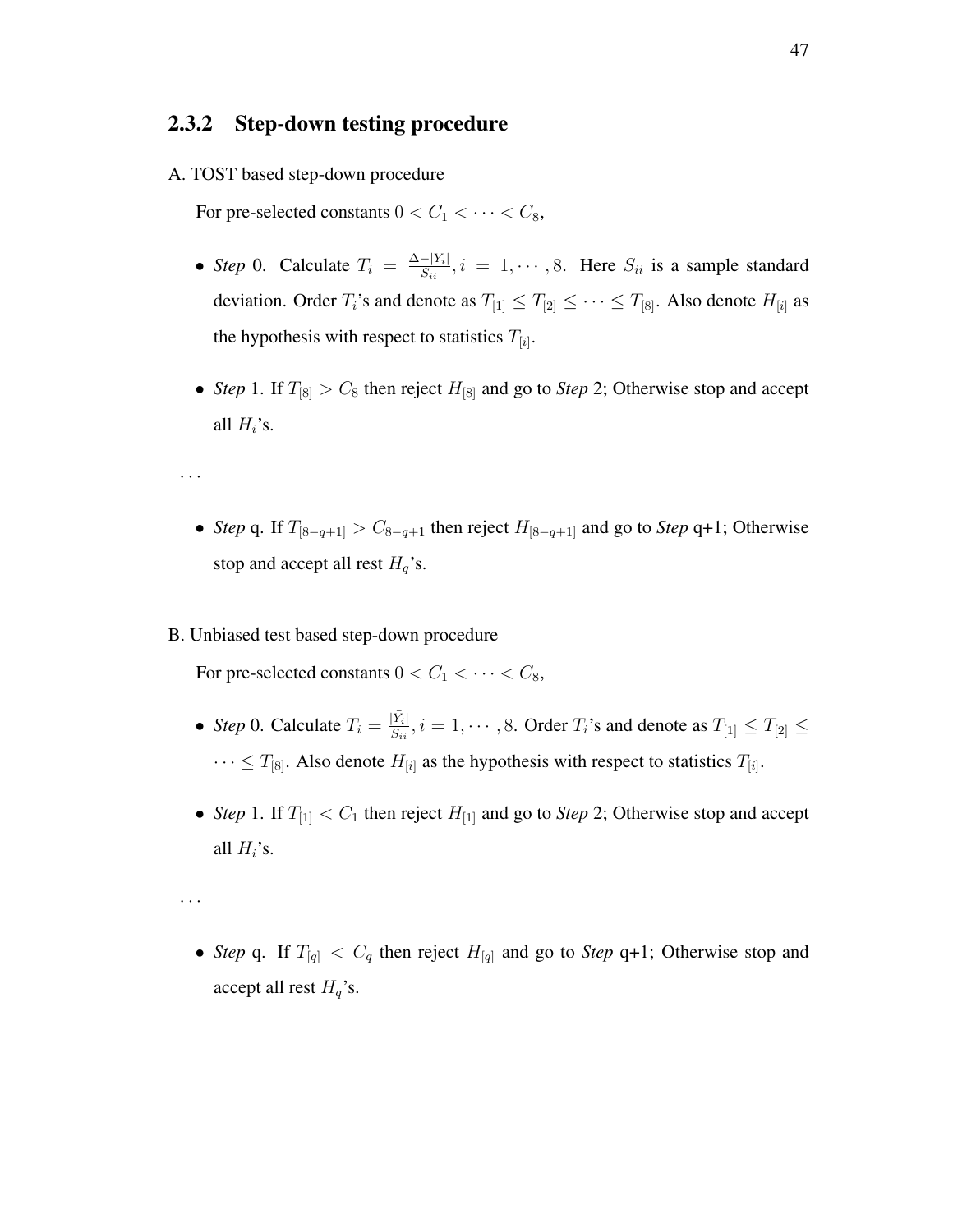### 2.3.2 Step-down testing procedure

A. TOST based step-down procedure

For pre-selected constants $0 < C_1 < \cdots < C_8$,

- *Step* 0. Calculate $T_i = \frac{\Delta - |\bar{Y}_i|}{S_{ii}}, i = 1, \cdots, 8$. Here $S_{ii}$ is a sample standard deviation. Order $T_i$'s and denote as $T_{[1]} \leq T_{[2]} \leq \cdots \leq T_{[8]}$. Also denote $H_{[i]}$ as the hypothesis with respect to statistics $T_{[i]}$.

- *Step* 1. If $T_{[8]} > C_8$ then reject $H_{[8]}$ and go to *Step* 2; Otherwise stop and accept all $H_i$'s.

$\cdots$

- *Step* q. If $T_{[8-q+1]} > C_{8-q+1}$ then reject $H_{[8-q+1]}$ and go to *Step* q+1; Otherwise stop and accept all rest $H_q$'s.

B. Unbiased test based step-down procedure

For pre-selected constants $0 < C_1 < \cdots < C_8$,

- *Step* 0. Calculate $T_i = \frac{|\bar{Y}_i|}{S_{ii}}, i = 1, \cdots, 8$. Order $T_i$'s and denote as $T_{[1]} \leq T_{[2]} \leq \cdots \leq T_{[8]}$. Also denote $H_{[i]}$ as the hypothesis with respect to statistics $T_{[i]}$.

- *Step* 1. If $T_{[1]} < C_1$ then reject $H_{[1]}$ and go to *Step* 2; Otherwise stop and accept all $H_i$'s.

$\cdots$

- *Step* q. If $T_{[q]} < C_q$ then reject $H_{[q]}$ and go to *Step* q+1; Otherwise stop and accept all rest $H_q$'s.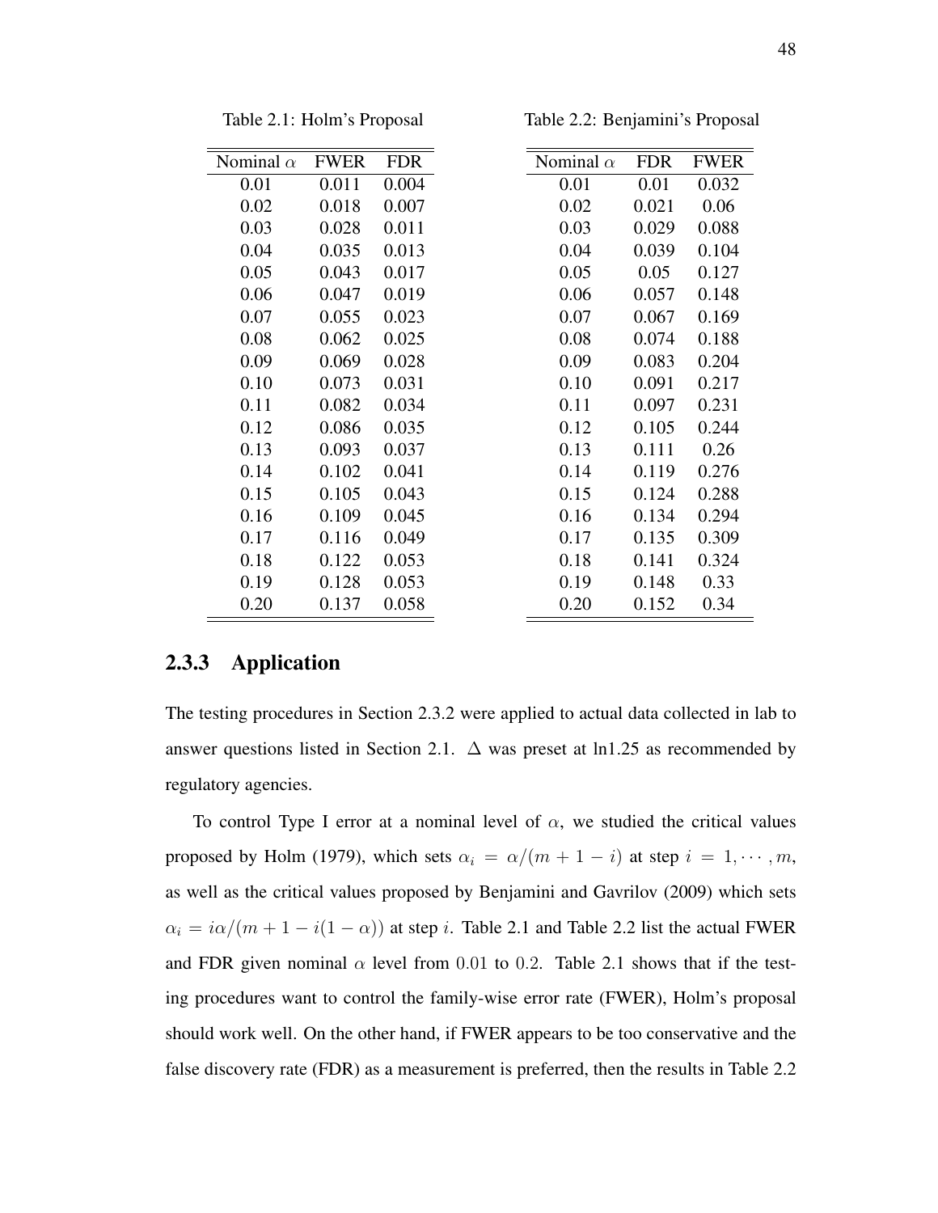Table 2.1: Holm's Proposal

| Nominal $\alpha$ | FWER | FDR |
|---|---|---|
| 0.01 | 0.011 | 0.004 |
| 0.02 | 0.018 | 0.007 |
| 0.03 | 0.028 | 0.011 |
| 0.04 | 0.035 | 0.013 |
| 0.05 | 0.043 | 0.017 |
| 0.06 | 0.047 | 0.019 |
| 0.07 | 0.055 | 0.023 |
| 0.08 | 0.062 | 0.025 |
| 0.09 | 0.069 | 0.028 |
| 0.10 | 0.073 | 0.031 |
| 0.11 | 0.082 | 0.034 |
| 0.12 | 0.086 | 0.035 |
| 0.13 | 0.093 | 0.037 |
| 0.14 | 0.102 | 0.041 |
| 0.15 | 0.105 | 0.043 |
| 0.16 | 0.109 | 0.045 |
| 0.17 | 0.116 | 0.049 |
| 0.18 | 0.122 | 0.053 |
| 0.19 | 0.128 | 0.053 |
| 0.20 | 0.137 | 0.058 |

Table 2.2: Benjamini's Proposal

| Nominal $\alpha$ | FDR | FWER |
|---|---|---|
| 0.01 | 0.01 | 0.032 |
| 0.02 | 0.021 | 0.06 |
| 0.03 | 0.029 | 0.088 |
| 0.04 | 0.039 | 0.104 |
| 0.05 | 0.05 | 0.127 |
| 0.06 | 0.057 | 0.148 |
| 0.07 | 0.067 | 0.169 |
| 0.08 | 0.074 | 0.188 |
| 0.09 | 0.083 | 0.204 |
| 0.10 | 0.091 | 0.217 |
| 0.11 | 0.097 | 0.231 |
| 0.12 | 0.105 | 0.244 |
| 0.13 | 0.111 | 0.26 |
| 0.14 | 0.119 | 0.276 |
| 0.15 | 0.124 | 0.288 |
| 0.16 | 0.134 | 0.294 |
| 0.17 | 0.135 | 0.309 |
| 0.18 | 0.141 | 0.324 |
| 0.19 | 0.148 | 0.33 |
| 0.20 | 0.152 | 0.34 |

### 2.3.3 Application

The testing procedures in Section 2.3.2 were applied to actual data collected in lab to answer questions listed in Section 2.1. $\Delta$ was preset at ln1.25 as recommended by regulatory agencies.

To control Type I error at a nominal level of $\alpha$, we studied the critical values proposed by Holm (1979), which sets $\alpha_i = \alpha/(m+1-i)$ at step $i = 1, \cdots, m$, as well as the critical values proposed by Benjamini and Gavrilov (2009) which sets $\alpha_i = i\alpha/(m+1-i(1-\alpha))$ at step $i$. Table 2.1 and Table 2.2 list the actual FWER and FDR given nominal $\alpha$ level from $0.01$ to $0.2$. Table 2.1 shows that if the testing procedures want to control the family-wise error rate (FWER), Holm's proposal should work well. On the other hand, if FWER appears to be too conservative and the false discovery rate (FDR) as a measurement is preferred, then the results in Table 2.2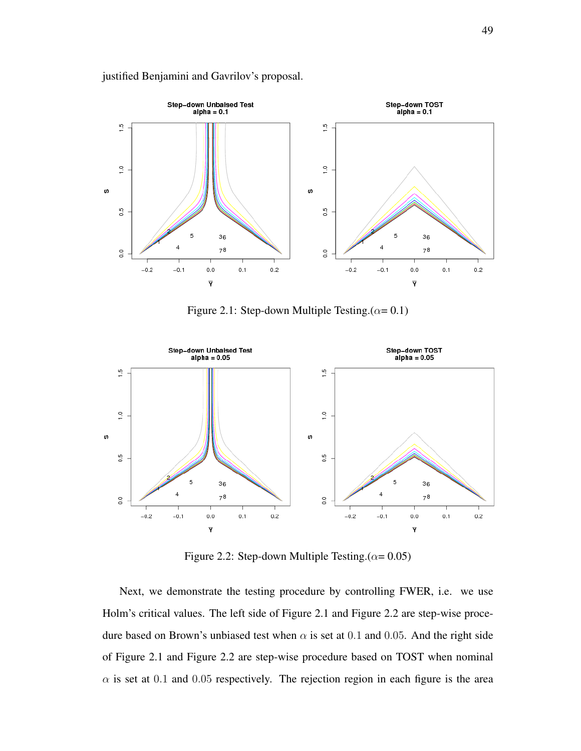justified Benjamini and Gavrilov's proposal.

Figure 2.1: Step-down Multiple Testing.($\alpha$= 0.1)

Figure 2.2: Step-down Multiple Testing.($\alpha$= 0.05)

Next, we demonstrate the testing procedure by controlling FWER, i.e. we use Holm's critical values. The left side of Figure 2.1 and Figure 2.2 are step-wise procedure based on Brown's unbiased test when $\alpha$ is set at $0.1$ and $0.05$. And the right side of Figure 2.1 and Figure 2.2 are step-wise procedure based on TOST when nominal $\alpha$ is set at $0.1$ and $0.05$ respectively. The rejection region in each figure is the area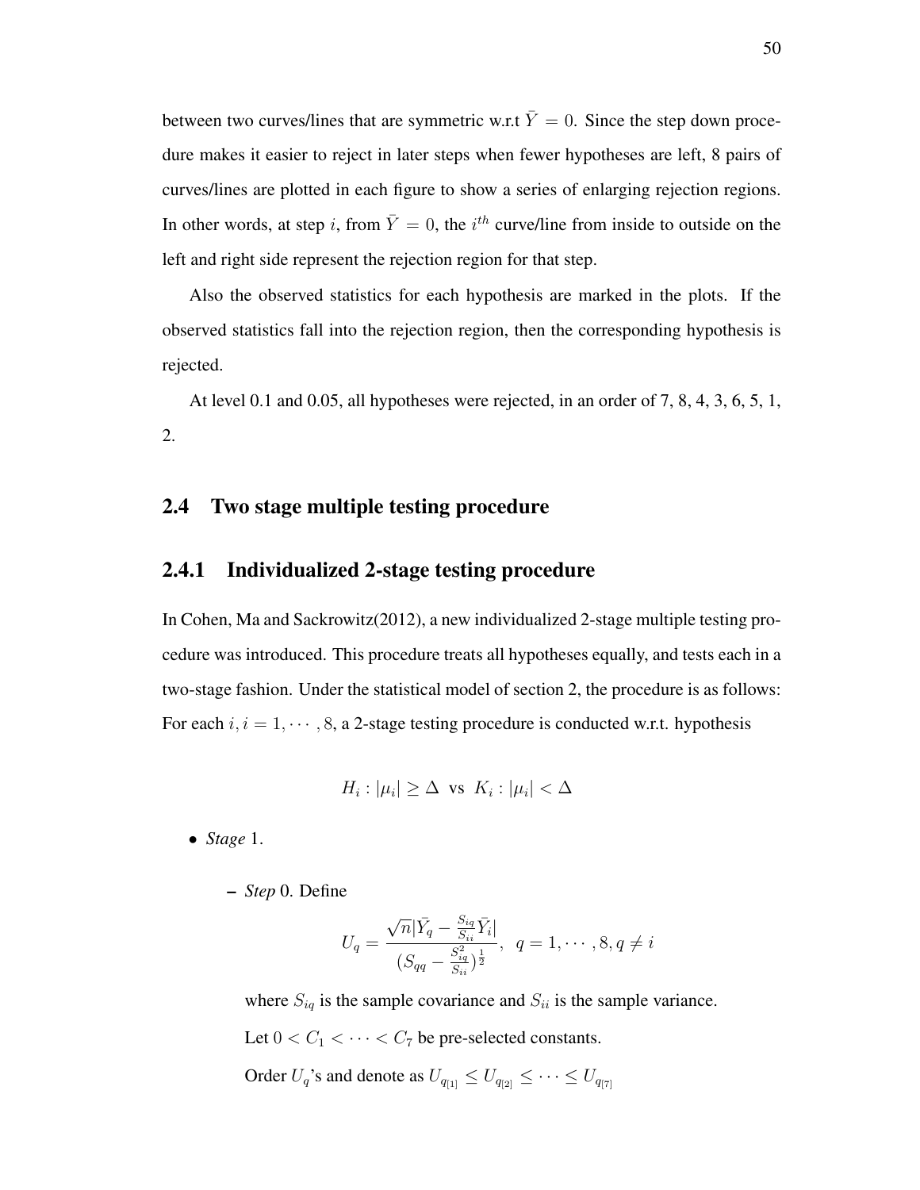between two curves/lines that are symmetric w.r.t $\bar{Y} = 0$. Since the step down procedure makes it easier to reject in later steps when fewer hypotheses are left, 8 pairs of curves/lines are plotted in each figure to show a series of enlarging rejection regions. In other words, at step $i$, from $\bar{Y} = 0$, the $i^{th}$ curve/line from inside to outside on the left and right side represent the rejection region for that step.

Also the observed statistics for each hypothesis are marked in the plots. If the observed statistics fall into the rejection region, then the corresponding hypothesis is rejected.

At level 0.1 and 0.05, all hypotheses were rejected, in an order of 7, 8, 4, 3, 6, 5, 1, 2.

## 2.4 Two stage multiple testing procedure

### 2.4.1 Individualized 2-stage testing procedure

In Cohen, Ma and Sackrowitz(2012), a new individualized 2-stage multiple testing procedure was introduced. This procedure treats all hypotheses equally, and tests each in a two-stage fashion. Under the statistical model of section 2, the procedure is as follows: For each $i, i = 1, \cdots, 8$, a 2-stage testing procedure is conducted w.r.t. hypothesis

$$H_i : |\mu_i| \geq \Delta \text{ vs } K_i : |\mu_i| < \Delta$$

- *Stage* 1.
  - *Step* 0. Define

    $$U_q = \frac{\sqrt{n}|\bar{Y}_q - \frac{S_{iq}}{S_{ii}}\bar{Y}_i|}{(S_{qq} - \frac{S_{iq}^2}{S_{ii}})^{\frac{1}{2}}}, \quad q = 1, \cdots, 8, q \neq i$$

    where $S_{iq}$ is the sample covariance and $S_{ii}$ is the sample variance.

    Let $0 < C_1 < \cdots < C_7$ be pre-selected constants.

    Order $U_q$'s and denote as $U_{q_{[1]}} \leq U_{q_{[2]}} \leq \cdots \leq U_{q_{[7]}}$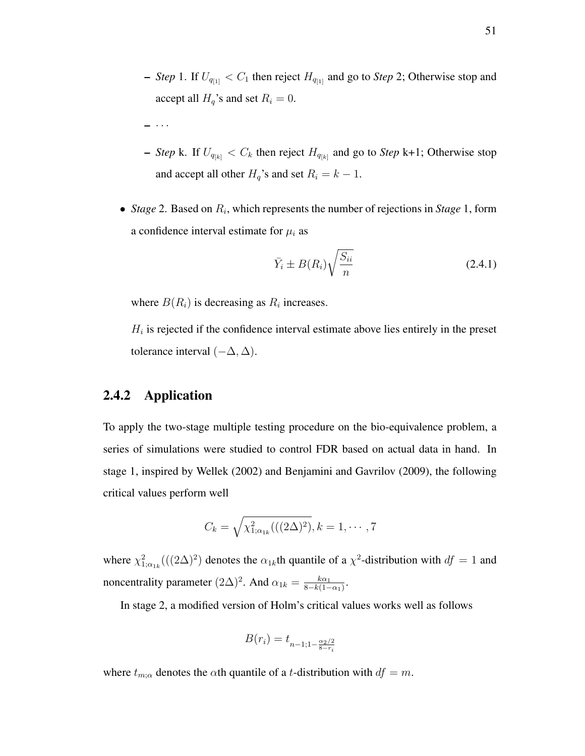- *Step* 1. If $U_{q_{[1]}} < C_1$ then reject $H_{q_{[1]}}$ and go to *Step* 2; Otherwise stop and accept all $H_q$'s and set $R_i = 0$.
- $\cdots$
- *Step* k. If $U_{q_{[k]}} < C_k$ then reject $H_{q_{[k]}}$ and go to *Step* k+1; Otherwise stop and accept all other $H_q$'s and set $R_i = k - 1$.

- *Stage* 2. Based on $R_i$, which represents the number of rejections in *Stage* 1, form a confidence interval estimate for $\mu_i$ as

$$\bar{Y}_i \pm B(R_i)\sqrt{\frac{S_{ii}}{n}} \tag{2.4.1}$$

where $B(R_i)$ is decreasing as $R_i$ increases.

$H_i$ is rejected if the confidence interval estimate above lies entirely in the preset tolerance interval $(-\Delta, \Delta)$.

### 2.4.2 Application

To apply the two-stage multiple testing procedure on the bio-equivalence problem, a series of simulations were studied to control FDR based on actual data in hand. In stage 1, inspired by Wellek (2002) and Benjamini and Gavrilov (2009), the following critical values perform well

$$C_k = \sqrt{\chi^2_{1;\alpha_{1k}}(((2\Delta)^2)}, k = 1, \cdots, 7$$

where $\chi^2_{1;\alpha_{1k}}(((2\Delta)^2)$ denotes the $\alpha_{1k}$th quantile of a $\chi^2$-distribution with $df = 1$ and noncentrality parameter $(2\Delta)^2$. And $\alpha_{1k} = \frac{k\alpha_1}{8-k(1-\alpha_1)}$.

In stage 2, a modified version of Holm's critical values works well as follows

$$B(r_i) = t_{n-1;1-\frac{\alpha_2/2}{8-r_i}}$$

where $t_{m;\alpha}$ denotes the $\alpha$th quantile of a $t$-distribution with $df = m$.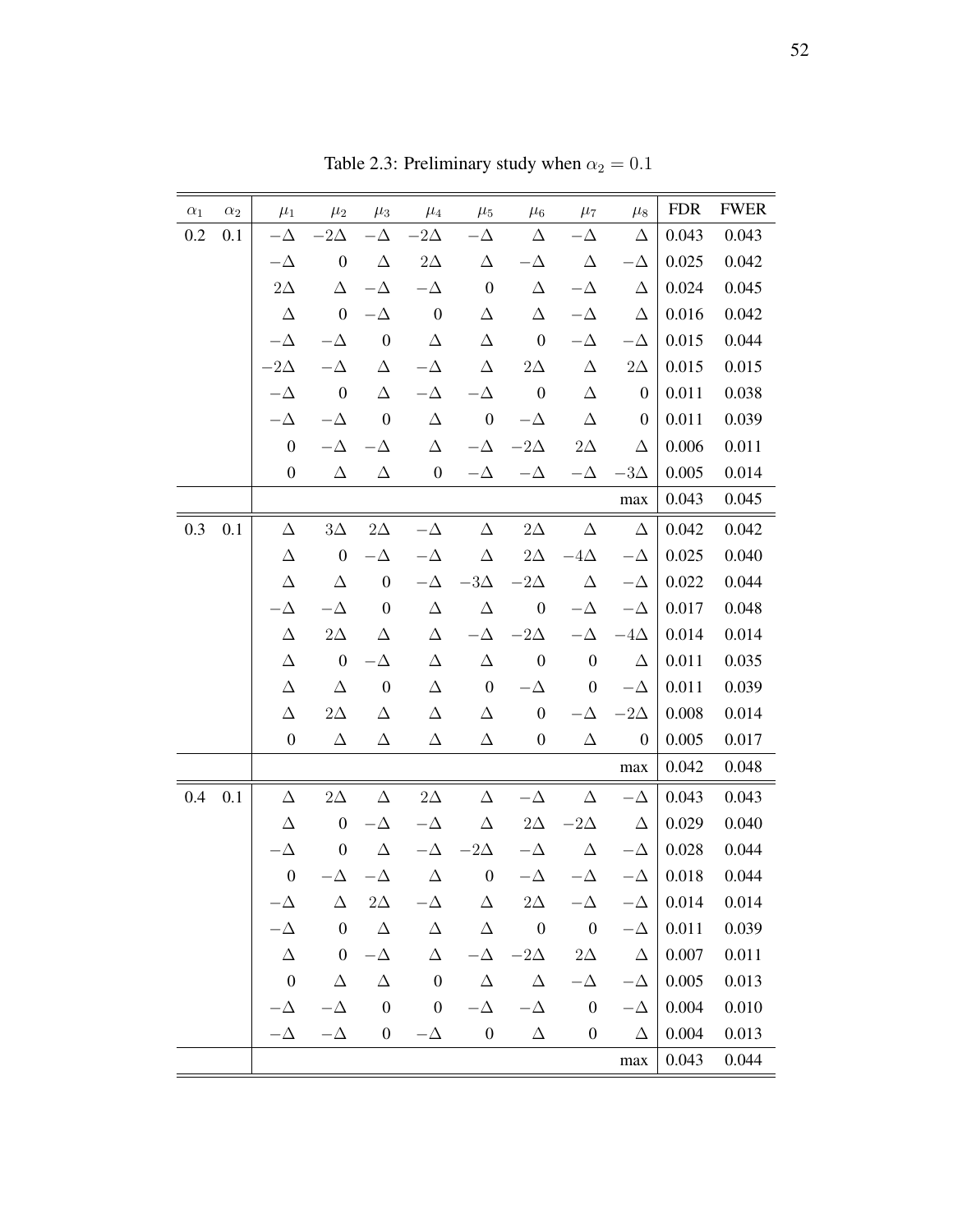Table 2.3: Preliminary study when $\alpha_2 = 0.1$

| $\alpha_1$ | $\alpha_2$ | $\mu_1$ | $\mu_2$ | $\mu_3$ | $\mu_4$ | $\mu_5$ | $\mu_6$ | $\mu_7$ | $\mu_8$ | FDR | FWER |
|---|---|---|---|---|---|---|---|---|---|---|---|
| 0.2 | 0.1 | $-\Delta$ | $-2\Delta$ | $-\Delta$ | $-2\Delta$ | $-\Delta$ | $\Delta$ | $-\Delta$ | $\Delta$ | 0.043 | 0.043 |
| | | $-\Delta$ | 0 | $\Delta$ | $2\Delta$ | $\Delta$ | $-\Delta$ | $\Delta$ | $-\Delta$ | 0.025 | 0.042 |
| | | $2\Delta$ | $\Delta$ | $-\Delta$ | $-\Delta$ | 0 | $\Delta$ | $-\Delta$ | $\Delta$ | 0.024 | 0.045 |
| | | $\Delta$ | 0 | $-\Delta$ | 0 | $\Delta$ | $\Delta$ | $-\Delta$ | $\Delta$ | 0.016 | 0.042 |
| | | $-\Delta$ | $-\Delta$ | 0 | $\Delta$ | $\Delta$ | 0 | $-\Delta$ | $-\Delta$ | 0.015 | 0.044 |
| | | $-2\Delta$ | $-\Delta$ | $\Delta$ | $-\Delta$ | $\Delta$ | $2\Delta$ | $\Delta$ | $2\Delta$ | 0.015 | 0.015 |
| | | $-\Delta$ | 0 | $\Delta$ | $-\Delta$ | $-\Delta$ | 0 | $\Delta$ | 0 | 0.011 | 0.038 |
| | | $-\Delta$ | $-\Delta$ | 0 | $\Delta$ | 0 | $-\Delta$ | $\Delta$ | 0 | 0.011 | 0.039 |
| | | 0 | $-\Delta$ | $-\Delta$ | $\Delta$ | $-\Delta$ | $-2\Delta$ | $2\Delta$ | $\Delta$ | 0.006 | 0.011 |
| | | 0 | $\Delta$ | $\Delta$ | 0 | $-\Delta$ | $-\Delta$ | $-\Delta$ | $-3\Delta$ | 0.005 | 0.014 |
| | | | | | | | | | max | 0.043 | 0.045 |
| 0.3 | 0.1 | $\Delta$ | $3\Delta$ | $2\Delta$ | $-\Delta$ | $\Delta$ | $2\Delta$ | $\Delta$ | $\Delta$ | 0.042 | 0.042 |
| | | $\Delta$ | 0 | $-\Delta$ | $-\Delta$ | $\Delta$ | $2\Delta$ | $-4\Delta$ | $-\Delta$ | 0.025 | 0.040 |
| | | $\Delta$ | $\Delta$ | 0 | $-\Delta$ | $-3\Delta$ | $-2\Delta$ | $\Delta$ | $-\Delta$ | 0.022 | 0.044 |
| | | $-\Delta$ | $-\Delta$ | 0 | $\Delta$ | $\Delta$ | 0 | $-\Delta$ | $-\Delta$ | 0.017 | 0.048 |
| | | $\Delta$ | $2\Delta$ | $\Delta$ | $\Delta$ | $-\Delta$ | $-2\Delta$ | $-\Delta$ | $-4\Delta$ | 0.014 | 0.014 |
| | | $\Delta$ | 0 | $-\Delta$ | $\Delta$ | $\Delta$ | 0 | 0 | $\Delta$ | 0.011 | 0.035 |
| | | $\Delta$ | $\Delta$ | 0 | $\Delta$ | 0 | $-\Delta$ | 0 | $-\Delta$ | 0.011 | 0.039 |
| | | $\Delta$ | $2\Delta$ | $\Delta$ | $\Delta$ | $\Delta$ | 0 | $-\Delta$ | $-2\Delta$ | 0.008 | 0.014 |
| | | 0 | $\Delta$ | $\Delta$ | $\Delta$ | $\Delta$ | 0 | $\Delta$ | 0 | 0.005 | 0.017 |
| | | | | | | | | | max | 0.042 | 0.048 |
| 0.4 | 0.1 | $\Delta$ | $2\Delta$ | $\Delta$ | $2\Delta$ | $\Delta$ | $-\Delta$ | $\Delta$ | $-\Delta$ | 0.043 | 0.043 |
| | | $\Delta$ | 0 | $-\Delta$ | $-\Delta$ | $\Delta$ | $2\Delta$ | $-2\Delta$ | $\Delta$ | 0.029 | 0.040 |
| | | $-\Delta$ | 0 | $\Delta$ | $-\Delta$ | $-2\Delta$ | $-\Delta$ | $\Delta$ | $-\Delta$ | 0.028 | 0.044 |
| | | 0 | $-\Delta$ | $-\Delta$ | $\Delta$ | 0 | $-\Delta$ | $-\Delta$ | $-\Delta$ | 0.018 | 0.044 |
| | | $-\Delta$ | $\Delta$ | $2\Delta$ | $-\Delta$ | $\Delta$ | $2\Delta$ | $-\Delta$ | $-\Delta$ | 0.014 | 0.014 |
| | | $-\Delta$ | 0 | $\Delta$ | $\Delta$ | $\Delta$ | 0 | 0 | $-\Delta$ | 0.011 | 0.039 |
| | | $\Delta$ | 0 | $-\Delta$ | $\Delta$ | $-\Delta$ | $-2\Delta$ | $2\Delta$ | $\Delta$ | 0.007 | 0.011 |
| | | 0 | $\Delta$ | $\Delta$ | 0 | $\Delta$ | $\Delta$ | $-\Delta$ | $-\Delta$ | 0.005 | 0.013 |
| | | $-\Delta$ | $-\Delta$ | 0 | 0 | $-\Delta$ | $-\Delta$ | 0 | $-\Delta$ | 0.004 | 0.010 |
| | | $-\Delta$ | $-\Delta$ | 0 | $-\Delta$ | 0 | $\Delta$ | 0 | $\Delta$ | 0.004 | 0.013 |
| | | | | | | | | | max | 0.043 | 0.044 |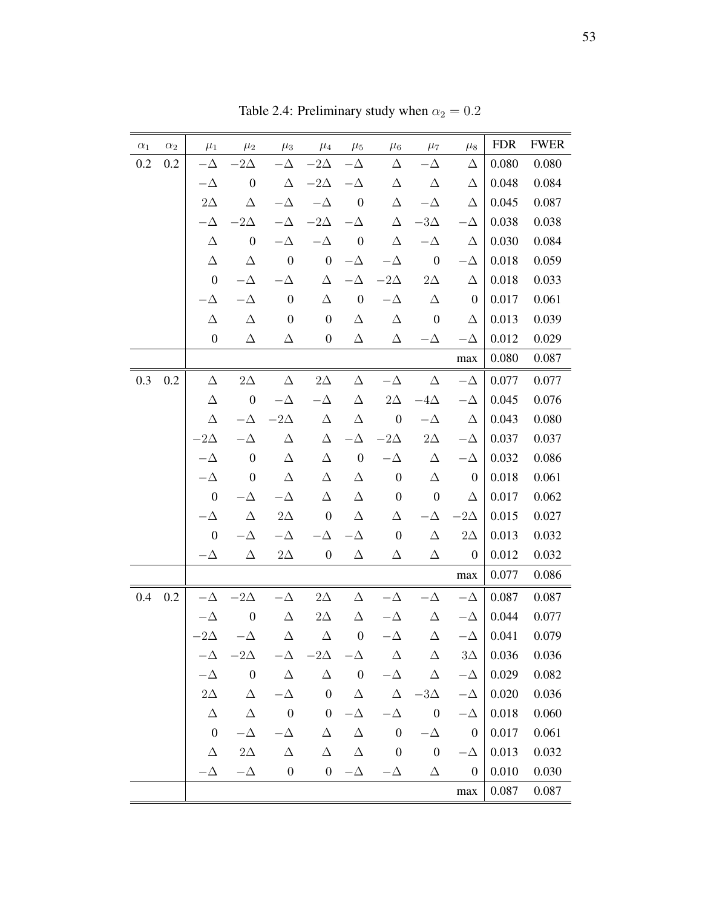Table 2.4: Preliminary study when $\alpha_2 = 0.2$

| $\alpha_1$ | $\alpha_2$ | $\mu_1$ | $\mu_2$ | $\mu_3$ | $\mu_4$ | $\mu_5$ | $\mu_6$ | $\mu_7$ | $\mu_8$ | FDR | FWER |
|---|---|---|---|---|---|---|---|---|---|---|---|
| 0.2 | 0.2 | $-\Delta$ | $-2\Delta$ | $-\Delta$ | $-2\Delta$ | $-\Delta$ | $\Delta$ | $-\Delta$ | $\Delta$ | 0.080 | 0.080 |
| | | $-\Delta$ | 0 | $\Delta$ | $-2\Delta$ | $-\Delta$ | $\Delta$ | $\Delta$ | $\Delta$ | 0.048 | 0.084 |
| | | $2\Delta$ | $\Delta$ | $-\Delta$ | $-\Delta$ | 0 | $\Delta$ | $-\Delta$ | $\Delta$ | 0.045 | 0.087 |
| | | $-\Delta$ | $-2\Delta$ | $-\Delta$ | $-2\Delta$ | $-\Delta$ | $\Delta$ | $-3\Delta$ | $-\Delta$ | 0.038 | 0.038 |
| | | $\Delta$ | 0 | $-\Delta$ | $-\Delta$ | 0 | $\Delta$ | $-\Delta$ | $\Delta$ | 0.030 | 0.084 |
| | | $\Delta$ | $\Delta$ | 0 | 0 | $-\Delta$ | $-\Delta$ | 0 | $-\Delta$ | 0.018 | 0.059 |
| | | 0 | $-\Delta$ | $-\Delta$ | $\Delta$ | $-\Delta$ | $-2\Delta$ | $2\Delta$ | $\Delta$ | 0.018 | 0.033 |
| | | $-\Delta$ | $-\Delta$ | 0 | $\Delta$ | 0 | $-\Delta$ | $\Delta$ | 0 | 0.017 | 0.061 |
| | | $\Delta$ | $\Delta$ | 0 | 0 | $\Delta$ | $\Delta$ | 0 | $\Delta$ | 0.013 | 0.039 |
| | | 0 | $\Delta$ | $\Delta$ | 0 | $\Delta$ | $\Delta$ | $-\Delta$ | $-\Delta$ | 0.012 | 0.029 |
| | | | | | | | | | max | 0.080 | 0.087 |
| 0.3 | 0.2 | $\Delta$ | $2\Delta$ | $\Delta$ | $2\Delta$ | $\Delta$ | $-\Delta$ | $\Delta$ | $-\Delta$ | 0.077 | 0.077 |
| | | $\Delta$ | 0 | $-\Delta$ | $-\Delta$ | $\Delta$ | $2\Delta$ | $-4\Delta$ | $-\Delta$ | 0.045 | 0.076 |
| | | $\Delta$ | $-\Delta$ | $-2\Delta$ | $\Delta$ | $\Delta$ | 0 | $-\Delta$ | $\Delta$ | 0.043 | 0.080 |
| | | $-2\Delta$ | $-\Delta$ | $\Delta$ | $\Delta$ | $-\Delta$ | $-2\Delta$ | $2\Delta$ | $-\Delta$ | 0.037 | 0.037 |
| | | $-\Delta$ | 0 | $\Delta$ | $\Delta$ | 0 | $-\Delta$ | $\Delta$ | $-\Delta$ | 0.032 | 0.086 |
| | | $-\Delta$ | 0 | $\Delta$ | $\Delta$ | $\Delta$ | 0 | $\Delta$ | 0 | 0.018 | 0.061 |
| | | 0 | $-\Delta$ | $-\Delta$ | $\Delta$ | $\Delta$ | 0 | 0 | $\Delta$ | 0.017 | 0.062 |
| | | $-\Delta$ | $\Delta$ | $2\Delta$ | 0 | $\Delta$ | $\Delta$ | $-\Delta$ | $-2\Delta$ | 0.015 | 0.027 |
| | | 0 | $-\Delta$ | $-\Delta$ | $-\Delta$ | $-\Delta$ | 0 | $\Delta$ | $2\Delta$ | 0.013 | 0.032 |
| | | $-\Delta$ | $\Delta$ | $2\Delta$ | 0 | $\Delta$ | $\Delta$ | $\Delta$ | 0 | 0.012 | 0.032 |
| | | | | | | | | | max | 0.077 | 0.086 |
| 0.4 | 0.2 | $-\Delta$ | $-2\Delta$ | $-\Delta$ | $2\Delta$ | $\Delta$ | $-\Delta$ | $-\Delta$ | $-\Delta$ | 0.087 | 0.087 |
| | | $-\Delta$ | 0 | $\Delta$ | $2\Delta$ | $\Delta$ | $-\Delta$ | $\Delta$ | $-\Delta$ | 0.044 | 0.077 |
| | | $-2\Delta$ | $-\Delta$ | $\Delta$ | $\Delta$ | 0 | $-\Delta$ | $\Delta$ | $-\Delta$ | 0.041 | 0.079 |
| | | $-\Delta$ | $-2\Delta$ | $-\Delta$ | $-2\Delta$ | $-\Delta$ | $\Delta$ | $\Delta$ | $3\Delta$ | 0.036 | 0.036 |
| | | $-\Delta$ | 0 | $\Delta$ | $\Delta$ | 0 | $-\Delta$ | $\Delta$ | $-\Delta$ | 0.029 | 0.082 |
| | | $2\Delta$ | $\Delta$ | $-\Delta$ | 0 | $\Delta$ | $\Delta$ | $-3\Delta$ | $-\Delta$ | 0.020 | 0.036 |
| | | $\Delta$ | $\Delta$ | 0 | 0 | $-\Delta$ | $-\Delta$ | 0 | $-\Delta$ | 0.018 | 0.060 |
| | | 0 | $-\Delta$ | $-\Delta$ | $\Delta$ | $\Delta$ | 0 | $-\Delta$ | 0 | 0.017 | 0.061 |
| | | $\Delta$ | $2\Delta$ | $\Delta$ | $\Delta$ | $\Delta$ | 0 | 0 | $-\Delta$ | 0.013 | 0.032 |
| | | $-\Delta$ | $-\Delta$ | 0 | 0 | $-\Delta$ | $-\Delta$ | $\Delta$ | 0 | 0.010 | 0.030 |
| | | | | | | | | | max | 0.087 | 0.087 |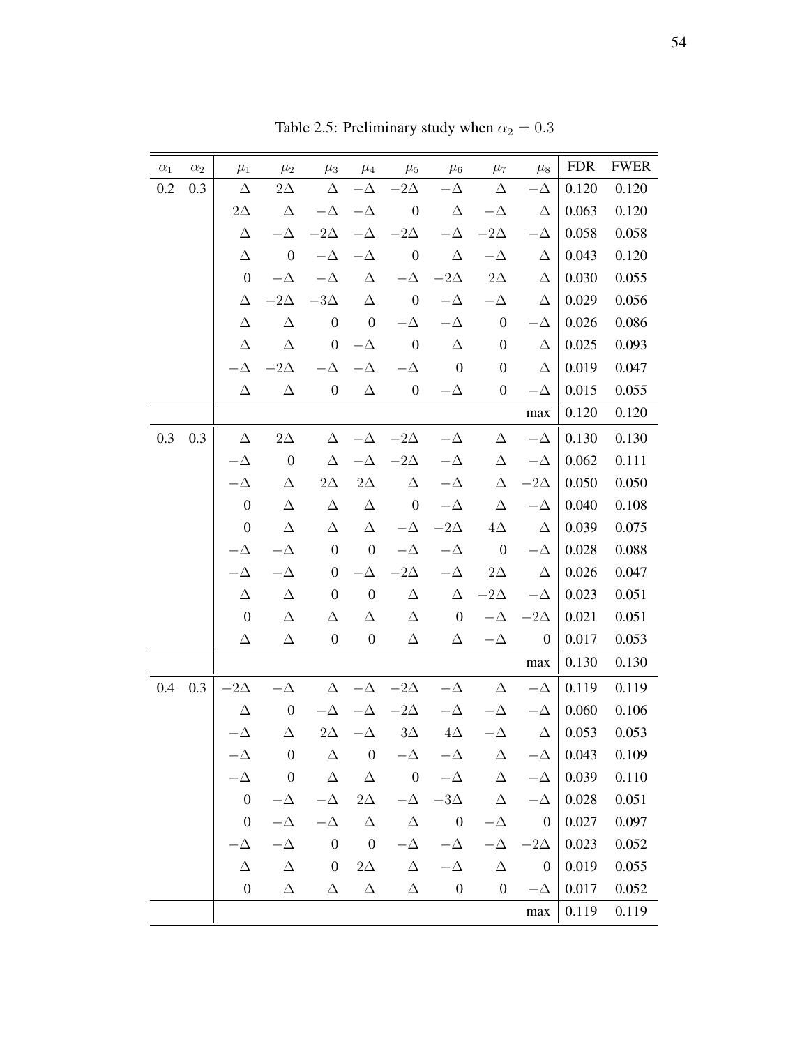Table 2.5: Preliminary study when $\alpha_2 = 0.3$

| $\alpha_1$ | $\alpha_2$ | $\mu_1$ | $\mu_2$ | $\mu_3$ | $\mu_4$ | $\mu_5$ | $\mu_6$ | $\mu_7$ | $\mu_8$ | FDR | FWER |
|---|---|---|---|---|---|---|---|---|---|---|---|
| 0.2 | 0.3 | $\Delta$ | $2\Delta$ | $\Delta$ | $-\Delta$ | $-2\Delta$ | $-\Delta$ | $\Delta$ | $-\Delta$ | 0.120 | 0.120 |
| | | $2\Delta$ | $\Delta$ | $-\Delta$ | $-\Delta$ | 0 | $\Delta$ | $-\Delta$ | $\Delta$ | 0.063 | 0.120 |
| | | $\Delta$ | $-\Delta$ | $-2\Delta$ | $-\Delta$ | $-2\Delta$ | $-\Delta$ | $-2\Delta$ | $-\Delta$ | 0.058 | 0.058 |
| | | $\Delta$ | 0 | $-\Delta$ | $-\Delta$ | 0 | $\Delta$ | $-\Delta$ | $\Delta$ | 0.043 | 0.120 |
| | | 0 | $-\Delta$ | $-\Delta$ | $\Delta$ | $-\Delta$ | $-2\Delta$ | $2\Delta$ | $\Delta$ | 0.030 | 0.055 |
| | | $\Delta$ | $-2\Delta$ | $-3\Delta$ | $\Delta$ | 0 | $-\Delta$ | $-\Delta$ | $\Delta$ | 0.029 | 0.056 |
| | | $\Delta$ | $\Delta$ | 0 | 0 | $-\Delta$ | $-\Delta$ | 0 | $-\Delta$ | 0.026 | 0.086 |
| | | $\Delta$ | $\Delta$ | 0 | $-\Delta$ | 0 | $\Delta$ | 0 | $\Delta$ | 0.025 | 0.093 |
| | | $-\Delta$ | $-2\Delta$ | $-\Delta$ | $-\Delta$ | $-\Delta$ | 0 | 0 | $\Delta$ | 0.019 | 0.047 |
| | | $\Delta$ | $\Delta$ | 0 | $\Delta$ | 0 | $-\Delta$ | 0 | $-\Delta$ | 0.015 | 0.055 |
| | | | | | | | | | max | 0.120 | 0.120 |
| 0.3 | 0.3 | $\Delta$ | $2\Delta$ | $\Delta$ | $-\Delta$ | $-2\Delta$ | $-\Delta$ | $\Delta$ | $-\Delta$ | 0.130 | 0.130 |
| | | $-\Delta$ | 0 | $\Delta$ | $-\Delta$ | $-2\Delta$ | $-\Delta$ | $\Delta$ | $-\Delta$ | 0.062 | 0.111 |
| | | $-\Delta$ | $\Delta$ | $2\Delta$ | $2\Delta$ | $\Delta$ | $-\Delta$ | $\Delta$ | $-2\Delta$ | 0.050 | 0.050 |
| | | 0 | $\Delta$ | $\Delta$ | $\Delta$ | 0 | $-\Delta$ | $\Delta$ | $-\Delta$ | 0.040 | 0.108 |
| | | 0 | $\Delta$ | $\Delta$ | $\Delta$ | $-\Delta$ | $-2\Delta$ | $4\Delta$ | $\Delta$ | 0.039 | 0.075 |
| | | $-\Delta$ | $-\Delta$ | 0 | 0 | $-\Delta$ | $-\Delta$ | 0 | $-\Delta$ | 0.028 | 0.088 |
| | | $-\Delta$ | $-\Delta$ | 0 | $-\Delta$ | $-2\Delta$ | $-\Delta$ | $2\Delta$ | $\Delta$ | 0.026 | 0.047 |
| | | $\Delta$ | $\Delta$ | 0 | 0 | $\Delta$ | $\Delta$ | $-2\Delta$ | $-\Delta$ | 0.023 | 0.051 |
| | | 0 | $\Delta$ | $\Delta$ | $\Delta$ | $\Delta$ | 0 | $-\Delta$ | $-2\Delta$ | 0.021 | 0.051 |
| | | $\Delta$ | $\Delta$ | 0 | 0 | $\Delta$ | $\Delta$ | $-\Delta$ | 0 | 0.017 | 0.053 |
| | | | | | | | | | max | 0.130 | 0.130 |
| 0.4 | 0.3 | $-2\Delta$ | $-\Delta$ | $\Delta$ | $-\Delta$ | $-2\Delta$ | $-\Delta$ | $\Delta$ | $-\Delta$ | 0.119 | 0.119 |
| | | $\Delta$ | 0 | $-\Delta$ | $-\Delta$ | $-2\Delta$ | $-\Delta$ | $-\Delta$ | $-\Delta$ | 0.060 | 0.106 |
| | | $-\Delta$ | $\Delta$ | $2\Delta$ | $-\Delta$ | $3\Delta$ | $4\Delta$ | $-\Delta$ | $\Delta$ | 0.053 | 0.053 |
| | | $-\Delta$ | 0 | $\Delta$ | 0 | $-\Delta$ | $-\Delta$ | $\Delta$ | $-\Delta$ | 0.043 | 0.109 |
| | | $-\Delta$ | 0 | $\Delta$ | $\Delta$ | 0 | $-\Delta$ | $\Delta$ | $-\Delta$ | 0.039 | 0.110 |
| | | 0 | $-\Delta$ | $-\Delta$ | $2\Delta$ | $-\Delta$ | $-3\Delta$ | $\Delta$ | $-\Delta$ | 0.028 | 0.051 |
| | | 0 | $-\Delta$ | $-\Delta$ | $\Delta$ | $\Delta$ | 0 | $-\Delta$ | 0 | 0.027 | 0.097 |
| | | $-\Delta$ | $-\Delta$ | 0 | 0 | $-\Delta$ | $-\Delta$ | $-\Delta$ | $-2\Delta$ | 0.023 | 0.052 |
| | | $\Delta$ | $\Delta$ | 0 | $2\Delta$ | $\Delta$ | $-\Delta$ | $\Delta$ | 0 | 0.019 | 0.055 |
| | | 0 | $\Delta$ | $\Delta$ | $\Delta$ | $\Delta$ | 0 | 0 | $-\Delta$ | 0.017 | 0.052 |
| | | | | | | | | | max | 0.119 | 0.119 |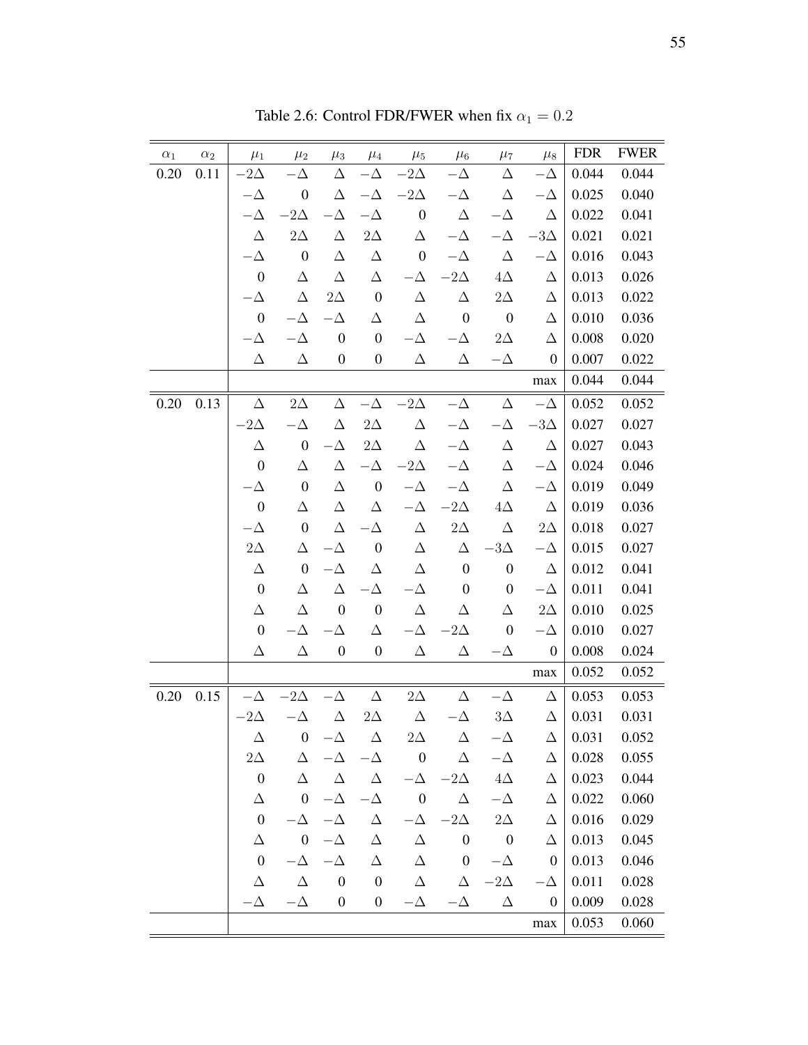Table 2.6: Control FDR/FWER when fix $\alpha_1 = 0.2$

| $\alpha_1$ | $\alpha_2$ | $\mu_1$ | $\mu_2$ | $\mu_3$ | $\mu_4$ | $\mu_5$ | $\mu_6$ | $\mu_7$ | $\mu_8$ | FDR | FWER |
|---|---|---|---|---|---|---|---|---|---|---|---|
| 0.20 | 0.11 | $-2\Delta$ | $-\Delta$ | $\Delta$ | $-\Delta$ | $-2\Delta$ | $-\Delta$ | $\Delta$ | $-\Delta$ | 0.044 | 0.044 |
| | | $-\Delta$ | 0 | $\Delta$ | $-\Delta$ | $-2\Delta$ | $-\Delta$ | $\Delta$ | $-\Delta$ | 0.025 | 0.040 |
| | | $-\Delta$ | $-2\Delta$ | $-\Delta$ | $-\Delta$ | 0 | $\Delta$ | $-\Delta$ | $\Delta$ | 0.022 | 0.041 |
| | | $\Delta$ | $2\Delta$ | $\Delta$ | $2\Delta$ | $\Delta$ | $-\Delta$ | $-\Delta$ | $-3\Delta$ | 0.021 | 0.021 |
| | | $-\Delta$ | 0 | $\Delta$ | $\Delta$ | 0 | $-\Delta$ | $\Delta$ | $-\Delta$ | 0.016 | 0.043 |
| | | 0 | $\Delta$ | $\Delta$ | $\Delta$ | $-\Delta$ | $-2\Delta$ | $4\Delta$ | $\Delta$ | 0.013 | 0.026 |
| | | $-\Delta$ | $\Delta$ | $2\Delta$ | 0 | $\Delta$ | $\Delta$ | $2\Delta$ | $\Delta$ | 0.013 | 0.022 |
| | | 0 | $-\Delta$ | $-\Delta$ | $\Delta$ | $\Delta$ | 0 | 0 | $\Delta$ | 0.010 | 0.036 |
| | | $-\Delta$ | $-\Delta$ | 0 | 0 | $-\Delta$ | $-\Delta$ | $2\Delta$ | $\Delta$ | 0.008 | 0.020 |
| | | $\Delta$ | $\Delta$ | 0 | 0 | $\Delta$ | $\Delta$ | $-\Delta$ | 0 | 0.007 | 0.022 |
| | | | | | | | | | max | 0.044 | 0.044 |
| 0.20 | 0.13 | $\Delta$ | $2\Delta$ | $\Delta$ | $-\Delta$ | $-2\Delta$ | $-\Delta$ | $\Delta$ | $-\Delta$ | 0.052 | 0.052 |
| | | $-2\Delta$ | $-\Delta$ | $\Delta$ | $2\Delta$ | $\Delta$ | $-\Delta$ | $-\Delta$ | $-3\Delta$ | 0.027 | 0.027 |
| | | $\Delta$ | 0 | $-\Delta$ | $2\Delta$ | $\Delta$ | $-\Delta$ | $\Delta$ | $\Delta$ | 0.027 | 0.043 |
| | | 0 | $\Delta$ | $\Delta$ | $-\Delta$ | $-2\Delta$ | $-\Delta$ | $\Delta$ | $-\Delta$ | 0.024 | 0.046 |
| | | $-\Delta$ | 0 | $\Delta$ | 0 | $-\Delta$ | $-\Delta$ | $\Delta$ | $-\Delta$ | 0.019 | 0.049 |
| | | 0 | $\Delta$ | $\Delta$ | $\Delta$ | $-\Delta$ | $-2\Delta$ | $4\Delta$ | $\Delta$ | 0.019 | 0.036 |
| | | $-\Delta$ | 0 | $\Delta$ | $-\Delta$ | $\Delta$ | $2\Delta$ | $\Delta$ | $2\Delta$ | 0.018 | 0.027 |
| | | $2\Delta$ | $\Delta$ | $-\Delta$ | 0 | $\Delta$ | $\Delta$ | $-3\Delta$ | $-\Delta$ | 0.015 | 0.027 |
| | | $\Delta$ | 0 | $-\Delta$ | $\Delta$ | $\Delta$ | 0 | 0 | $\Delta$ | 0.012 | 0.041 |
| | | 0 | $\Delta$ | $\Delta$ | $-\Delta$ | $-\Delta$ | 0 | 0 | $-\Delta$ | 0.011 | 0.041 |
| | | $\Delta$ | $\Delta$ | 0 | 0 | $\Delta$ | $\Delta$ | $\Delta$ | $2\Delta$ | 0.010 | 0.025 |
| | | 0 | $-\Delta$ | $-\Delta$ | $\Delta$ | $-\Delta$ | $-2\Delta$ | 0 | $-\Delta$ | 0.010 | 0.027 |
| | | $\Delta$ | $\Delta$ | 0 | 0 | $\Delta$ | $\Delta$ | $-\Delta$ | 0 | 0.008 | 0.024 |
| | | | | | | | | | max | 0.052 | 0.052 |
| 0.20 | 0.15 | $-\Delta$ | $-2\Delta$ | $-\Delta$ | $\Delta$ | $2\Delta$ | $\Delta$ | $-\Delta$ | $\Delta$ | 0.053 | 0.053 |
| | | $-2\Delta$ | $-\Delta$ | $\Delta$ | $2\Delta$ | $\Delta$ | $-\Delta$ | $3\Delta$ | $\Delta$ | 0.031 | 0.031 |
| | | $\Delta$ | 0 | $-\Delta$ | $\Delta$ | $2\Delta$ | $\Delta$ | $-\Delta$ | $\Delta$ | 0.031 | 0.052 |
| | | $2\Delta$ | $\Delta$ | $-\Delta$ | $-\Delta$ | 0 | $\Delta$ | $-\Delta$ | $\Delta$ | 0.028 | 0.055 |
| | | 0 | $\Delta$ | $\Delta$ | $\Delta$ | $-\Delta$ | $-2\Delta$ | $4\Delta$ | $\Delta$ | 0.023 | 0.044 |
| | | $\Delta$ | 0 | $-\Delta$ | $-\Delta$ | 0 | $\Delta$ | $-\Delta$ | $\Delta$ | 0.022 | 0.060 |
| | | 0 | $-\Delta$ | $-\Delta$ | $\Delta$ | $-\Delta$ | $-2\Delta$ | $2\Delta$ | $\Delta$ | 0.016 | 0.029 |
| | | $\Delta$ | 0 | $-\Delta$ | $\Delta$ | $\Delta$ | 0 | 0 | $\Delta$ | 0.013 | 0.045 |
| | | 0 | $-\Delta$ | $-\Delta$ | $\Delta$ | $\Delta$ | 0 | $-\Delta$ | 0 | 0.013 | 0.046 |
| | | $\Delta$ | $\Delta$ | 0 | 0 | $\Delta$ | $\Delta$ | $-2\Delta$ | $-\Delta$ | 0.011 | 0.028 |
| | | $-\Delta$ | $-\Delta$ | 0 | 0 | $-\Delta$ | $-\Delta$ | $\Delta$ | 0 | 0.009 | 0.028 |
| | | | | | | | | | max | 0.053 | 0.060 |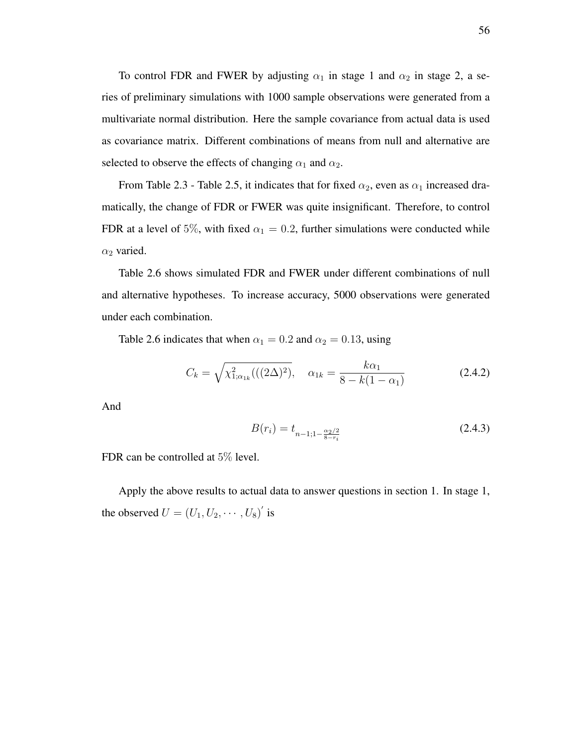To control FDR and FWER by adjusting $\alpha_1$ in stage 1 and $\alpha_2$ in stage 2, a series of preliminary simulations with 1000 sample observations were generated from a multivariate normal distribution. Here the sample covariance from actual data is used as covariance matrix. Different combinations of means from null and alternative are selected to observe the effects of changing $\alpha_1$ and $\alpha_2$.

From Table 2.3 - Table 2.5, it indicates that for fixed $\alpha_2$, even as $\alpha_1$ increased dramatically, the change of FDR or FWER was quite insignificant. Therefore, to control FDR at a level of $5\%$, with fixed $\alpha_1 = 0.2$, further simulations were conducted while $\alpha_2$ varied.

Table 2.6 shows simulated FDR and FWER under different combinations of null and alternative hypotheses. To increase accuracy, 5000 observations were generated under each combination.

Table 2.6 indicates that when $\alpha_1 = 0.2$ and $\alpha_2 = 0.13$, using

$$C_k = \sqrt{\chi^2_{1;\alpha_{1k}}(((2\Delta)^2)}, \quad \alpha_{1k} = \frac{k\alpha_1}{8 - k(1 - \alpha_1)} \tag{2.4.2}$$

And

$$B(r_i) = t_{n-1;1-\frac{\alpha_2/2}{8-r_i}} \tag{2.4.3}$$

FDR can be controlled at $5\%$ level.

Apply the above results to actual data to answer questions in section 1. In stage 1, the observed $U = (U_1, U_2, \cdots, U_8)'$ is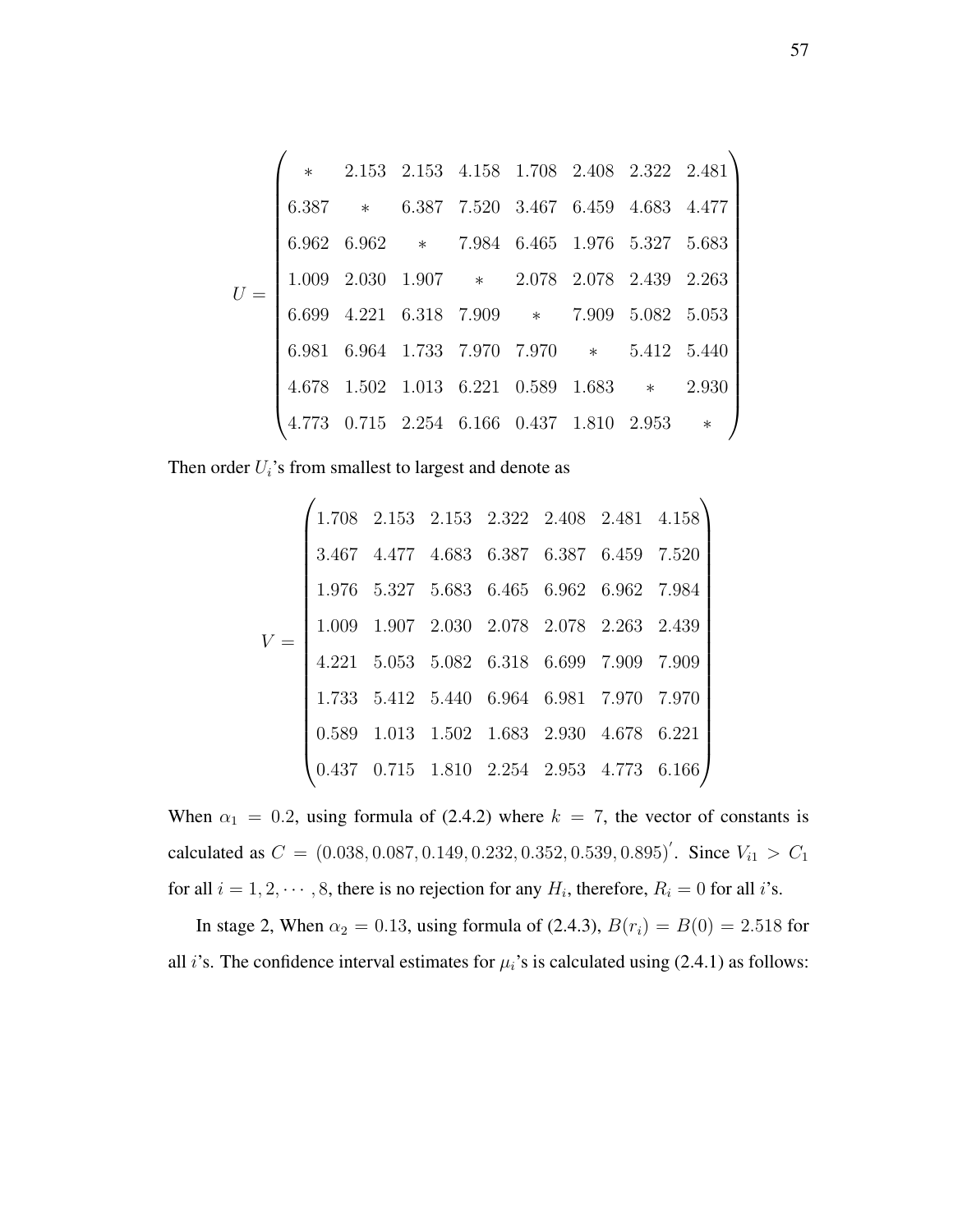$$
U = \begin{pmatrix}
* & 2.153 & 2.153 & 4.158 & 1.708 & 2.408 & 2.322 & 2.481 \\
6.387 & * & 6.387 & 7.520 & 3.467 & 6.459 & 4.683 & 4.477 \\
6.962 & 6.962 & * & 7.984 & 6.465 & 1.976 & 5.327 & 5.683 \\
1.009 & 2.030 & 1.907 & * & 2.078 & 2.078 & 2.439 & 2.263 \\
6.699 & 4.221 & 6.318 & 7.909 & * & 7.909 & 5.082 & 5.053 \\
6.981 & 6.964 & 1.733 & 7.970 & 7.970 & * & 5.412 & 5.440 \\
4.678 & 1.502 & 1.013 & 6.221 & 0.589 & 1.683 & * & 2.930 \\
4.773 & 0.715 & 2.254 & 6.166 & 0.437 & 1.810 & 2.953 & *
\end{pmatrix}
$$

Then order $U_i$'s from smallest to largest and denote as

$$
V = \begin{pmatrix}
1.708 & 2.153 & 2.153 & 2.322 & 2.408 & 2.481 & 4.158 \\
3.467 & 4.477 & 4.683 & 6.387 & 6.387 & 6.459 & 7.520 \\
1.976 & 5.327 & 5.683 & 6.465 & 6.962 & 6.962 & 7.984 \\
1.009 & 1.907 & 2.030 & 2.078 & 2.078 & 2.263 & 2.439 \\
4.221 & 5.053 & 5.082 & 6.318 & 6.699 & 7.909 & 7.909 \\
1.733 & 5.412 & 5.440 & 6.964 & 6.981 & 7.970 & 7.970 \\
0.589 & 1.013 & 1.502 & 1.683 & 2.930 & 4.678 & 6.221 \\
0.437 & 0.715 & 1.810 & 2.254 & 2.953 & 4.773 & 6.166
\end{pmatrix}
$$

When $\alpha_1 = 0.2$, using formula of (2.4.2) where $k = 7$, the vector of constants is calculated as $C = (0.038, 0.087, 0.149, 0.232, 0.352, 0.539, 0.895)'$. Since $V_{i1} > C_1$ for all $i = 1, 2, \cdots, 8$, there is no rejection for any $H_i$, therefore, $R_i = 0$ for all $i$'s.

In stage 2, When $\alpha_2 = 0.13$, using formula of (2.4.3), $B(r_i) = B(0) = 2.518$ for all $i$'s. The confidence interval estimates for $\mu_i$'s is calculated using (2.4.1) as follows: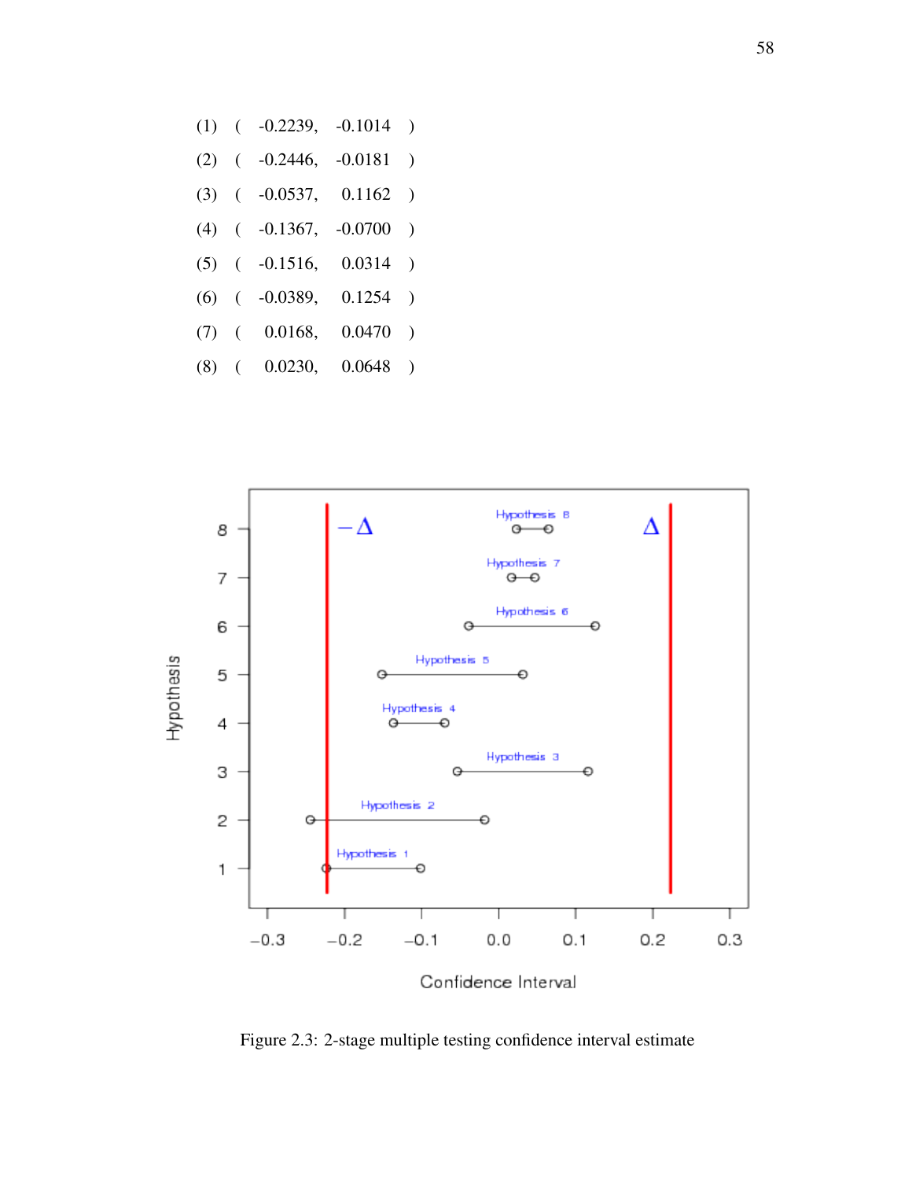(1) ( -0.2239, -0.1014 )

(2) ( -0.2446, -0.0181 )

(3) ( -0.0537, 0.1162 )

(4) ( -0.1367, -0.0700 )

(5) ( -0.1516, 0.0314 )

(6) ( -0.0389, 0.1254 )

(7) ( 0.0168, 0.0470 )

(8) ( 0.0230, 0.0648 )

Figure 2.3: 2-stage multiple testing confidence interval estimate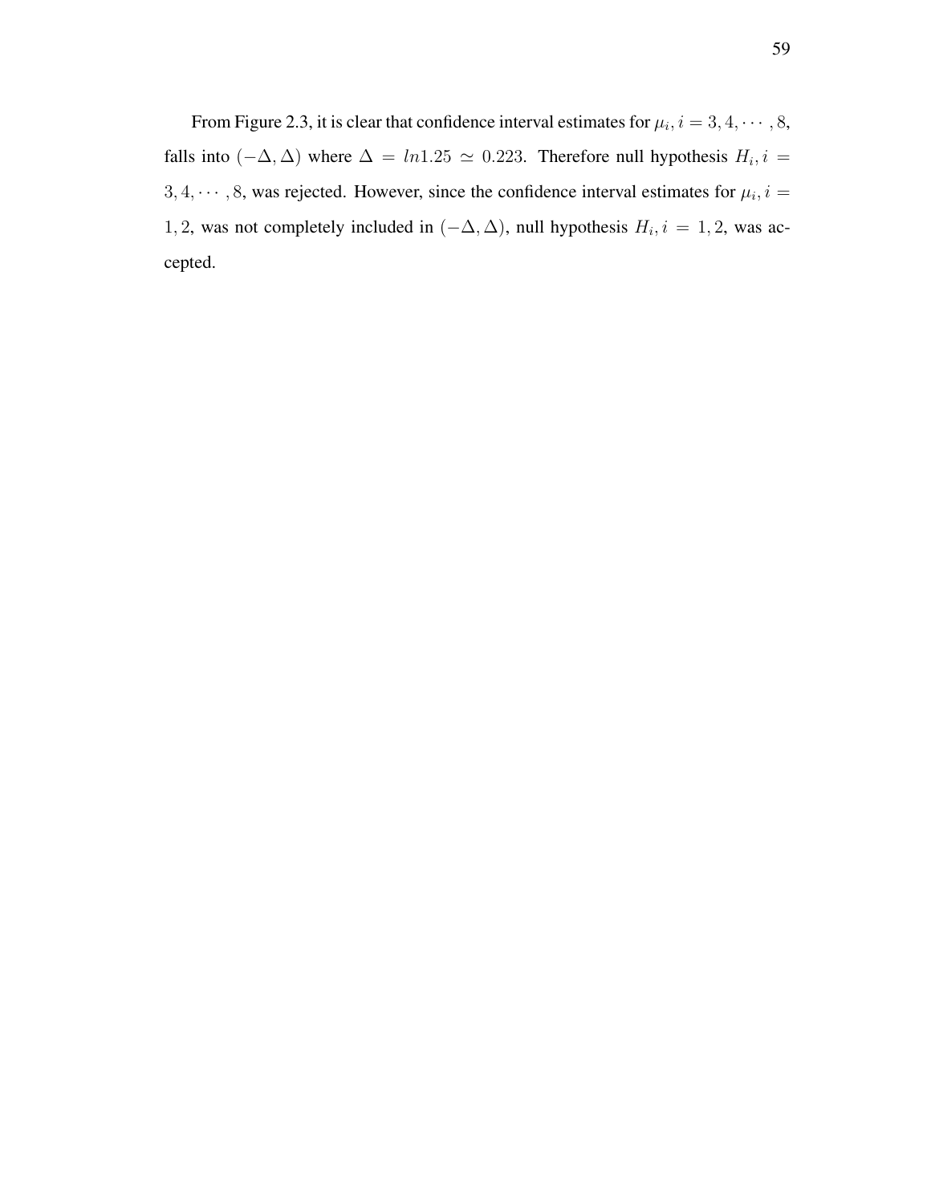From Figure 2.3, it is clear that confidence interval estimates for $\mu_i, i = 3, 4, \cdots, 8$, falls into $(-\Delta, \Delta)$ where $\Delta = ln1.25 \simeq 0.223$. Therefore null hypothesis $H_i, i = 3, 4, \cdots, 8$, was rejected. However, since the confidence interval estimates for $\mu_i, i = 1, 2$, was not completely included in $(-\Delta, \Delta)$, null hypothesis $H_i, i = 1, 2$, was accepted.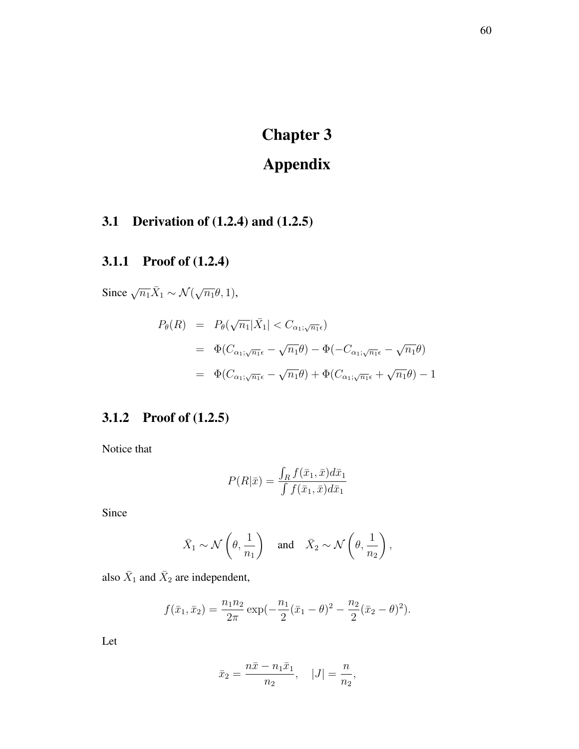# Chapter 3

# Appendix

## 3.1 Derivation of (1.2.4) and (1.2.5)

### 3.1.1 Proof of (1.2.4)

Since $\sqrt{n_1}\bar{X}_1 \sim \mathcal{N}(\sqrt{n_1}\theta, 1)$,

$$
\begin{aligned}
P_\theta(R) &= P_\theta(\sqrt{n_1}|\bar{X}_1| < C_{\alpha_1;\sqrt{n_1}\epsilon}) \\
&= \Phi(C_{\alpha_1;\sqrt{n_1}\epsilon} - \sqrt{n_1}\theta) - \Phi(-C_{\alpha_1;\sqrt{n_1}\epsilon} - \sqrt{n_1}\theta) \\
&= \Phi(C_{\alpha_1;\sqrt{n_1}\epsilon} - \sqrt{n_1}\theta) + \Phi(C_{\alpha_1;\sqrt{n_1}\epsilon} + \sqrt{n_1}\theta) - 1
\end{aligned}
$$

### 3.1.2 Proof of (1.2.5)

Notice that

$$
P(R|\bar{x}) = \frac{\int_R f(\bar{x}_1, \bar{x}) d\bar{x}_1}{\int f(\bar{x}_1, \bar{x}) d\bar{x}_1}
$$

Since

$$
\bar{X}_1 \sim \mathcal{N}\left(\theta, \frac{1}{n_1}\right) \quad \text{and} \quad \bar{X}_2 \sim \mathcal{N}\left(\theta, \frac{1}{n_2}\right),
$$

also $\bar{X}_1$ and $\bar{X}_2$ are independent,

$$
f(\bar{x}_1, \bar{x}_2) = \frac{n_1 n_2}{2\pi} \exp(-\frac{n_1}{2}(\bar{x}_1 - \theta)^2 - \frac{n_2}{2}(\bar{x}_2 - \theta)^2).
$$

Let

$$
\bar{x}_2 = \frac{n\bar{x} - n_1\bar{x}_1}{n_2}, \quad |J| = \frac{n}{n_2},
$$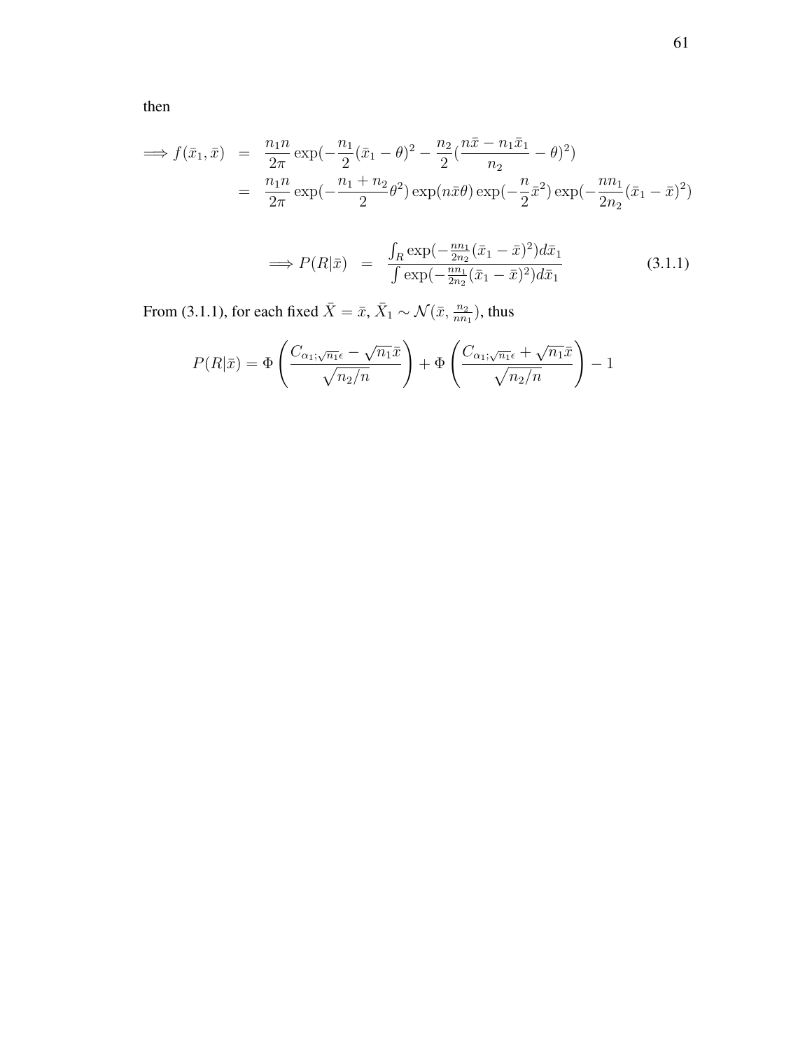then

$$
\begin{aligned}
\Longrightarrow f(\bar{x}_1, \bar{x}) &= \frac{n_1 n}{2\pi} \exp(-\frac{n_1}{2}(\bar{x}_1 - \theta)^2 - \frac{n_2}{2}(\frac{n\bar{x} - n_1\bar{x}_1}{n_2} - \theta)^2) \\
&= \frac{n_1 n}{2\pi} \exp(-\frac{n_1 + n_2}{2}\theta^2) \exp(n\bar{x}\theta) \exp(-\frac{n}{2}\bar{x}^2) \exp(-\frac{nn_1}{2n_2}(\bar{x}_1 - \bar{x})^2)
\end{aligned}
$$

$$
\Longrightarrow P(R|\bar{x}) = \frac{\int_R \exp(-\frac{nn_1}{2n_2}(\bar{x}_1 - \bar{x})^2) d\bar{x}_1}{\int \exp(-\frac{nn_1}{2n_2}(\bar{x}_1 - \bar{x})^2) d\bar{x}_1} \tag{3.1.1}
$$

From (3.1.1), for each fixed $\bar{X} = \bar{x}$, $\bar{X}_1 \sim \mathcal{N}(\bar{x}, \frac{n_2}{nn_1})$, thus

$$
P(R|\bar{x}) = \Phi\left(\frac{C_{\alpha_1;\sqrt{n_1}\epsilon} - \sqrt{n_1}\bar{x}}{\sqrt{n_2/n}}\right) + \Phi\left(\frac{C_{\alpha_1;\sqrt{n_1}\epsilon} + \sqrt{n_1}\bar{x}}{\sqrt{n_2/n}}\right) - 1
$$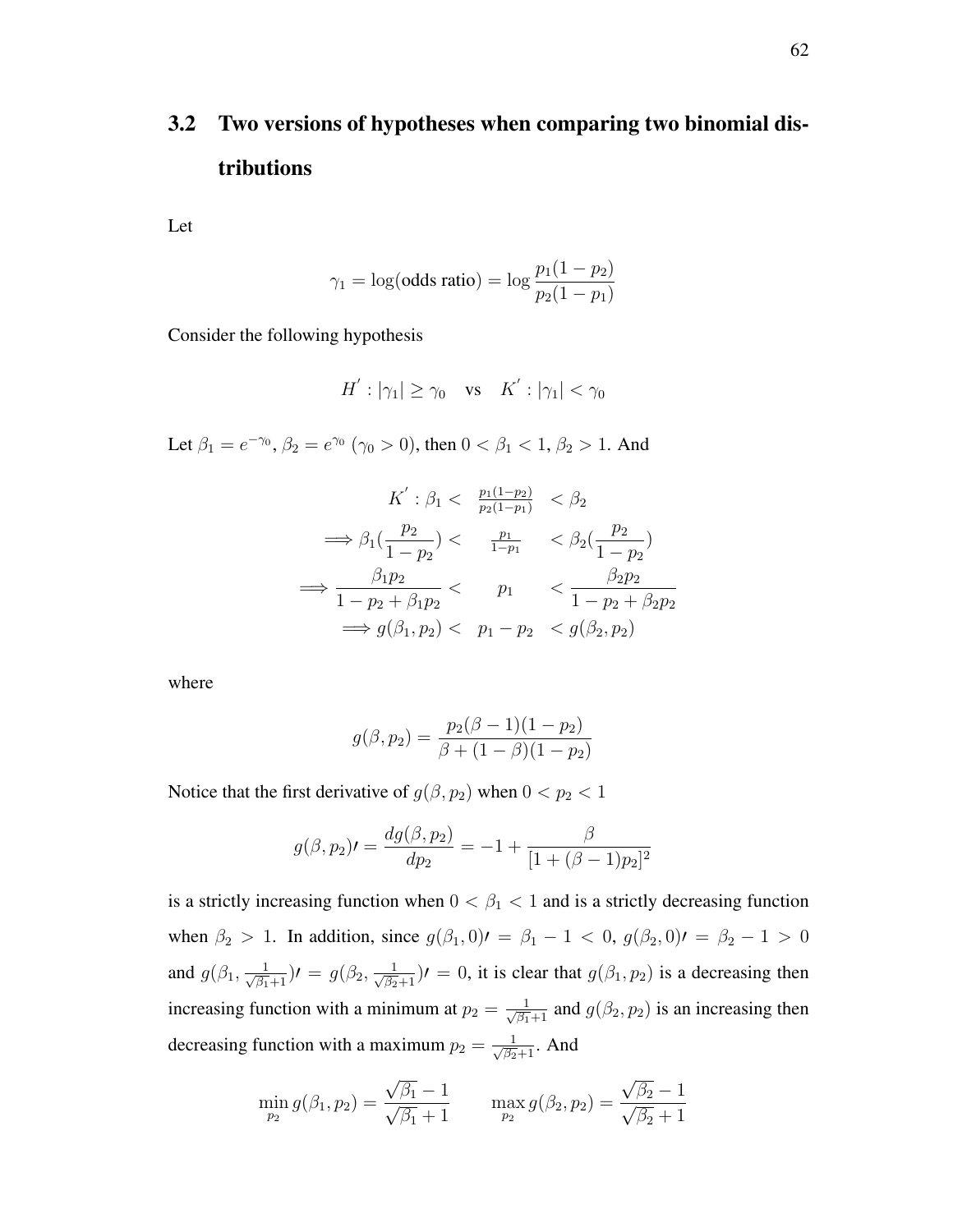## 3.2 Two versions of hypotheses when comparing two binomial distributions

Let

$$\gamma_1 = \log(\text{odds ratio}) = \log \frac{p_1(1-p_2)}{p_2(1-p_1)}$$

Consider the following hypothesis

$$H^{'} : |\gamma_1| \geq \gamma_0 \quad \text{vs} \quad K^{'} : |\gamma_1| < \gamma_0$$

Let $\beta_1 = e^{-\gamma_0}, \beta_2 = e^{\gamma_0}$ ($\gamma_0 > 0$), then $0 < \beta_1 < 1, \beta_2 > 1$. And

$$\begin{aligned}
K^{'} : \beta_1 < & \quad \tfrac{p_1(1-p_2)}{p_2(1-p_1)} \quad < \beta_2 \\
\Longrightarrow \beta_1(\frac{p_2}{1-p_2}) < & \quad \tfrac{p_1}{1-p_1} \quad < \beta_2(\frac{p_2}{1-p_2}) \\
\Longrightarrow \frac{\beta_1 p_2}{1-p_2+\beta_1 p_2} < & \quad p_1 \quad < \frac{\beta_2 p_2}{1-p_2+\beta_2 p_2} \\
\Longrightarrow g(\beta_1, p_2) < & \quad p_1 - p_2 \quad < g(\beta_2, p_2)
\end{aligned}$$

where

$$g(\beta, p_2) = \frac{p_2(\beta - 1)(1-p_2)}{\beta + (1-\beta)(1-p_2)}$$

Notice that the first derivative of $g(\beta, p_2)$ when $0 < p_2 < 1$

$$g(\beta, p_2)\prime = \frac{dg(\beta, p_2)}{dp_2} = -1 + \frac{\beta}{[1 + (\beta - 1)p_2]^2}$$

is a strictly increasing function when $0 < \beta_1 < 1$ and is a strictly decreasing function when $\beta_2 > 1$. In addition, since $g(\beta_1, 0)\prime = \beta_1 - 1 < 0$, $g(\beta_2, 0)\prime = \beta_2 - 1 > 0$ and $g(\beta_1, \frac{1}{\sqrt{\beta_1}+1})\prime = g(\beta_2, \frac{1}{\sqrt{\beta_2}+1})\prime = 0$, it is clear that $g(\beta_1, p_2)$ is a decreasing then increasing function with a minimum at $p_2 = \frac{1}{\sqrt{\beta_1}+1}$ and $g(\beta_2, p_2)$ is an increasing then decreasing function with a maximum $p_2 = \frac{1}{\sqrt{\beta_2}+1}$. And

$$\min_{p_2} g(\beta_1, p_2) = \frac{\sqrt{\beta_1} - 1}{\sqrt{\beta_1} + 1} \qquad \max_{p_2} g(\beta_2, p_2) = \frac{\sqrt{\beta_2} - 1}{\sqrt{\beta_2} + 1}$$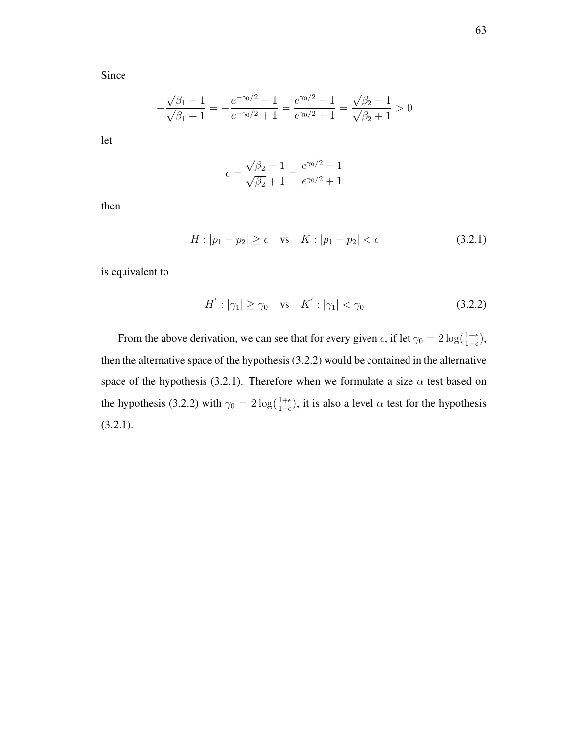Since

$$-\frac{\sqrt{\beta_1}-1}{\sqrt{\beta_1}+1} = -\frac{e^{-\gamma_0/2}-1}{e^{-\gamma_0/2}+1} = \frac{e^{\gamma_0/2}-1}{e^{\gamma_0/2}+1} = \frac{\sqrt{\beta_2}-1}{\sqrt{\beta_2}+1} > 0$$

let

$$\epsilon = \frac{\sqrt{\beta_2}-1}{\sqrt{\beta_2}+1} = \frac{e^{\gamma_0/2}-1}{e^{\gamma_0/2}+1}$$

then

$$H : |p_1 - p_2| \geq \epsilon \quad \text{vs} \quad K : |p_1 - p_2| < \epsilon \tag{3.2.1}$$

is equivalent to

$$H' : |\gamma_1| \geq \gamma_0 \quad \text{vs} \quad K' : |\gamma_1| < \gamma_0 \tag{3.2.2}$$

From the above derivation, we can see that for every given $\epsilon$, if let $\gamma_0 = 2\log(\frac{1+\epsilon}{1-\epsilon})$, then the alternative space of the hypothesis (3.2.2) would be contained in the alternative space of the hypothesis (3.2.1). Therefore when we formulate a size $\alpha$ test based on the hypothesis (3.2.2) with $\gamma_0 = 2\log(\frac{1+\epsilon}{1-\epsilon})$, it is also a level $\alpha$ test for the hypothesis (3.2.1).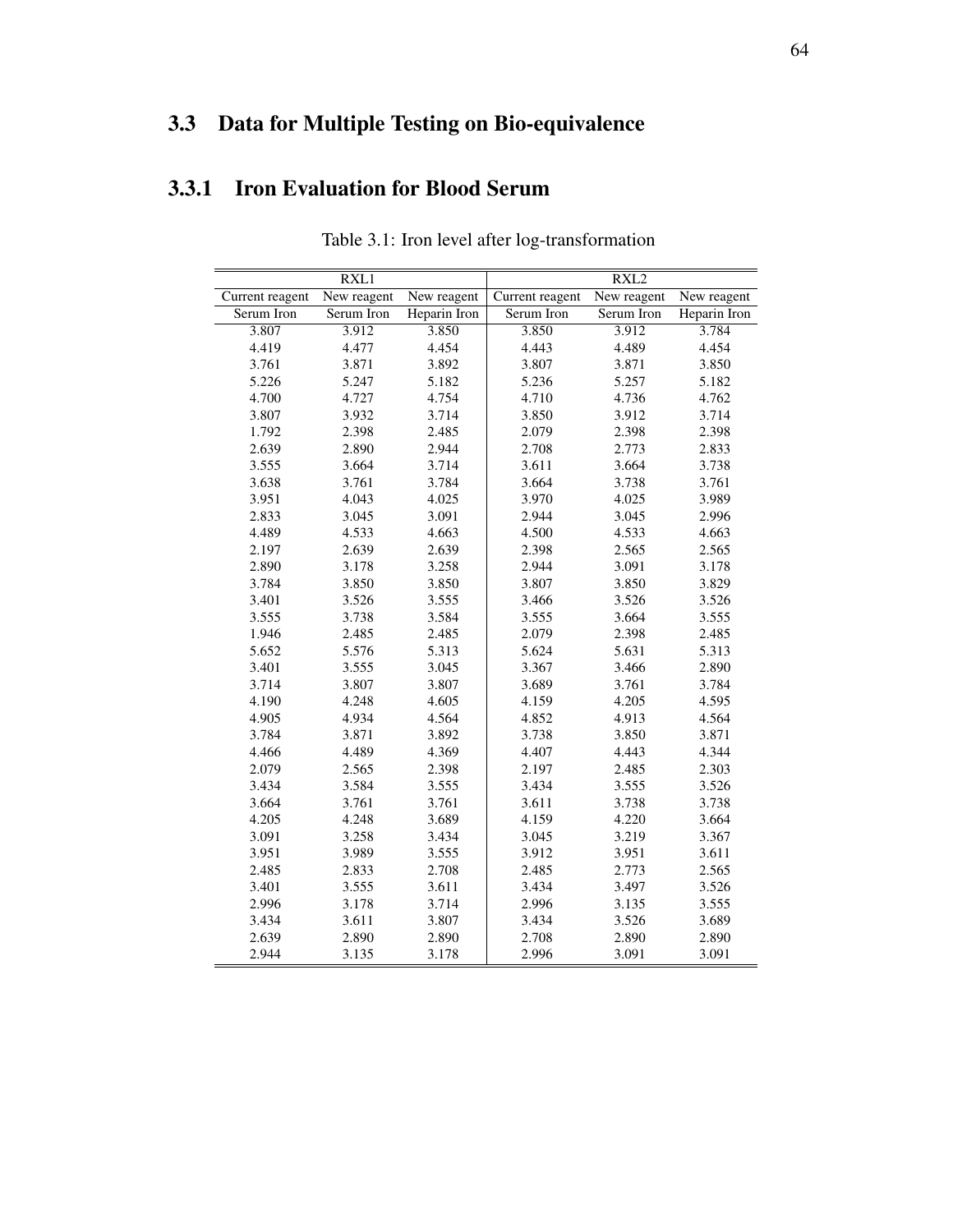## 3.3 Data for Multiple Testing on Bio-equivalence

### 3.3.1 Iron Evaluation for Blood Serum

Table 3.1: Iron level after log-transformation

| RXL1 | | | RXL2 | | |
|---|---|---|---|---|---|
| Current reagent | New reagent | New reagent | Current reagent | New reagent | New reagent |
| Serum Iron | Serum Iron | Heparin Iron | Serum Iron | Serum Iron | Heparin Iron |
| 3.807 | 3.912 | 3.850 | 3.850 | 3.912 | 3.784 |
| 4.419 | 4.477 | 4.454 | 4.443 | 4.489 | 4.454 |
| 3.761 | 3.871 | 3.892 | 3.807 | 3.871 | 3.850 |
| 5.226 | 5.247 | 5.182 | 5.236 | 5.257 | 5.182 |
| 4.700 | 4.727 | 4.754 | 4.710 | 4.736 | 4.762 |
| 3.807 | 3.932 | 3.714 | 3.850 | 3.912 | 3.714 |
| 1.792 | 2.398 | 2.485 | 2.079 | 2.398 | 2.398 |
| 2.639 | 2.890 | 2.944 | 2.708 | 2.773 | 2.833 |
| 3.555 | 3.664 | 3.714 | 3.611 | 3.664 | 3.738 |
| 3.638 | 3.761 | 3.784 | 3.664 | 3.738 | 3.761 |
| 3.951 | 4.043 | 4.025 | 3.970 | 4.025 | 3.989 |
| 2.833 | 3.045 | 3.091 | 2.944 | 3.045 | 2.996 |
| 4.489 | 4.533 | 4.663 | 4.500 | 4.533 | 4.663 |
| 2.197 | 2.639 | 2.639 | 2.398 | 2.565 | 2.565 |
| 2.890 | 3.178 | 3.258 | 2.944 | 3.091 | 3.178 |
| 3.784 | 3.850 | 3.850 | 3.807 | 3.850 | 3.829 |
| 3.401 | 3.526 | 3.555 | 3.466 | 3.526 | 3.526 |
| 3.555 | 3.738 | 3.584 | 3.555 | 3.664 | 3.555 |
| 1.946 | 2.485 | 2.485 | 2.079 | 2.398 | 2.485 |
| 5.652 | 5.576 | 5.313 | 5.624 | 5.631 | 5.313 |
| 3.401 | 3.555 | 3.045 | 3.367 | 3.466 | 2.890 |
| 3.714 | 3.807 | 3.807 | 3.689 | 3.761 | 3.784 |
| 4.190 | 4.248 | 4.605 | 4.159 | 4.205 | 4.595 |
| 4.905 | 4.934 | 4.564 | 4.852 | 4.913 | 4.564 |
| 3.784 | 3.871 | 3.892 | 3.738 | 3.850 | 3.871 |
| 4.466 | 4.489 | 4.369 | 4.407 | 4.443 | 4.344 |
| 2.079 | 2.565 | 2.398 | 2.197 | 2.485 | 2.303 |
| 3.434 | 3.584 | 3.555 | 3.434 | 3.555 | 3.526 |
| 3.664 | 3.761 | 3.761 | 3.611 | 3.738 | 3.738 |
| 4.205 | 4.248 | 3.689 | 4.159 | 4.220 | 3.664 |
| 3.091 | 3.258 | 3.434 | 3.045 | 3.219 | 3.367 |
| 3.951 | 3.989 | 3.555 | 3.912 | 3.951 | 3.611 |
| 2.485 | 2.833 | 2.708 | 2.485 | 2.773 | 2.565 |
| 3.401 | 3.555 | 3.611 | 3.434 | 3.497 | 3.526 |
| 2.996 | 3.178 | 3.714 | 2.996 | 3.135 | 3.555 |
| 3.434 | 3.611 | 3.807 | 3.434 | 3.526 | 3.689 |
| 2.639 | 2.890 | 2.890 | 2.708 | 2.890 | 2.890 |
| 2.944 | 3.135 | 3.178 | 2.996 | 3.091 | 3.091 |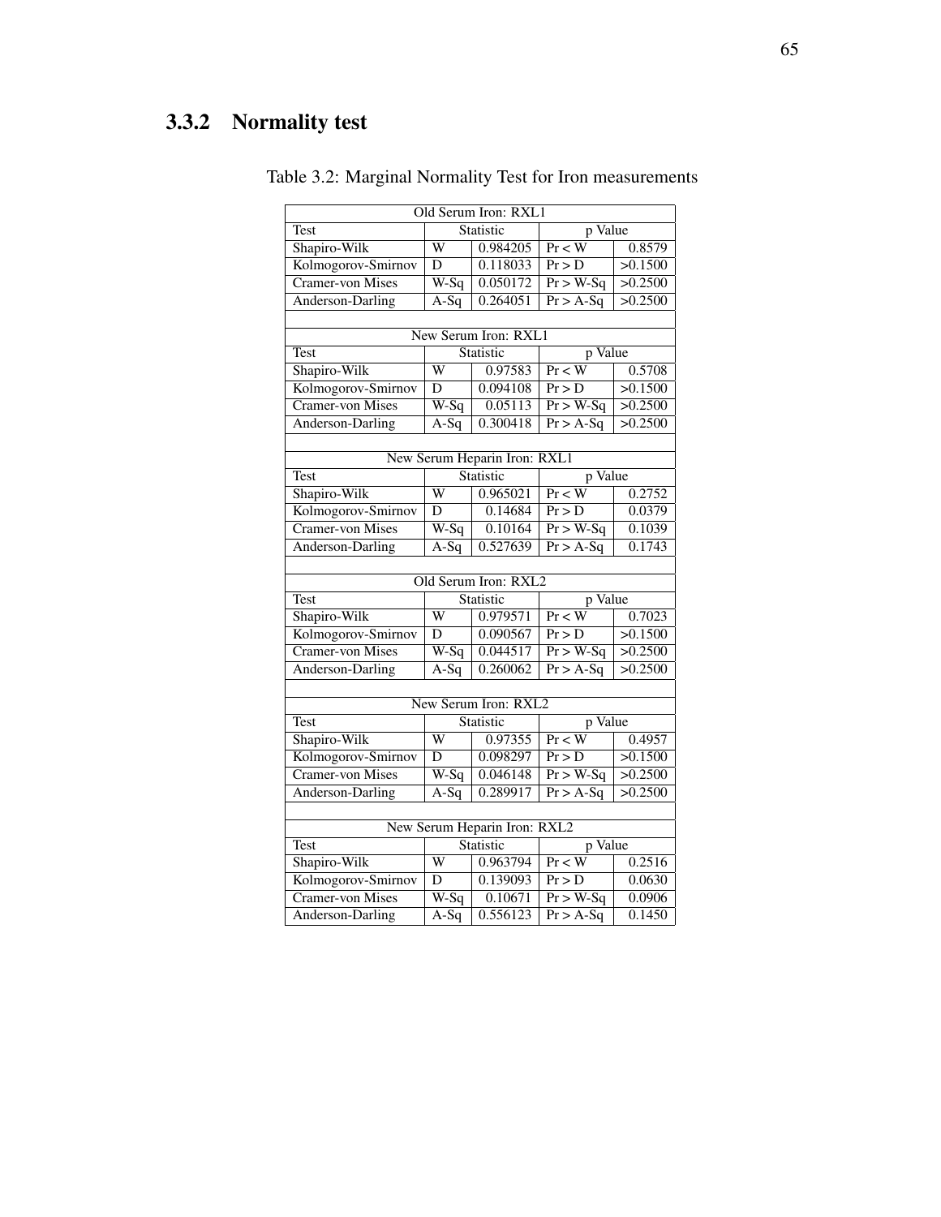### 3.3.2 Normality test

Table 3.2: Marginal Normality Test for Iron measurements

| Old Serum Iron: RXL1 | | | | |
|---|---|---|---|---|
| Test | Statistic | | p Value | |
| Shapiro-Wilk | W | 0.984205 | Pr < W | 0.8579 |
| Kolmogorov-Smirnov | D | 0.118033 | Pr > D | >0.1500 |
| Cramer-von Mises | W-Sq | 0.050172 | Pr > W-Sq | >0.2500 |
| Anderson-Darling | A-Sq | 0.264051 | Pr > A-Sq | >0.2500 |
| | | | | |
| New Serum Iron: RXL1 | | | | |
| Test | Statistic | | p Value | |
| Shapiro-Wilk | W | 0.97583 | Pr < W | 0.5708 |
| Kolmogorov-Smirnov | D | 0.094108 | Pr > D | >0.1500 |
| Cramer-von Mises | W-Sq | 0.05113 | Pr > W-Sq | >0.2500 |
| Anderson-Darling | A-Sq | 0.300418 | Pr > A-Sq | >0.2500 |
| | | | | |
| New Serum Heparin Iron: RXL1 | | | | |
| Test | Statistic | | p Value | |
| Shapiro-Wilk | W | 0.965021 | Pr < W | 0.2752 |
| Kolmogorov-Smirnov | D | 0.14684 | Pr > D | 0.0379 |
| Cramer-von Mises | W-Sq | 0.10164 | Pr > W-Sq | 0.1039 |
| Anderson-Darling | A-Sq | 0.527639 | Pr > A-Sq | 0.1743 |
| | | | | |
| Old Serum Iron: RXL2 | | | | |
| Test | Statistic | | p Value | |
| Shapiro-Wilk | W | 0.979571 | Pr < W | 0.7023 |
| Kolmogorov-Smirnov | D | 0.090567 | Pr > D | >0.1500 |
| Cramer-von Mises | W-Sq | 0.044517 | Pr > W-Sq | >0.2500 |
| Anderson-Darling | A-Sq | 0.260062 | Pr > A-Sq | >0.2500 |
| | | | | |
| New Serum Iron: RXL2 | | | | |
| Test | Statistic | | p Value | |
| Shapiro-Wilk | W | 0.97355 | Pr < W | 0.4957 |
| Kolmogorov-Smirnov | D | 0.098297 | Pr > D | >0.1500 |
| Cramer-von Mises | W-Sq | 0.046148 | Pr > W-Sq | >0.2500 |
| Anderson-Darling | A-Sq | 0.289917 | Pr > A-Sq | >0.2500 |
| | | | | |
| New Serum Heparin Iron: RXL2 | | | | |
| Test | Statistic | | p Value | |
| Shapiro-Wilk | W | 0.963794 | Pr < W | 0.2516 |
| Kolmogorov-Smirnov | D | 0.139093 | Pr > D | 0.0630 |
| Cramer-von Mises | W-Sq | 0.10671 | Pr > W-Sq | 0.0906 |
| Anderson-Darling | A-Sq | 0.556123 | Pr > A-Sq | 0.1450 |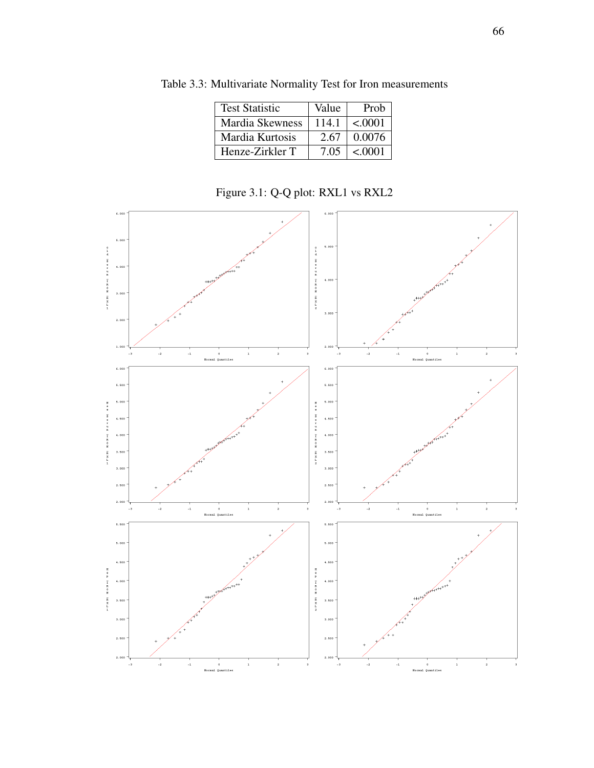Table 3.3: Multivariate Normality Test for Iron measurements

| Test Statistic | Value | Prob |
|---|---|---|
| Mardia Skewness | 114.1 | <.0001 |
| Mardia Kurtosis | 2.67 | 0.0076 |
| Henze-Zirkler T | 7.05 | <.0001 |

Figure 3.1: Q-Q plot: RXL1 vs RXL2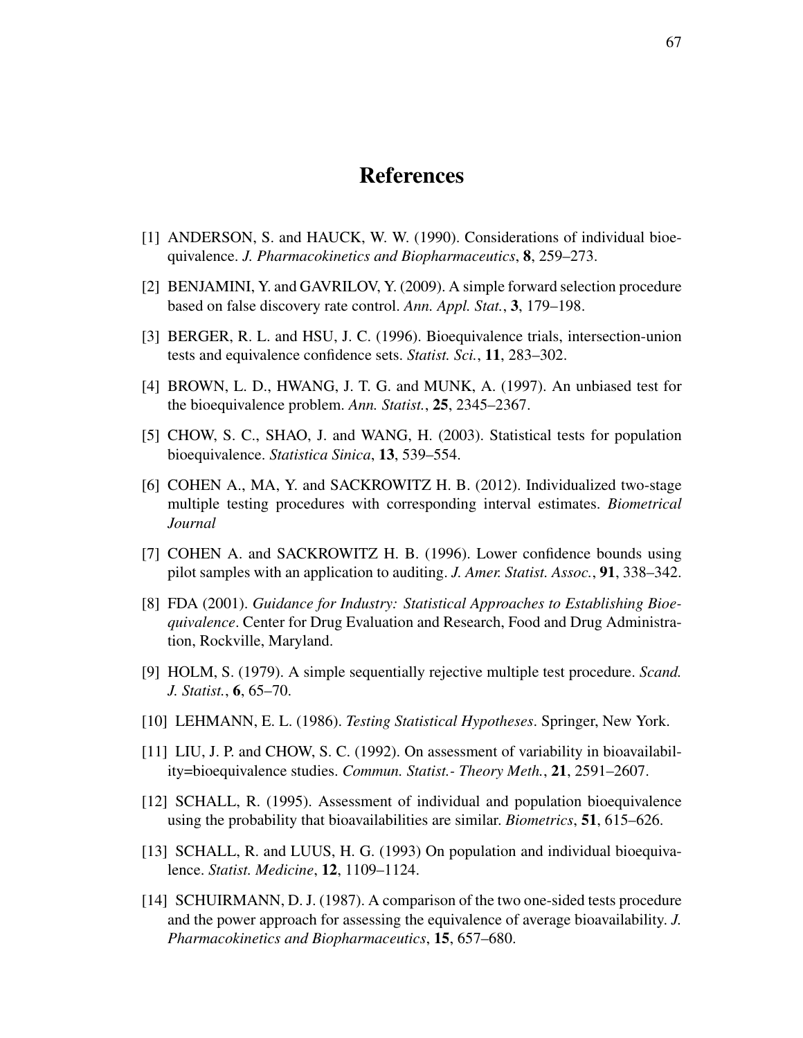# References

[1] ANDERSON, S. and HAUCK, W. W. (1990). Considerations of individual bioequivalence. *J. Pharmacokinetics and Biopharmaceutics*, **8**, 259–273.

[2] BENJAMINI, Y. and GAVRILOV, Y. (2009). A simple forward selection procedure based on false discovery rate control. *Ann. Appl. Stat.*, **3**, 179–198.

[3] BERGER, R. L. and HSU, J. C. (1996). Bioequivalence trials, intersection-union tests and equivalence confidence sets. *Statist. Sci.*, **11**, 283–302.

[4] BROWN, L. D., HWANG, J. T. G. and MUNK, A. (1997). An unbiased test for the bioequivalence problem. *Ann. Statist.*, **25**, 2345–2367.

[5] CHOW, S. C., SHAO, J. and WANG, H. (2003). Statistical tests for population bioequivalence. *Statistica Sinica*, **13**, 539–554.

[6] COHEN A., MA, Y. and SACKROWITZ H. B. (2012). Individualized two-stage multiple testing procedures with corresponding interval estimates. *Biometrical Journal*

[7] COHEN A. and SACKROWITZ H. B. (1996). Lower confidence bounds using pilot samples with an application to auditing. *J. Amer. Statist. Assoc.*, **91**, 338–342.

[8] FDA (2001). *Guidance for Industry: Statistical Approaches to Establishing Bioequivalence*. Center for Drug Evaluation and Research, Food and Drug Administration, Rockville, Maryland.

[9] HOLM, S. (1979). A simple sequentially rejective multiple test procedure. *Scand. J. Statist.*, **6**, 65–70.

[10] LEHMANN, E. L. (1986). *Testing Statistical Hypotheses*. Springer, New York.

[11] LIU, J. P. and CHOW, S. C. (1992). On assessment of variability in bioavailability=bioequivalence studies. *Commun. Statist.- Theory Meth.*, **21**, 2591–2607.

[12] SCHALL, R. (1995). Assessment of individual and population bioequivalence using the probability that bioavailabilities are similar. *Biometrics*, **51**, 615–626.

[13] SCHALL, R. and LUUS, H. G. (1993) On population and individual bioequivalence. *Statist. Medicine*, **12**, 1109–1124.

[14] SCHUIRMANN, D. J. (1987). A comparison of the two one-sided tests procedure and the power approach for assessing the equivalence of average bioavailability. *J. Pharmacokinetics and Biopharmaceutics*, **15**, 657–680.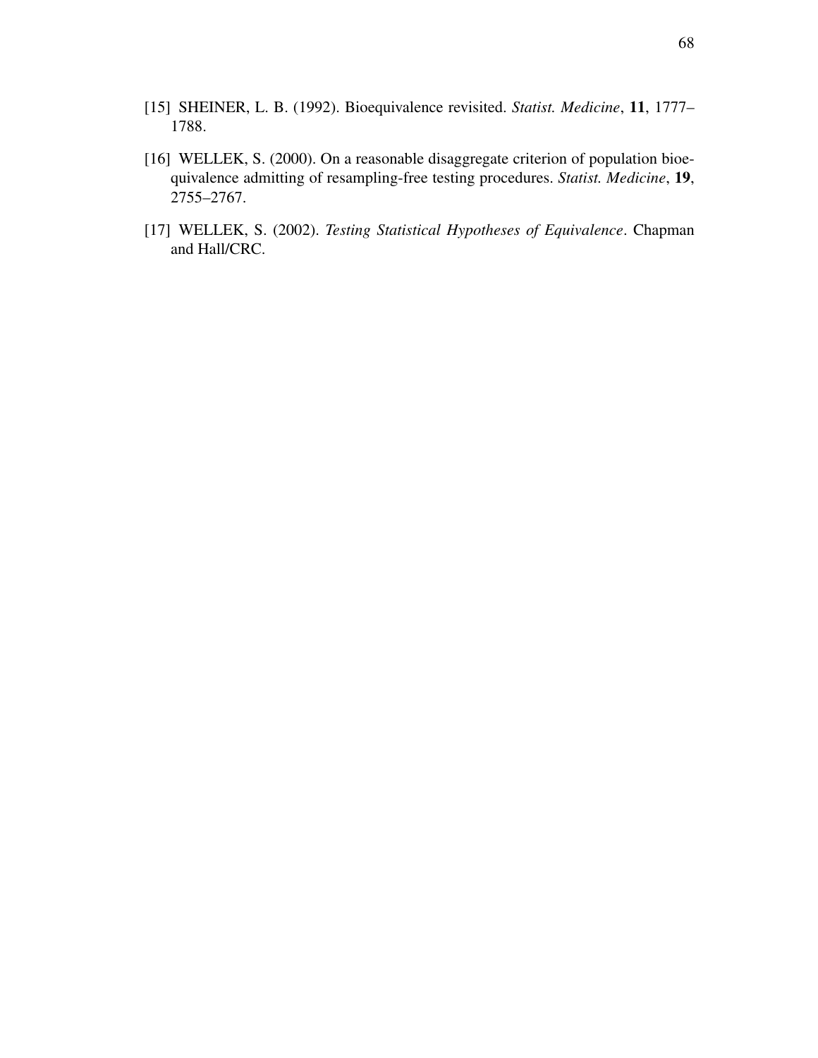[15] SHEINER, L. B. (1992). Bioequivalence revisited. *Statist. Medicine*, **11**, 1777–1788.

[16] WELLEK, S. (2000). On a reasonable disaggregate criterion of population bioequivalence admitting of resampling-free testing procedures. *Statist. Medicine*, **19**, 2755–2767.

[17] WELLEK, S. (2002). *Testing Statistical Hypotheses of Equivalence*. Chapman and Hall/CRC.